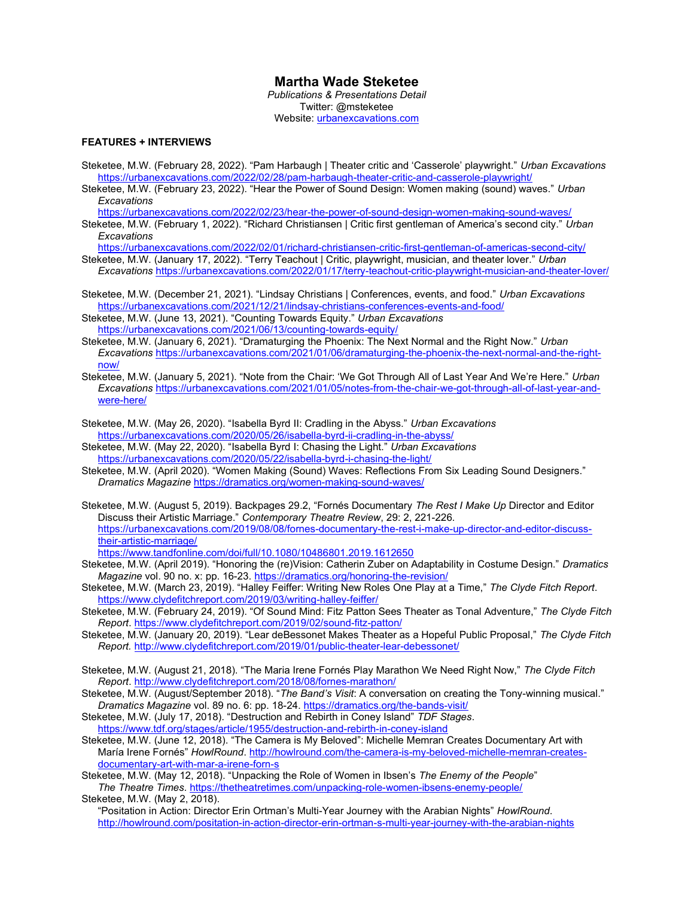# Martha Wade Steketee

*Publications & Presentations Detail*
Twitter: @msteketee
Website: urbanexcavations.com

**FEATURES + INTERVIEWS**

Steketee, M.W. (February 28, 2022). "Pam Harbaugh | Theater critic and 'Casserole' playwright." *Urban Excavations* https://urbanexcavations.com/2022/02/28/pam-harbaugh-theater-critic-and-casserole-playwright/

Steketee, M.W. (February 23, 2022). "Hear the Power of Sound Design: Women making (sound) waves." *Urban Excavations* https://urbanexcavations.com/2022/02/23/hear-the-power-of-sound-design-women-making-sound-waves/

Steketee, M.W. (February 1, 2022). "Richard Christiansen | Critic first gentleman of America's second city." *Urban Excavations* https://urbanexcavations.com/2022/02/01/richard-christiansen-critic-first-gentleman-of-americas-second-city/

Steketee, M.W. (January 17, 2022). "Terry Teachout | Critic, playwright, musician, and theater lover." *Urban Excavations* https://urbanexcavations.com/2022/01/17/terry-teachout-critic-playwright-musician-and-theater-lover/

Steketee, M.W. (December 21, 2021). "Lindsay Christians | Conferences, events, and food." *Urban Excavations* https://urbanexcavations.com/2021/12/21/lindsay-christians-conferences-events-and-food/

Steketee, M.W. (June 13, 2021). "Counting Towards Equity." *Urban Excavations* https://urbanexcavations.com/2021/06/13/counting-towards-equity/

Steketee, M.W. (January 6, 2021). "Dramaturging the Phoenix: The Next Normal and the Right Now." *Urban Excavations* https://urbanexcavations.com/2021/01/06/dramaturging-the-phoenix-the-next-normal-and-the-right-now/

Steketee, M.W. (January 5, 2021). "Note from the Chair: 'We Got Through All of Last Year And We're Here." *Urban Excavations* https://urbanexcavations.com/2021/01/05/notes-from-the-chair-we-got-through-all-of-last-year-and-were-here/

Steketee, M.W. (May 26, 2020). "Isabella Byrd II: Cradling in the Abyss." *Urban Excavations* https://urbanexcavations.com/2020/05/26/isabella-byrd-ii-cradling-in-the-abyss/

Steketee, M.W. (May 22, 2020). "Isabella Byrd I: Chasing the Light." *Urban Excavations* https://urbanexcavations.com/2020/05/22/isabella-byrd-i-chasing-the-light/

Steketee, M.W. (April 2020). "Women Making (Sound) Waves: Reflections From Six Leading Sound Designers." *Dramatics Magazine* https://dramatics.org/women-making-sound-waves/

Steketee, M.W. (August 5, 2019). Backpages 29.2, "Fornés Documentary *The Rest I Make Up* Director and Editor Discuss their Artistic Marriage." *Contemporary Theatre Review*, 29: 2, 221-226. https://urbanexcavations.com/2019/08/08/fornes-documentary-the-rest-i-make-up-director-and-editor-discuss-their-artistic-marriage/ https://www.tandfonline.com/doi/full/10.1080/10486801.2019.1612650

Steketee, M.W. (April 2019). "Honoring the (re)Vision: Catherin Zuber on Adaptability in Costume Design." *Dramatics Magazine* vol. 90 no. x: pp. 16-23. https://dramatics.org/honoring-the-revision/

Steketee, M.W. (March 23, 2019). "Halley Feiffer: Writing New Roles One Play at a Time," *The Clyde Fitch Report*. https://www.clydefitchreport.com/2019/03/writing-halley-feiffer/

Steketee, M.W. (February 24, 2019). "Of Sound Mind: Fitz Patton Sees Theater as Tonal Adventure," *The Clyde Fitch Report*. https://www.clydefitchreport.com/2019/02/sound-fitz-patton/

Steketee, M.W. (January 20, 2019). "Lear deBessonet Makes Theater as a Hopeful Public Proposal," *The Clyde Fitch Report*. http://www.clydefitchreport.com/2019/01/public-theater-lear-debessonet/

Steketee, M.W. (August 21, 2018). "The Maria Irene Fornés Play Marathon We Need Right Now," *The Clyde Fitch Report*. http://www.clydefitchreport.com/2018/08/fornes-marathon/

Steketee, M.W. (August/September 2018). "*The Band's Visit*: A conversation on creating the Tony-winning musical." *Dramatics Magazine* vol. 89 no. 6: pp. 18-24. https://dramatics.org/the-bands-visit/

Steketee, M.W. (July 17, 2018). "Destruction and Rebirth in Coney Island" *TDF Stages*. https://www.tdf.org/stages/article/1955/destruction-and-rebirth-in-coney-island

Steketee, M.W. (June 12, 2018). "The Camera is My Beloved": Michelle Memran Creates Documentary Art with María Irene Fornés" *HowlRound*. http://howlround.com/the-camera-is-my-beloved-michelle-memran-creates-documentary-art-with-mar-a-irene-forn-s

Steketee, M.W. (May 12, 2018). "Unpacking the Role of Women in Ibsen's *The Enemy of the People*" *The Theatre Times*. https://thetheatretimes.com/unpacking-role-women-ibsens-enemy-people/

Steketee, M.W. (May 2, 2018). "Positation in Action: Director Erin Ortman's Multi-Year Journey with the Arabian Nights" *HowlRound*. http://howlround.com/positation-in-action-director-erin-ortman-s-multi-year-journey-with-the-arabian-nights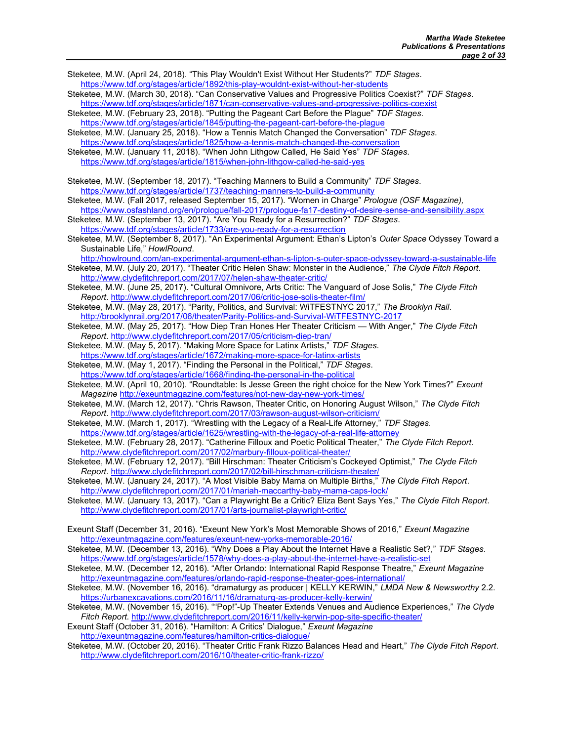Steketee, M.W. (April 24, 2018). "This Play Wouldn't Exist Without Her Students?" *TDF Stages*. https://www.tdf.org/stages/article/1892/this-play-wouldnt-exist-without-her-students

Steketee, M.W. (March 30, 2018). "Can Conservative Values and Progressive Politics Coexist?" *TDF Stages*. https://www.tdf.org/stages/article/1871/can-conservative-values-and-progressive-politics-coexist

Steketee, M.W. (February 23, 2018). "Putting the Pageant Cart Before the Plague" *TDF Stages*. https://www.tdf.org/stages/article/1845/putting-the-pageant-cart-before-the-plague

Steketee, M.W. (January 25, 2018). "How a Tennis Match Changed the Conversation" *TDF Stages*. https://www.tdf.org/stages/article/1825/how-a-tennis-match-changed-the-conversation

Steketee, M.W. (January 11, 2018). "When John Lithgow Called, He Said Yes" *TDF Stages*. https://www.tdf.org/stages/article/1815/when-john-lithgow-called-he-said-yes

Steketee, M.W. (September 18, 2017). "Teaching Manners to Build a Community" *TDF Stages*. https://www.tdf.org/stages/article/1737/teaching-manners-to-build-a-community

Steketee, M.W. (Fall 2017, released September 15, 2017). "Women in Charge" *Prologue (OSF Magazine),* https://www.osfashland.org/en/prologue/fall-2017/prologue-fa17-destiny-of-desire-sense-and-sensibility.aspx

Steketee, M.W. (September 13, 2017). "Are You Ready for a Resurrection?" *TDF Stages*. https://www.tdf.org/stages/article/1733/are-you-ready-for-a-resurrection

Steketee, M.W. (September 8, 2017). "An Experimental Argument: Ethan's Lipton's *Outer Space* Odyssey Toward a Sustainable Life," *HowlRound*. http://howlround.com/an-experimental-argument-ethan-s-lipton-s-outer-space-odyssey-toward-a-sustainable-life

Steketee, M.W. (July 20, 2017). "Theater Critic Helen Shaw: Monster in the Audience," *The Clyde Fitch Report*. http://www.clydefitchreport.com/2017/07/helen-shaw-theater-critic/

Steketee, M.W. (June 25, 2017). "Cultural Omnivore, Arts Critic: The Vanguard of Jose Solis," *The Clyde Fitch Report*. http://www.clydefitchreport.com/2017/06/critic-jose-solis-theater-film/

Steketee, M.W. (May 28, 2017). "Parity, Politics, and Survival: WiTFESTNYC 2017," *The Brooklyn Rail*. http://brooklynrail.org/2017/06/theater/Parity-Politics-and-Survival-WiTFESTNYC-2017

Steketee, M.W. (May 25, 2017). "How Diep Tran Hones Her Theater Criticism — With Anger," *The Clyde Fitch Report*. http://www.clydefitchreport.com/2017/05/criticism-diep-tran/

Steketee, M.W. (May 5, 2017). "Making More Space for Latinx Artists," *TDF Stages*. https://www.tdf.org/stages/article/1672/making-more-space-for-latinx-artists

Steketee, M.W. (May 1, 2017). "Finding the Personal in the Political," *TDF Stages*. https://www.tdf.org/stages/article/1668/finding-the-personal-in-the-political

Steketee, M.W. (April 10, 2010). "Roundtable: Is Jesse Green the right choice for the New York Times?" *Exeunt Magazine* http://exeuntmagazine.com/features/not-new-day-new-york-times/

Steketee, M.W. (March 12, 2017). "Chris Rawson, Theater Critic, on Honoring August Wilson," *The Clyde Fitch Report*. http://www.clydefitchreport.com/2017/03/rawson-august-wilson-criticism/

Steketee, M.W. (March 1, 2017). "Wrestling with the Legacy of a Real-Life Attorney," *TDF Stages*. https://www.tdf.org/stages/article/1625/wrestling-with-the-legacy-of-a-real-life-attorney

Steketee, M.W. (February 28, 2017). "Catherine Filloux and Poetic Political Theater," *The Clyde Fitch Report*. http://www.clydefitchreport.com/2017/02/marbury-filloux-political-theater/

Steketee, M.W. (February 12, 2017). "Bill Hirschman: Theater Criticism's Cockeyed Optimist," *The Clyde Fitch Report*. http://www.clydefitchreport.com/2017/02/bill-hirschman-criticism-theater/

Steketee, M.W. (January 24, 2017). "A Most Visible Baby Mama on Multiple Births," *The Clyde Fitch Report*. http://www.clydefitchreport.com/2017/01/mariah-maccarthy-baby-mama-caps-lock/

Steketee, M.W. (January 13, 2017). "Can a Playwright Be a Critic? Eliza Bent Says Yes," *The Clyde Fitch Report*. http://www.clydefitchreport.com/2017/01/arts-journalist-playwright-critic/

Exeunt Staff (December 31, 2016). "Exeunt New York's Most Memorable Shows of 2016," *Exeunt Magazine* http://exeuntmagazine.com/features/exeunt-new-yorks-memorable-2016/

Steketee, M.W. (December 13, 2016). "Why Does a Play About the Internet Have a Realistic Set?," *TDF Stages*. https://www.tdf.org/stages/article/1578/why-does-a-play-about-the-internet-have-a-realistic-set

Steketee, M.W. (December 12, 2016). "After Orlando: International Rapid Response Theatre," *Exeunt Magazine* http://exeuntmagazine.com/features/orlando-rapid-response-theater-goes-international/

Steketee, M.W. (November 16, 2016). "dramaturgy as producer | KELLY KERWIN," *LMDA New & Newsworthy* 2.2. https://urbanexcavations.com/2016/11/16/dramaturg-as-producer-kelly-kerwin/

Steketee, M.W. (November 15, 2016). ""Pop!"-Up Theater Extends Venues and Audience Experiences," *The Clyde Fitch Report*. http://www.clydefitchreport.com/2016/11/kelly-kerwin-pop-site-specific-theater/

Exeunt Staff (October 31, 2016). "Hamilton: A Critics' Dialogue," *Exeunt Magazine* http://exeuntmagazine.com/features/hamilton-critics-dialogue/

Steketee, M.W. (October 20, 2016). "Theater Critic Frank Rizzo Balances Head and Heart," *The Clyde Fitch Report*. http://www.clydefitchreport.com/2016/10/theater-critic-frank-rizzo/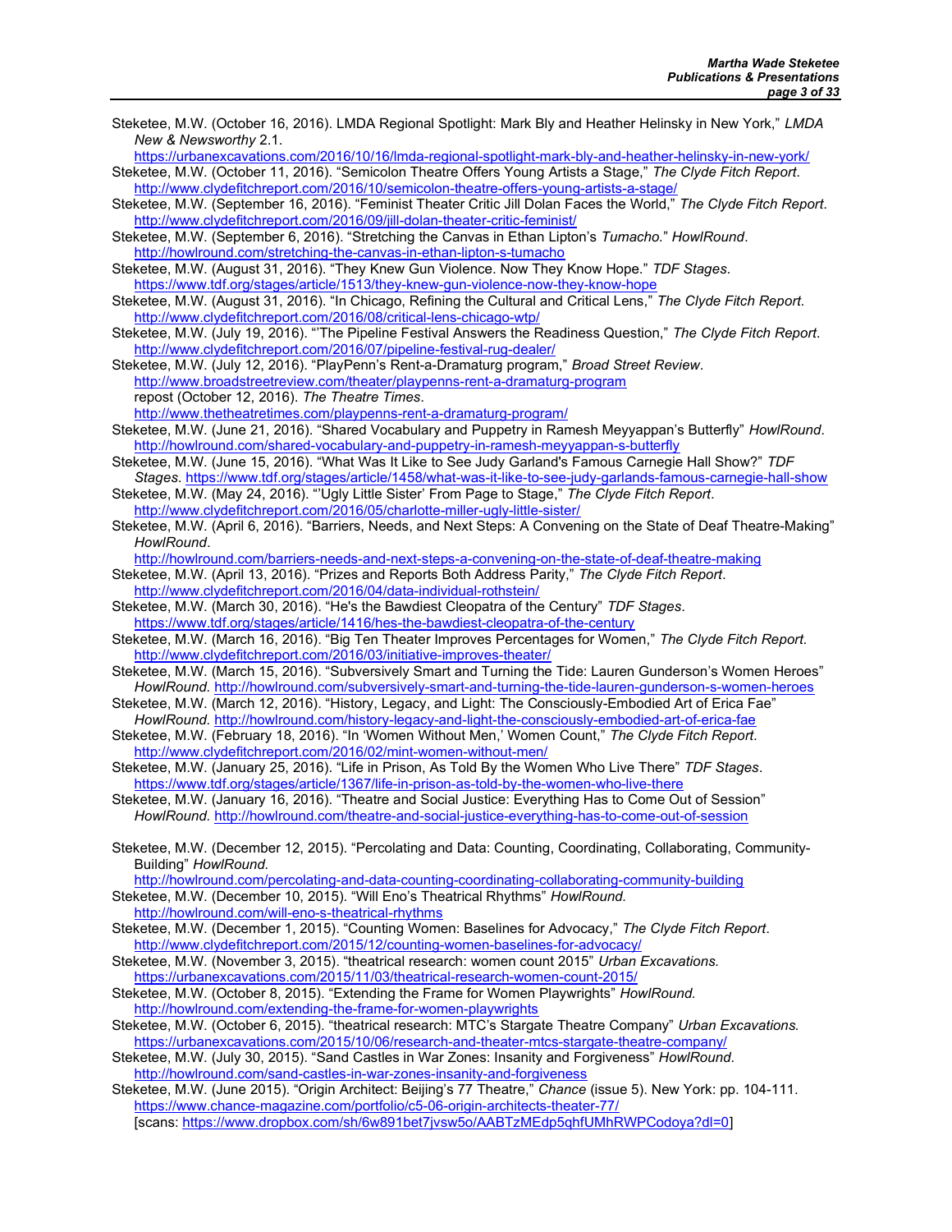Steketee, M.W. (October 16, 2016). LMDA Regional Spotlight: Mark Bly and Heather Helinsky in New York," *LMDA New & Newsworthy* 2.1.
https://urbanexcavations.com/2016/10/16/lmda-regional-spotlight-mark-bly-and-heather-helinsky-in-new-york/

Steketee, M.W. (October 11, 2016). "Semicolon Theatre Offers Young Artists a Stage," *The Clyde Fitch Report*.
http://www.clydefitchreport.com/2016/10/semicolon-theatre-offers-young-artists-a-stage/

Steketee, M.W. (September 16, 2016). "Feminist Theater Critic Jill Dolan Faces the World," *The Clyde Fitch Report*.
http://www.clydefitchreport.com/2016/09/jill-dolan-theater-critic-feminist/

Steketee, M.W. (September 6, 2016). "Stretching the Canvas in Ethan Lipton's *Tumacho*." *HowlRound*.
http://howlround.com/stretching-the-canvas-in-ethan-lipton-s-tumacho

Steketee, M.W. (August 31, 2016). "They Knew Gun Violence. Now They Know Hope." *TDF Stages*.
https://www.tdf.org/stages/article/1513/they-knew-gun-violence-now-they-know-hope

Steketee, M.W. (August 31, 2016). "In Chicago, Refining the Cultural and Critical Lens," *The Clyde Fitch Report*.
http://www.clydefitchreport.com/2016/08/critical-lens-chicago-wtp/

Steketee, M.W. (July 19, 2016). "'The Pipeline Festival Answers the Readiness Question," *The Clyde Fitch Report*.
http://www.clydefitchreport.com/2016/07/pipeline-festival-rug-dealer/

Steketee, M.W. (July 12, 2016). "PlayPenn's Rent-a-Dramaturg program," *Broad Street Review*.
http://www.broadstreetreview.com/theater/playpenns-rent-a-dramaturg-program
repost (October 12, 2016). *The Theatre Times*.
http://www.thetheatretimes.com/playpenns-rent-a-dramaturg-program/

Steketee, M.W. (June 21, 2016). "Shared Vocabulary and Puppetry in Ramesh Meyyappan's Butterfly" *HowlRound*.
http://howlround.com/shared-vocabulary-and-puppetry-in-ramesh-meyyappan-s-butterfly

Steketee, M.W. (June 15, 2016). "What Was It Like to See Judy Garland's Famous Carnegie Hall Show?" *TDF Stages*. https://www.tdf.org/stages/article/1458/what-was-it-like-to-see-judy-garlands-famous-carnegie-hall-show

Steketee, M.W. (May 24, 2016). "'Ugly Little Sister' From Page to Stage," *The Clyde Fitch Report*.
http://www.clydefitchreport.com/2016/05/charlotte-miller-ugly-little-sister/

Steketee, M.W. (April 6, 2016). "Barriers, Needs, and Next Steps: A Convening on the State of Deaf Theatre-Making" *HowlRound*.
http://howlround.com/barriers-needs-and-next-steps-a-convening-on-the-state-of-deaf-theatre-making

Steketee, M.W. (April 13, 2016). "Prizes and Reports Both Address Parity," *The Clyde Fitch Report*.
http://www.clydefitchreport.com/2016/04/data-individual-rothstein/

Steketee, M.W. (March 30, 2016). "He's the Bawdiest Cleopatra of the Century" *TDF Stages*.
https://www.tdf.org/stages/article/1416/hes-the-bawdiest-cleopatra-of-the-century

Steketee, M.W. (March 16, 2016). "Big Ten Theater Improves Percentages for Women," *The Clyde Fitch Report*.
http://www.clydefitchreport.com/2016/03/initiative-improves-theater/

Steketee, M.W. (March 15, 2016). "Subversively Smart and Turning the Tide: Lauren Gunderson's Women Heroes" *HowlRound*. http://howlround.com/subversively-smart-and-turning-the-tide-lauren-gunderson-s-women-heroes

Steketee, M.W. (March 12, 2016). "History, Legacy, and Light: The Consciously-Embodied Art of Erica Fae" *HowlRound*. http://howlround.com/history-legacy-and-light-the-consciously-embodied-art-of-erica-fae

Steketee, M.W. (February 18, 2016). "In 'Women Without Men,' Women Count," *The Clyde Fitch Report*.
http://www.clydefitchreport.com/2016/02/mint-women-without-men/

Steketee, M.W. (January 25, 2016). "Life in Prison, As Told By the Women Who Live There" *TDF Stages*.
https://www.tdf.org/stages/article/1367/life-in-prison-as-told-by-the-women-who-live-there

Steketee, M.W. (January 16, 2016). "Theatre and Social Justice: Everything Has to Come Out of Session" *HowlRound*. http://howlround.com/theatre-and-social-justice-everything-has-to-come-out-of-session

Steketee, M.W. (December 12, 2015). "Percolating and Data: Counting, Coordinating, Collaborating, Community-Building" *HowlRound*.
http://howlround.com/percolating-and-data-counting-coordinating-collaborating-community-building

Steketee, M.W. (December 10, 2015). "Will Eno's Theatrical Rhythms" *HowlRound*.
http://howlround.com/will-eno-s-theatrical-rhythms

Steketee, M.W. (December 1, 2015). "Counting Women: Baselines for Advocacy," *The Clyde Fitch Report*.
http://www.clydefitchreport.com/2015/12/counting-women-baselines-for-advocacy/

Steketee, M.W. (November 3, 2015). "theatrical research: women count 2015" *Urban Excavations*.
https://urbanexcavations.com/2015/11/03/theatrical-research-women-count-2015/

Steketee, M.W. (October 8, 2015). "Extending the Frame for Women Playwrights" *HowlRound*.
http://howlround.com/extending-the-frame-for-women-playwrights

Steketee, M.W. (October 6, 2015). "theatrical research: MTC's Stargate Theatre Company" *Urban Excavations*.
https://urbanexcavations.com/2015/10/06/research-and-theater-mtcs-stargate-theatre-company/

Steketee, M.W. (July 30, 2015). "Sand Castles in War Zones: Insanity and Forgiveness" *HowlRound*.
http://howlround.com/sand-castles-in-war-zones-insanity-and-forgiveness

Steketee, M.W. (June 2015). "Origin Architect: Beijing's 77 Theatre," *Chance* (issue 5). New York: pp. 104-111.
https://www.chance-magazine.com/portfolio/c5-06-origin-architects-theater-77/
[scans: https://www.dropbox.com/sh/6w891bet7jvsw5o/AABTzMEdp5qhfUMhRWPCodoya?dl=0]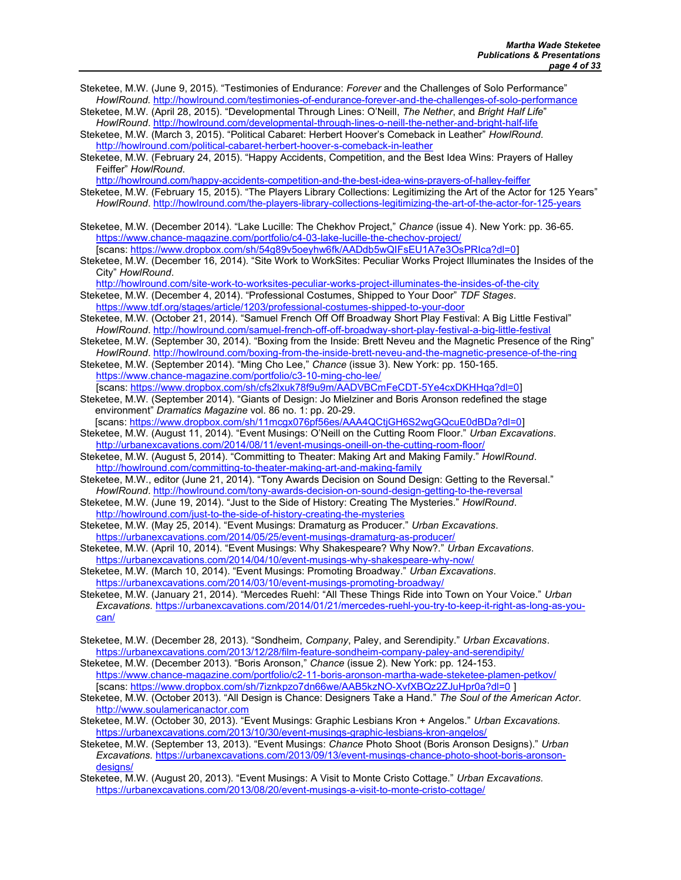Steketee, M.W. (June 9, 2015). “Testimonies of Endurance: *Forever* and the Challenges of Solo Performance” *HowlRound*. http://howlround.com/testimonies-of-endurance-forever-and-the-challenges-of-solo-performance

Steketee, M.W. (April 28, 2015). “Developmental Through Lines: O’Neill, *The Nether*, and *Bright Half Life*” *HowlRound*. http://howlround.com/developmental-through-lines-o-neill-the-nether-and-bright-half-life

Steketee, M.W. (March 3, 2015). “Political Cabaret: Herbert Hoover’s Comeback in Leather” *HowlRound*. http://howlround.com/political-cabaret-herbert-hoover-s-comeback-in-leather

Steketee, M.W. (February 24, 2015). “Happy Accidents, Competition, and the Best Idea Wins: Prayers of Halley Feiffer” *HowlRound*. http://howlround.com/happy-accidents-competition-and-the-best-idea-wins-prayers-of-halley-feiffer

Steketee, M.W. (February 15, 2015). “The Players Library Collections: Legitimizing the Art of the Actor for 125 Years” *HowlRound*. http://howlround.com/the-players-library-collections-legitimizing-the-art-of-the-actor-for-125-years

Steketee, M.W. (December 2014). “Lake Lucille: The Chekhov Project,” *Chance* (issue 4). New York: pp. 36-65. https://www.chance-magazine.com/portfolio/c4-03-lake-lucille-the-chechov-project/ [scans: https://www.dropbox.com/sh/54g89v5oeyhw6fk/AADdb5wQIFsEU1A7e3OsPRIca?dl=0]

Steketee, M.W. (December 16, 2014). “Site Work to WorkSites: Peculiar Works Project Illuminates the Insides of the City” *HowlRound*. http://howlround.com/site-work-to-worksites-peculiar-works-project-illuminates-the-insides-of-the-city

Steketee, M.W. (December 4, 2014). “Professional Costumes, Shipped to Your Door” *TDF Stages*. https://www.tdf.org/stages/article/1203/professional-costumes-shipped-to-your-door

Steketee, M.W. (October 21, 2014). “Samuel French Off Off Broadway Short Play Festival: A Big Little Festival” *HowlRound*. http://howlround.com/samuel-french-off-off-broadway-short-play-festival-a-big-little-festival

Steketee, M.W. (September 30, 2014). “Boxing from the Inside: Brett Neveu and the Magnetic Presence of the Ring” *HowlRound*. http://howlround.com/boxing-from-the-inside-brett-neveu-and-the-magnetic-presence-of-the-ring

Steketee, M.W. (September 2014). “Ming Cho Lee,” *Chance* (issue 3). New York: pp. 150-165. https://www.chance-magazine.com/portfolio/c3-10-ming-cho-lee/ [scans: https://www.dropbox.com/sh/cfs2lxuk78f9u9m/AADVBCmFeCDT-5Ye4cxDKHHqa?dl=0]

Steketee, M.W. (September 2014). “Giants of Design: Jo Mielziner and Boris Aronson redefined the stage environment” *Dramatics Magazine* vol. 86 no. 1: pp. 20-29. [scans: https://www.dropbox.com/sh/11mcgx076pf56es/AAA4QCtjGH6S2wgGQcuE0dBDa?dl=0]

Steketee, M.W. (August 11, 2014). “Event Musings: O’Neill on the Cutting Room Floor.” *Urban Excavations*. http://urbanexcavations.com/2014/08/11/event-musings-oneill-on-the-cutting-room-floor/

Steketee, M.W. (August 5, 2014). “Committing to Theater: Making Art and Making Family.” *HowlRound*. http://howlround.com/committing-to-theater-making-art-and-making-family

Steketee, M.W., editor (June 21, 2014). “Tony Awards Decision on Sound Design: Getting to the Reversal.” *HowlRound*. http://howlround.com/tony-awards-decision-on-sound-design-getting-to-the-reversal

Steketee, M.W. (June 19, 2014). “Just to the Side of History: Creating The Mysteries.” *HowlRound*. http://howlround.com/just-to-the-side-of-history-creating-the-mysteries

Steketee, M.W. (May 25, 2014). “Event Musings: Dramaturg as Producer.” *Urban Excavations*. https://urbanexcavations.com/2014/05/25/event-musings-dramaturg-as-producer/

Steketee, M.W. (April 10, 2014). “Event Musings: Why Shakespeare? Why Now?.” *Urban Excavations*. https://urbanexcavations.com/2014/04/10/event-musings-why-shakespeare-why-now/

Steketee, M.W. (March 10, 2014). “Event Musings: Promoting Broadway.” *Urban Excavations*. https://urbanexcavations.com/2014/03/10/event-musings-promoting-broadway/

Steketee, M.W. (January 21, 2014). “Mercedes Ruehl: “All These Things Ride into Town on Your Voice.” *Urban Excavations.* https://urbanexcavations.com/2014/01/21/mercedes-ruehl-you-try-to-keep-it-right-as-long-as-you-can/

Steketee, M.W. (December 28, 2013). “Sondheim, *Company*, Paley, and Serendipity.” *Urban Excavations*. https://urbanexcavations.com/2013/12/28/film-feature-sondheim-company-paley-and-serendipity/

Steketee, M.W. (December 2013). “Boris Aronson,” *Chance* (issue 2). New York: pp. 124-153. https://www.chance-magazine.com/portfolio/c2-11-boris-aronson-martha-wade-steketee-plamen-petkov/ [scans: https://www.dropbox.com/sh/7iznkpzo7dn66we/AAB5kzNO-XvfXBQz2ZJuHpr0a?dl=0 ]

Steketee, M.W. (October 2013). “All Design is Chance: Designers Take a Hand.” *The Soul of the American Actor*. http://www.soulamericanactor.com

Steketee, M.W. (October 30, 2013). “Event Musings: Graphic Lesbians Kron + Angelos.” *Urban Excavations.* https://urbanexcavations.com/2013/10/30/event-musings-graphic-lesbians-kron-angelos/

Steketee, M.W. (September 13, 2013). “Event Musings: *Chance* Photo Shoot (Boris Aronson Designs).” *Urban Excavations.* https://urbanexcavations.com/2013/09/13/event-musings-chance-photo-shoot-boris-aronson-designs/

Steketee, M.W. (August 20, 2013). “Event Musings: A Visit to Monte Cristo Cottage.” *Urban Excavations.* https://urbanexcavations.com/2013/08/20/event-musings-a-visit-to-monte-cristo-cottage/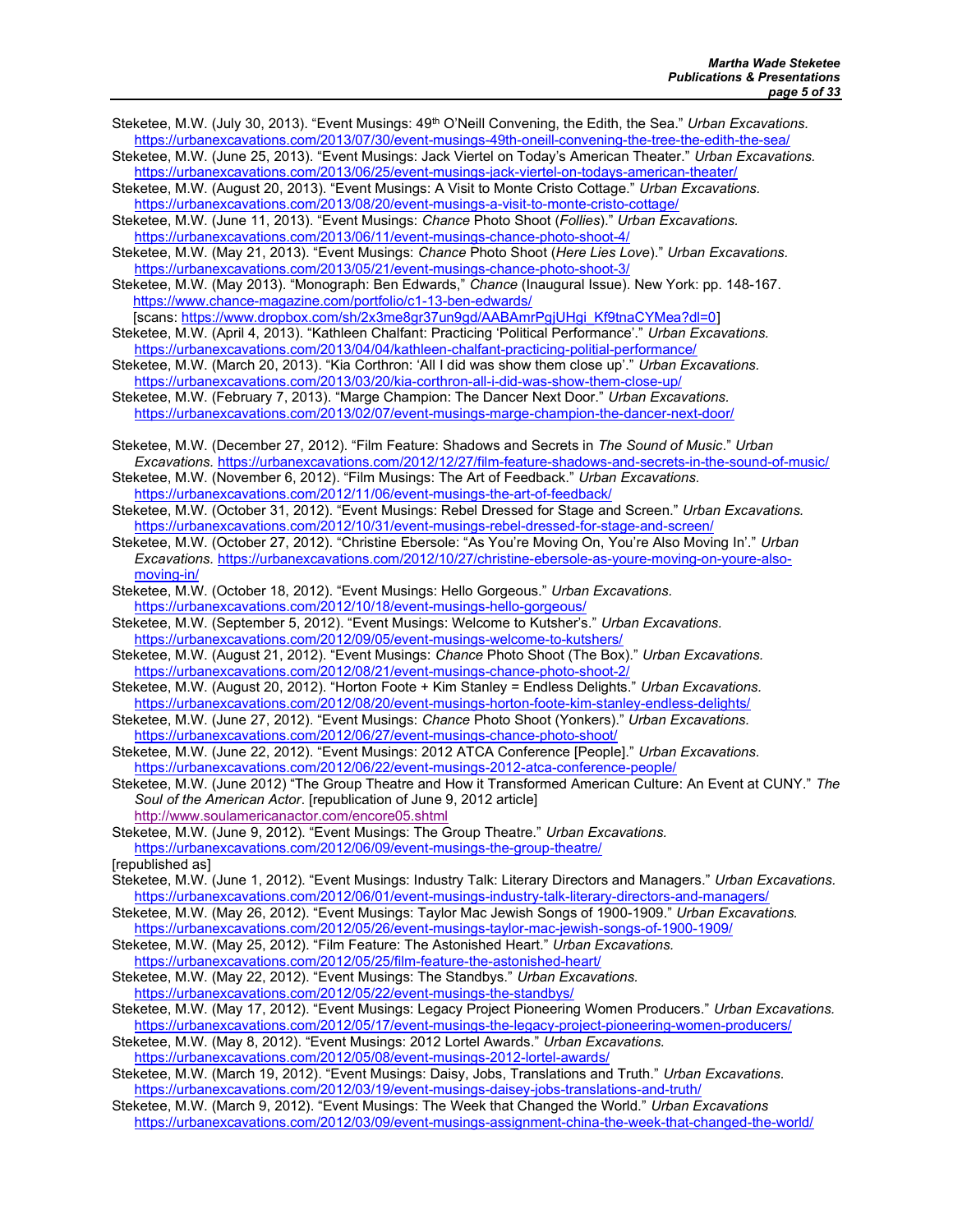Steketee, M.W. (July 30, 2013). “Event Musings: 49th O’Neill Convening, the Edith, the Sea.” *Urban Excavations.* https://urbanexcavations.com/2013/07/30/event-musings-49th-oneill-convening-the-tree-the-edith-the-sea/

Steketee, M.W. (June 25, 2013). “Event Musings: Jack Viertel on Today’s American Theater.” *Urban Excavations.* https://urbanexcavations.com/2013/06/25/event-musings-jack-viertel-on-todays-american-theater/

Steketee, M.W. (August 20, 2013). “Event Musings: A Visit to Monte Cristo Cottage.” *Urban Excavations.* https://urbanexcavations.com/2013/08/20/event-musings-a-visit-to-monte-cristo-cottage/

Steketee, M.W. (June 11, 2013). “Event Musings: *Chance* Photo Shoot (*Follies*).” *Urban Excavations.* https://urbanexcavations.com/2013/06/11/event-musings-chance-photo-shoot-4/

Steketee, M.W. (May 21, 2013). “Event Musings: *Chance* Photo Shoot (*Here Lies Love*).” *Urban Excavations.* https://urbanexcavations.com/2013/05/21/event-musings-chance-photo-shoot-3/

Steketee, M.W. (May 2013). “Monograph: Ben Edwards,” *Chance* (Inaugural Issue). New York: pp. 148-167. https://www.chance-magazine.com/portfolio/c1-13-ben-edwards/
[scans: https://www.dropbox.com/sh/2x3me8gr37un9gd/AABAmrPgjUHgi_Kf9tnaCYMea?dl=0]

Steketee, M.W. (April 4, 2013). “Kathleen Chalfant: Practicing ‘Political Performance’.” *Urban Excavations.* https://urbanexcavations.com/2013/04/04/kathleen-chalfant-practicing-polititial-performance/

Steketee, M.W. (March 20, 2013). “Kia Corthron: ‘All I did was show them close up’.” *Urban Excavations.* https://urbanexcavations.com/2013/03/20/kia-corthron-all-i-did-was-show-them-close-up/

Steketee, M.W. (February 7, 2013). “Marge Champion: The Dancer Next Door.” *Urban Excavations.* https://urbanexcavations.com/2013/02/07/event-musings-marge-champion-the-dancer-next-door/

Steketee, M.W. (December 27, 2012). “Film Feature: Shadows and Secrets in *The Sound of Music*.” *Urban Excavations.* https://urbanexcavations.com/2012/12/27/film-feature-shadows-and-secrets-in-the-sound-of-music/

Steketee, M.W. (November 6, 2012). “Film Musings: The Art of Feedback.” *Urban Excavations.* https://urbanexcavations.com/2012/11/06/event-musings-the-art-of-feedback/

Steketee, M.W. (October 31, 2012). “Event Musings: Rebel Dressed for Stage and Screen.” *Urban Excavations.* https://urbanexcavations.com/2012/10/31/event-musings-rebel-dressed-for-stage-and-screen/

Steketee, M.W. (October 27, 2012). “Christine Ebersole: “As You’re Moving On, You’re Also Moving In’.” *Urban Excavations.* https://urbanexcavations.com/2012/10/27/christine-ebersole-as-youre-moving-on-youre-also-moving-in/

Steketee, M.W. (October 18, 2012). “Event Musings: Hello Gorgeous.” *Urban Excavations.* https://urbanexcavations.com/2012/10/18/event-musings-hello-gorgeous/

Steketee, M.W. (September 5, 2012). “Event Musings: Welcome to Kutsher’s.” *Urban Excavations.* https://urbanexcavations.com/2012/09/05/event-musings-welcome-to-kutshers/

Steketee, M.W. (August 21, 2012). “Event Musings: *Chance* Photo Shoot (The Box).” *Urban Excavations.* https://urbanexcavations.com/2012/08/21/event-musings-chance-photo-shoot-2/

Steketee, M.W. (August 20, 2012). “Horton Foote + Kim Stanley = Endless Delights.” *Urban Excavations.* https://urbanexcavations.com/2012/08/20/event-musings-horton-foote-kim-stanley-endless-delights/

Steketee, M.W. (June 27, 2012). “Event Musings: *Chance* Photo Shoot (Yonkers).” *Urban Excavations.* https://urbanexcavations.com/2012/06/27/event-musings-chance-photo-shoot/

Steketee, M.W. (June 22, 2012). “Event Musings: 2012 ATCA Conference [People].” *Urban Excavations.* https://urbanexcavations.com/2012/06/22/event-musings-2012-atca-conference-people/

Steketee, M.W. (June 2012) “The Group Theatre and How it Transformed American Culture: An Event at CUNY.” *The Soul of the American Actor*. [republication of June 9, 2012 article] http://www.soulamericanactor.com/encore05.shtml

Steketee, M.W. (June 9, 2012). “Event Musings: The Group Theatre.” *Urban Excavations.* https://urbanexcavations.com/2012/06/09/event-musings-the-group-theatre/
[republished as]

Steketee, M.W. (June 1, 2012). “Event Musings: Industry Talk: Literary Directors and Managers.” *Urban Excavations.* https://urbanexcavations.com/2012/06/01/event-musings-industry-talk-literary-directors-and-managers/

Steketee, M.W. (May 26, 2012). “Event Musings: Taylor Mac Jewish Songs of 1900-1909.” *Urban Excavations.* https://urbanexcavations.com/2012/05/26/event-musings-taylor-mac-jewish-songs-of-1900-1909/

Steketee, M.W. (May 25, 2012). “Film Feature: The Astonished Heart.” *Urban Excavations.* https://urbanexcavations.com/2012/05/25/film-feature-the-astonished-heart/

Steketee, M.W. (May 22, 2012). “Event Musings: The Standbys.” *Urban Excavations.* https://urbanexcavations.com/2012/05/22/event-musings-the-standbys/

Steketee, M.W. (May 17, 2012). “Event Musings: Legacy Project Pioneering Women Producers.” *Urban Excavations.* https://urbanexcavations.com/2012/05/17/event-musings-the-legacy-project-pioneering-women-producers/

Steketee, M.W. (May 8, 2012). “Event Musings: 2012 Lortel Awards.” *Urban Excavations.* https://urbanexcavations.com/2012/05/08/event-musings-2012-lortel-awards/

Steketee, M.W. (March 19, 2012). “Event Musings: Daisy, Jobs, Translations and Truth.” *Urban Excavations.* https://urbanexcavations.com/2012/03/19/event-musings-daisey-jobs-translations-and-truth/

Steketee, M.W. (March 9, 2012). “Event Musings: The Week that Changed the World.” *Urban Excavations* https://urbanexcavations.com/2012/03/09/event-musings-assignment-china-the-week-that-changed-the-world/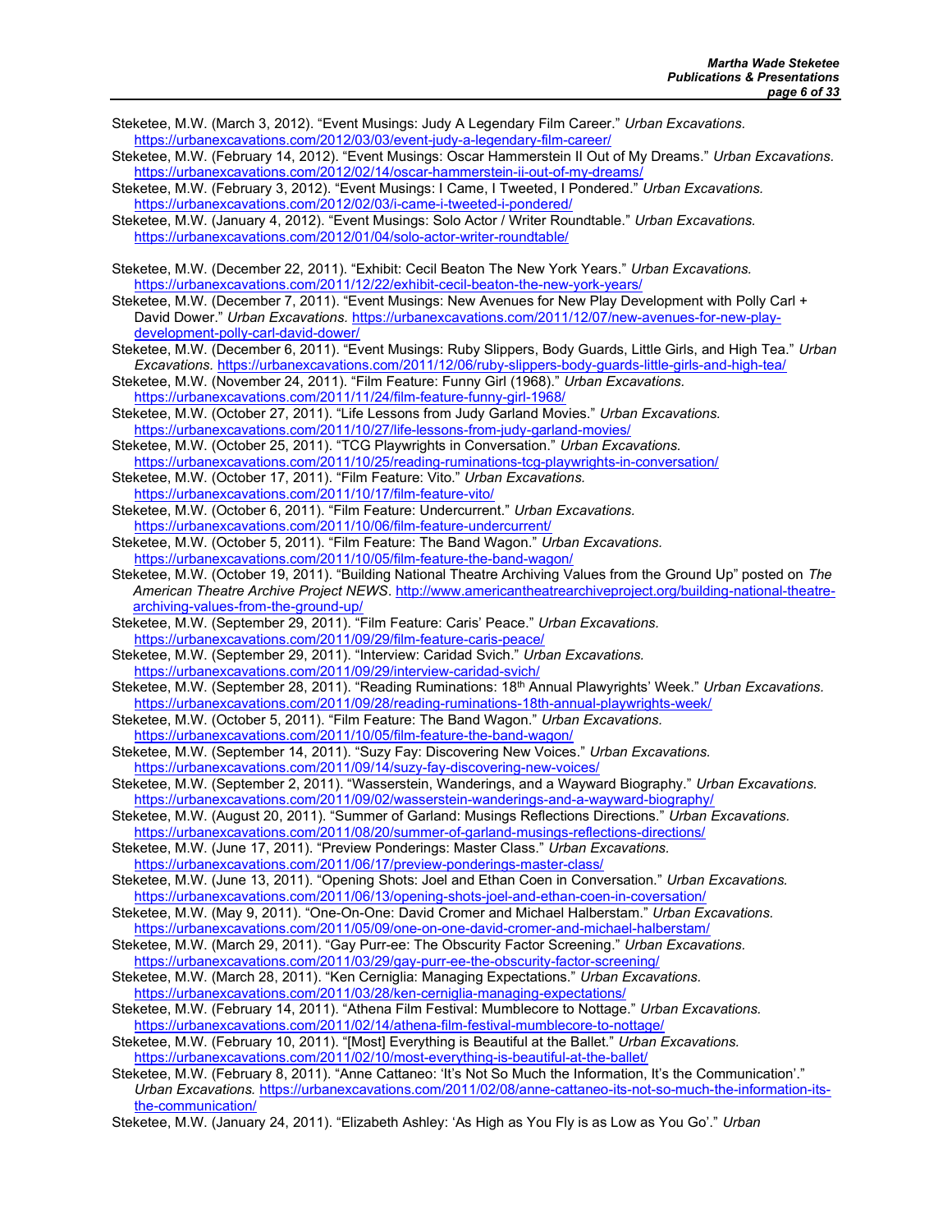Steketee, M.W. (March 3, 2012). “Event Musings: Judy A Legendary Film Career.” *Urban Excavations.* https://urbanexcavations.com/2012/03/03/event-judy-a-legendary-film-career/

Steketee, M.W. (February 14, 2012). “Event Musings: Oscar Hammerstein II Out of My Dreams.” *Urban Excavations.* https://urbanexcavations.com/2012/02/14/oscar-hammerstein-ii-out-of-my-dreams/

Steketee, M.W. (February 3, 2012). “Event Musings: I Came, I Tweeted, I Pondered.” *Urban Excavations.* https://urbanexcavations.com/2012/02/03/i-came-i-tweeted-i-pondered/

Steketee, M.W. (January 4, 2012). “Event Musings: Solo Actor / Writer Roundtable.” *Urban Excavations.* https://urbanexcavations.com/2012/01/04/solo-actor-writer-roundtable/

Steketee, M.W. (December 22, 2011). “Exhibit: Cecil Beaton The New York Years.” *Urban Excavations.* https://urbanexcavations.com/2011/12/22/exhibit-cecil-beaton-the-new-york-years/

Steketee, M.W. (December 7, 2011). “Event Musings: New Avenues for New Play Development with Polly Carl + David Dower.” *Urban Excavations.* https://urbanexcavations.com/2011/12/07/new-avenues-for-new-play-development-polly-carl-david-dower/

Steketee, M.W. (December 6, 2011). “Event Musings: Ruby Slippers, Body Guards, Little Girls, and High Tea.” *Urban Excavations.* https://urbanexcavations.com/2011/12/06/ruby-slippers-body-guards-little-girls-and-high-tea/

Steketee, M.W. (November 24, 2011). “Film Feature: Funny Girl (1968).” *Urban Excavations.* https://urbanexcavations.com/2011/11/24/film-feature-funny-girl-1968/

Steketee, M.W. (October 27, 2011). “Life Lessons from Judy Garland Movies.” *Urban Excavations.* https://urbanexcavations.com/2011/10/27/life-lessons-from-judy-garland-movies/

Steketee, M.W. (October 25, 2011). “TCG Playwrights in Conversation.” *Urban Excavations.* https://urbanexcavations.com/2011/10/25/reading-ruminations-tcg-playwrights-in-conversation/

Steketee, M.W. (October 17, 2011). “Film Feature: Vito.” *Urban Excavations.* https://urbanexcavations.com/2011/10/17/film-feature-vito/

Steketee, M.W. (October 6, 2011). “Film Feature: Undercurrent.” *Urban Excavations.* https://urbanexcavations.com/2011/10/06/film-feature-undercurrent/

Steketee, M.W. (October 5, 2011). “Film Feature: The Band Wagon.” *Urban Excavations.* https://urbanexcavations.com/2011/10/05/film-feature-the-band-wagon/

Steketee, M.W. (October 19, 2011). “Building National Theatre Archiving Values from the Ground Up” posted on *The American Theatre Archive Project NEWS*. http://www.americantheatrearchiveproject.org/building-national-theatre-archiving-values-from-the-ground-up/

Steketee, M.W. (September 29, 2011). “Film Feature: Caris’ Peace.” *Urban Excavations.* https://urbanexcavations.com/2011/09/29/film-feature-caris-peace/

Steketee, M.W. (September 29, 2011). “Interview: Caridad Svich.” *Urban Excavations.* https://urbanexcavations.com/2011/09/29/interview-caridad-svich/

Steketee, M.W. (September 28, 2011). “Reading Ruminations: 18th Annual Plawyrights’ Week.” *Urban Excavations.* https://urbanexcavations.com/2011/09/28/reading-ruminations-18th-annual-playwrights-week/

Steketee, M.W. (October 5, 2011). “Film Feature: The Band Wagon.” *Urban Excavations.* https://urbanexcavations.com/2011/10/05/film-feature-the-band-wagon/

Steketee, M.W. (September 14, 2011). “Suzy Fay: Discovering New Voices.” *Urban Excavations.* https://urbanexcavations.com/2011/09/14/suzy-fay-discovering-new-voices/

Steketee, M.W. (September 2, 2011). “Wasserstein, Wanderings, and a Wayward Biography.” *Urban Excavations.* https://urbanexcavations.com/2011/09/02/wasserstein-wanderings-and-a-wayward-biography/

Steketee, M.W. (August 20, 2011). “Summer of Garland: Musings Reflections Directions.” *Urban Excavations.* https://urbanexcavations.com/2011/08/20/summer-of-garland-musings-reflections-directions/

Steketee, M.W. (June 17, 2011). “Preview Ponderings: Master Class.” *Urban Excavations.* https://urbanexcavations.com/2011/06/17/preview-ponderings-master-class/

Steketee, M.W. (June 13, 2011). “Opening Shots: Joel and Ethan Coen in Conversation.” *Urban Excavations.* https://urbanexcavations.com/2011/06/13/opening-shots-joel-and-ethan-coen-in-coversation/

Steketee, M.W. (May 9, 2011). “One-On-One: David Cromer and Michael Halberstam.” *Urban Excavations.* https://urbanexcavations.com/2011/05/09/one-on-one-david-cromer-and-michael-halberstam/

Steketee, M.W. (March 29, 2011). “Gay Purr-ee: The Obscurity Factor Screening.” *Urban Excavations.* https://urbanexcavations.com/2011/03/29/gay-purr-ee-the-obscurity-factor-screening/

Steketee, M.W. (March 28, 2011). “Ken Cerniglia: Managing Expectations.” *Urban Excavations.* https://urbanexcavations.com/2011/03/28/ken-cerniglia-managing-expectations/

Steketee, M.W. (February 14, 2011). “Athena Film Festival: Mumblecore to Nottage.” *Urban Excavations.* https://urbanexcavations.com/2011/02/14/athena-film-festival-mumblecore-to-nottage/

Steketee, M.W. (February 10, 2011). “[Most] Everything is Beautiful at the Ballet.” *Urban Excavations.* https://urbanexcavations.com/2011/02/10/most-everything-is-beautiful-at-the-ballet/

Steketee, M.W. (February 8, 2011). “Anne Cattaneo: ‘It’s Not So Much the Information, It’s the Communication’.” *Urban Excavations.* https://urbanexcavations.com/2011/02/08/anne-cattaneo-its-not-so-much-the-information-its-the-communication/

Steketee, M.W. (January 24, 2011). “Elizabeth Ashley: ‘As High as You Fly is as Low as You Go’.” *Urban*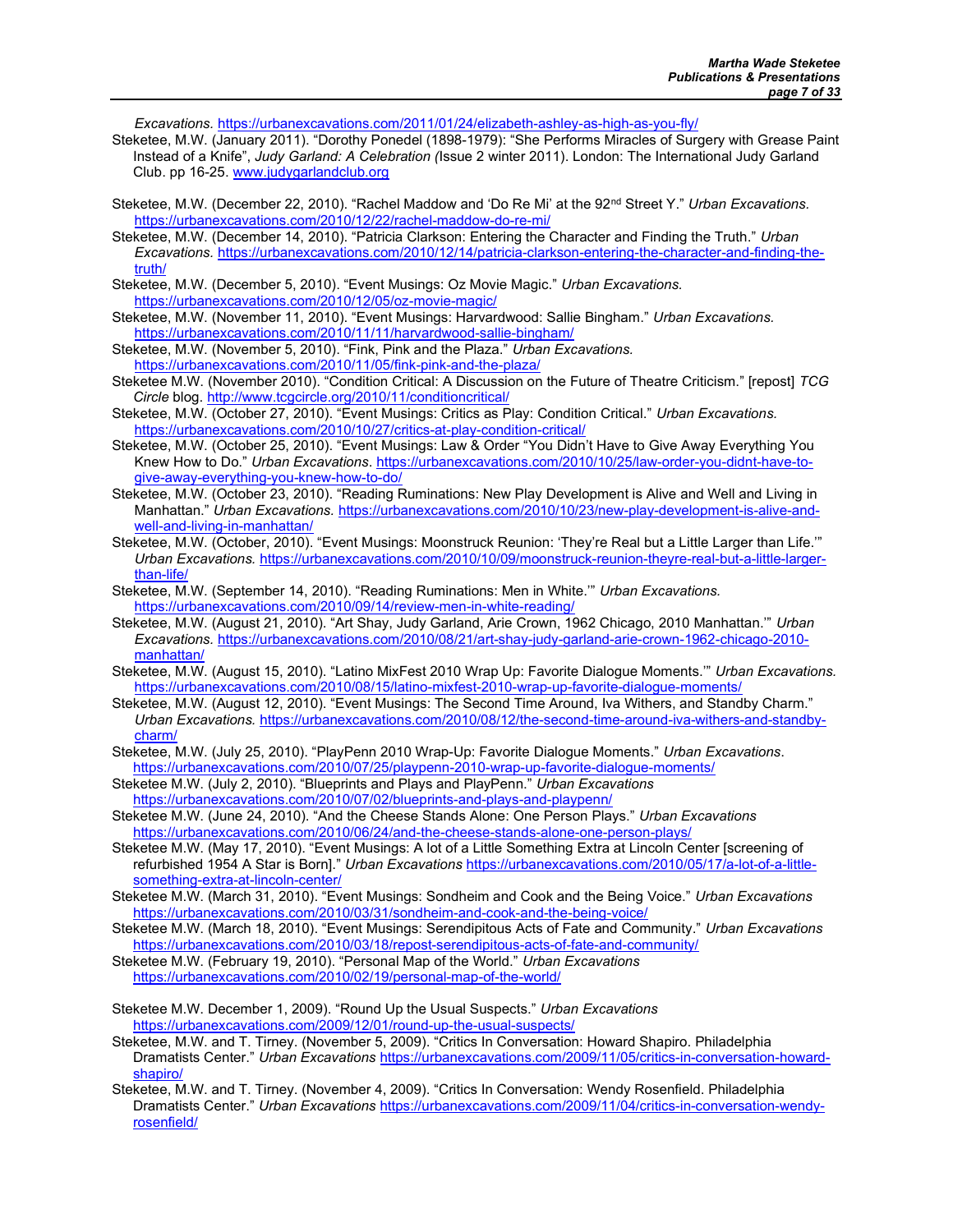*Excavations.* https://urbanexcavations.com/2011/01/24/elizabeth-ashley-as-high-as-you-fly/

Steketee, M.W. (January 2011). "Dorothy Ponedel (1898-1979): "She Performs Miracles of Surgery with Grease Paint Instead of a Knife", *Judy Garland: A Celebration (*Issue 2 winter 2011). London: The International Judy Garland Club. pp 16-25. www.judygarlandclub.org

Steketee, M.W. (December 22, 2010). "Rachel Maddow and 'Do Re Mi' at the 92nd Street Y." *Urban Excavations.* https://urbanexcavations.com/2010/12/22/rachel-maddow-do-re-mi/

Steketee, M.W. (December 14, 2010). "Patricia Clarkson: Entering the Character and Finding the Truth." *Urban Excavations.* https://urbanexcavations.com/2010/12/14/patricia-clarkson-entering-the-character-and-finding-the-truth/

Steketee, M.W. (December 5, 2010). "Event Musings: Oz Movie Magic." *Urban Excavations.* https://urbanexcavations.com/2010/12/05/oz-movie-magic/

Steketee, M.W. (November 11, 2010). "Event Musings: Harvardwood: Sallie Bingham." *Urban Excavations.* https://urbanexcavations.com/2010/11/11/harvardwood-sallie-bingham/

Steketee, M.W. (November 5, 2010). "Fink, Pink and the Plaza." *Urban Excavations.* https://urbanexcavations.com/2010/11/05/fink-pink-and-the-plaza/

Steketee M.W. (November 2010). "Condition Critical: A Discussion on the Future of Theatre Criticism." [repost] *TCG Circle* blog. http://www.tcgcircle.org/2010/11/conditioncritical/

Steketee, M.W. (October 27, 2010). "Event Musings: Critics as Play: Condition Critical." *Urban Excavations.* https://urbanexcavations.com/2010/10/27/critics-at-play-condition-critical/

Steketee, M.W. (October 25, 2010). "Event Musings: Law & Order "You Didn't Have to Give Away Everything You Knew How to Do." *Urban Excavations.* https://urbanexcavations.com/2010/10/25/law-order-you-didnt-have-to-give-away-everything-you-knew-how-to-do/

Steketee, M.W. (October 23, 2010). "Reading Ruminations: New Play Development is Alive and Well and Living in Manhattan." *Urban Excavations.* https://urbanexcavations.com/2010/10/23/new-play-development-is-alive-and-well-and-living-in-manhattan/

Steketee, M.W. (October, 2010). "Event Musings: Moonstruck Reunion: 'They're Real but a Little Larger than Life.'" *Urban Excavations.* https://urbanexcavations.com/2010/10/09/moonstruck-reunion-theyre-real-but-a-little-larger-than-life/

Steketee, M.W. (September 14, 2010). "Reading Ruminations: Men in White.'" *Urban Excavations.* https://urbanexcavations.com/2010/09/14/review-men-in-white-reading/

Steketee, M.W. (August 21, 2010). "Art Shay, Judy Garland, Arie Crown, 1962 Chicago, 2010 Manhattan.'" *Urban Excavations.* https://urbanexcavations.com/2010/08/21/art-shay-judy-garland-arie-crown-1962-chicago-2010-manhattan/

Steketee, M.W. (August 15, 2010). "Latino MixFest 2010 Wrap Up: Favorite Dialogue Moments.'" *Urban Excavations.* https://urbanexcavations.com/2010/08/15/latino-mixfest-2010-wrap-up-favorite-dialogue-moments/

Steketee, M.W. (August 12, 2010). "Event Musings: The Second Time Around, Iva Withers, and Standby Charm." *Urban Excavations.* https://urbanexcavations.com/2010/08/12/the-second-time-around-iva-withers-and-standby-charm/

Steketee, M.W. (July 25, 2010). "PlayPenn 2010 Wrap-Up: Favorite Dialogue Moments." *Urban Excavations*. https://urbanexcavations.com/2010/07/25/playpenn-2010-wrap-up-favorite-dialogue-moments/

Steketee M.W. (July 2, 2010). "Blueprints and Plays and PlayPenn." *Urban Excavations* https://urbanexcavations.com/2010/07/02/blueprints-and-plays-and-playpenn/

Steketee M.W. (June 24, 2010). "And the Cheese Stands Alone: One Person Plays." *Urban Excavations* https://urbanexcavations.com/2010/06/24/and-the-cheese-stands-alone-one-person-plays/

Steketee M.W. (May 17, 2010). "Event Musings: A lot of a Little Something Extra at Lincoln Center [screening of refurbished 1954 A Star is Born]." *Urban Excavations* https://urbanexcavations.com/2010/05/17/a-lot-of-a-little-something-extra-at-lincoln-center/

Steketee M.W. (March 31, 2010). "Event Musings: Sondheim and Cook and the Being Voice." *Urban Excavations* https://urbanexcavations.com/2010/03/31/sondheim-and-cook-and-the-being-voice/

Steketee M.W. (March 18, 2010). "Event Musings: Serendipitous Acts of Fate and Community." *Urban Excavations* https://urbanexcavations.com/2010/03/18/repost-serendipitous-acts-of-fate-and-community/

Steketee M.W. (February 19, 2010). "Personal Map of the World." *Urban Excavations* https://urbanexcavations.com/2010/02/19/personal-map-of-the-world/

Steketee M.W. December 1, 2009). "Round Up the Usual Suspects." *Urban Excavations* https://urbanexcavations.com/2009/12/01/round-up-the-usual-suspects/

Steketee, M.W. and T. Tirney. (November 5, 2009). "Critics In Conversation: Howard Shapiro. Philadelphia Dramatists Center." *Urban Excavations* https://urbanexcavations.com/2009/11/05/critics-in-conversation-howard-shapiro/

Steketee, M.W. and T. Tirney. (November 4, 2009). "Critics In Conversation: Wendy Rosenfield. Philadelphia Dramatists Center." *Urban Excavations* https://urbanexcavations.com/2009/11/04/critics-in-conversation-wendy-rosenfield/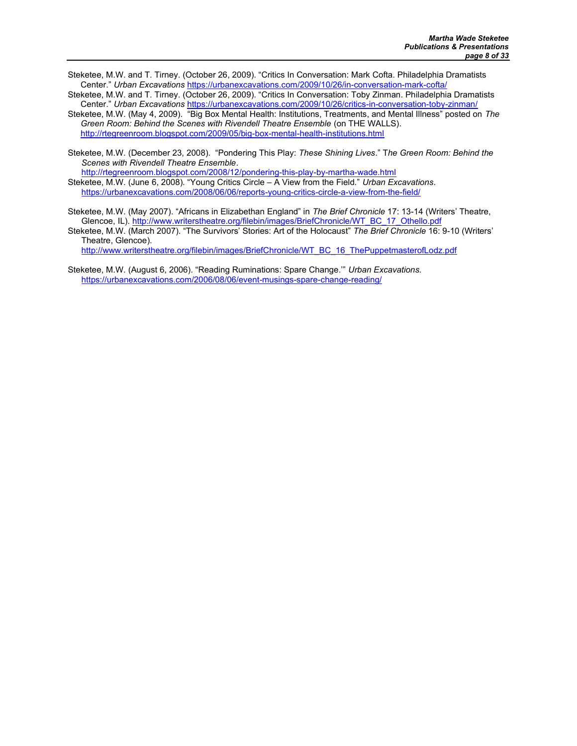Steketee, M.W. and T. Tirney. (October 26, 2009). "Critics In Conversation: Mark Cofta. Philadelphia Dramatists Center." *Urban Excavations* https://urbanexcavations.com/2009/10/26/in-conversation-mark-cofta/

Steketee, M.W. and T. Tirney. (October 26, 2009). "Critics In Conversation: Toby Zinman. Philadelphia Dramatists Center." *Urban Excavations* https://urbanexcavations.com/2009/10/26/critics-in-conversation-toby-zinman/

Steketee, M.W. (May 4, 2009). "Big Box Mental Health: Institutions, Treatments, and Mental Illness" posted on *The Green Room: Behind the Scenes with Rivendell Theatre Ensemble* (on THE WALLS). http://rtegreenroom.blogspot.com/2009/05/big-box-mental-health-institutions.html

Steketee, M.W. (December 23, 2008). "Pondering This Play: *These Shining Lives*." T*he Green Room: Behind the Scenes with Rivendell Theatre Ensemble*. http://rtegreenroom.blogspot.com/2008/12/pondering-this-play-by-martha-wade.html

Steketee, M.W. (June 6, 2008). "Young Critics Circle – A View from the Field." *Urban Excavations*. https://urbanexcavations.com/2008/06/06/reports-young-critics-circle-a-view-from-the-field/

Steketee, M.W. (May 2007). "Africans in Elizabethan England" in *The Brief Chronicle* 17: 13-14 (Writers' Theatre, Glencoe, IL). http://www.writerstheatre.org/filebin/images/BriefChronicle/WT_BC_17_Othello.pdf

Steketee, M.W. (March 2007). "The Survivors' Stories: Art of the Holocaust" *The Brief Chronicle* 16: 9-10 (Writers' Theatre, Glencoe). http://www.writerstheatre.org/filebin/images/BriefChronicle/WT_BC_16_ThePuppetmasterofLodz.pdf

Steketee, M.W. (August 6, 2006). "Reading Ruminations: Spare Change.'" *Urban Excavations.* https://urbanexcavations.com/2006/08/06/event-musings-spare-change-reading/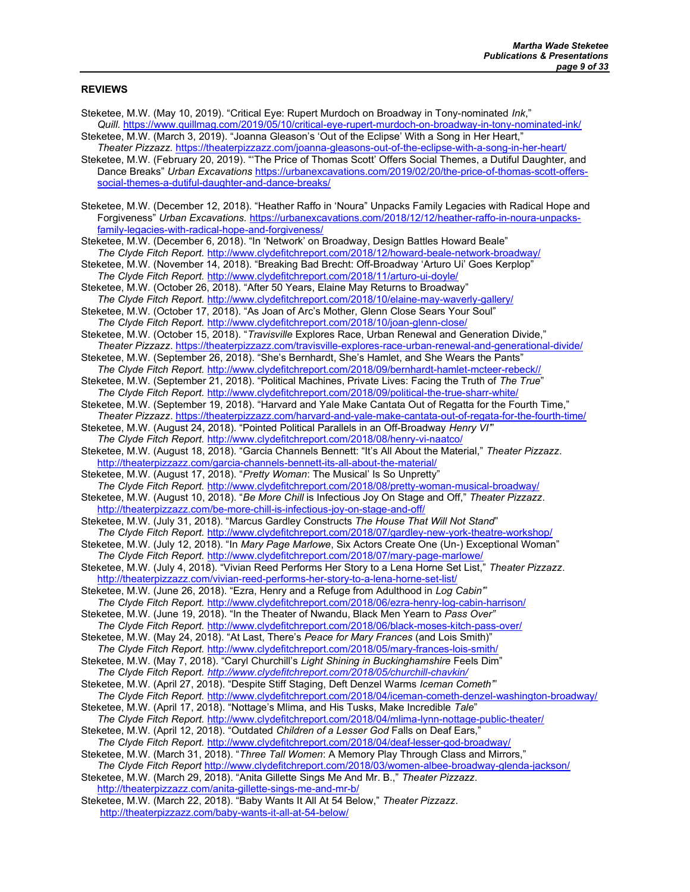## REVIEWS

Steketee, M.W. (May 10, 2019). "Critical Eye: Rupert Murdoch on Broadway in Tony-nominated *Ink*," *Quill.* https://www.quillmag.com/2019/05/10/critical-eye-rupert-murdoch-on-broadway-in-tony-nominated-ink/

Steketee, M.W. (March 3, 2019). "Joanna Gleason's 'Out of the Eclipse' With a Song in Her Heart," *Theater Pizzazz.* https://theaterpizzazz.com/joanna-gleasons-out-of-the-eclipse-with-a-song-in-her-heart/

Steketee, M.W. (February 20, 2019). "'The Price of Thomas Scott' Offers Social Themes, a Dutiful Daughter, and Dance Breaks" *Urban Excavations* https://urbanexcavations.com/2019/02/20/the-price-of-thomas-scott-offers-social-themes-a-dutiful-daughter-and-dance-breaks/

Steketee, M.W. (December 12, 2018). "Heather Raffo in 'Noura" Unpacks Family Legacies with Radical Hope and Forgiveness" *Urban Excavations*. https://urbanexcavations.com/2018/12/12/heather-raffo-in-noura-unpacks-family-legacies-with-radical-hope-and-forgiveness/

Steketee, M.W. (December 6, 2018). "In 'Network' on Broadway, Design Battles Howard Beale" *The Clyde Fitch Report.* http://www.clydefitchreport.com/2018/12/howard-beale-network-broadway/

Steketee, M.W. (November 14, 2018). "Breaking Bad Brecht: Off-Broadway 'Arturo Ui' Goes Kerplop" *The Clyde Fitch Report.* http://www.clydefitchreport.com/2018/11/arturo-ui-doyle/

Steketee, M.W. (October 26, 2018). "After 50 Years, Elaine May Returns to Broadway" *The Clyde Fitch Report.* http://www.clydefitchreport.com/2018/10/elaine-may-waverly-gallery/

Steketee, M.W. (October 17, 2018). "As Joan of Arc's Mother, Glenn Close Sears Your Soul" *The Clyde Fitch Report.* http://www.clydefitchreport.com/2018/10/joan-glenn-close/

Steketee, M.W. (October 15, 2018). "*Travisville* Explores Race, Urban Renewal and Generation Divide," *Theater Pizzazz*. https://theaterpizzazz.com/travisville-explores-race-urban-renewal-and-generational-divide/

Steketee, M.W. (September 26, 2018). "She's Bernhardt, She's Hamlet, and She Wears the Pants" *The Clyde Fitch Report.* http://www.clydefitchreport.com/2018/09/bernhardt-hamlet-mcteer-rebeck//

Steketee, M.W. (September 21, 2018). "Political Machines, Private Lives: Facing the Truth of *The True*" *The Clyde Fitch Report.* http://www.clydefitchreport.com/2018/09/political-the-true-sharr-white/

Steketee, M.W. (September 19, 2018). "Harvard and Yale Make Cantata Out of Regatta for the Fourth Time," *Theater Pizzazz*. https://theaterpizzazz.com/harvard-and-yale-make-cantata-out-of-regata-for-the-fourth-time/

Steketee, M.W. (August 24, 2018). "Pointed Political Parallels in an Off-Broadway *Henry VI*" *The Clyde Fitch Report.* http://www.clydefitchreport.com/2018/08/henry-vi-naatco/

Steketee, M.W. (August 18, 2018). "Garcia Channels Bennett: "It's All About the Material," *Theater Pizzazz*. http://theaterpizzazz.com/garcia-channels-bennett-its-all-about-the-material/

Steketee, M.W. (August 17, 2018). "*Pretty Woman*: The Musical' Is So Unpretty" *The Clyde Fitch Report.* http://www.clydefitchreport.com/2018/08/pretty-woman-musical-broadway/

Steketee, M.W. (August 10, 2018). "*Be More Chill* is Infectious Joy On Stage and Off," *Theater Pizzazz*. http://theaterpizzazz.com/be-more-chill-is-infectious-joy-on-stage-and-off/

Steketee, M.W. (July 31, 2018). "Marcus Gardley Constructs *The House That Will Not Stand*" *The Clyde Fitch Report.* http://www.clydefitchreport.com/2018/07/gardley-new-york-theatre-workshop/

Steketee, M.W. (July 12, 2018). "In *Mary Page Marlowe*, Six Actors Create One (Un-) Exceptional Woman" *The Clyde Fitch Report.* http://www.clydefitchreport.com/2018/07/mary-page-marlowe/

Steketee, M.W. (July 4, 2018). "Vivian Reed Performs Her Story to a Lena Horne Set List," *Theater Pizzazz*. http://theaterpizzazz.com/vivian-reed-performs-her-story-to-a-lena-horne-set-list/

Steketee, M.W. (June 26, 2018). "Ezra, Henry and a Refuge from Adulthood in *Log Cabin*" *The Clyde Fitch Report.* http://www.clydefitchreport.com/2018/06/ezra-henry-log-cabin-harrison/

Steketee, M.W. (June 19, 2018). "In the Theater of Nwandu, Black Men Yearn to *Pass Over"* *The Clyde Fitch Report.* http://www.clydefitchreport.com/2018/06/black-moses-kitch-pass-over/

Steketee, M.W. (May 24, 2018). "At Last, There's *Peace for Mary Frances* (and Lois Smith)" *The Clyde Fitch Report.* http://www.clydefitchreport.com/2018/05/mary-frances-lois-smith/

Steketee, M.W. (May 7, 2018). "Caryl Churchill's *Light Shining in Buckinghamshire* Feels Dim" *The Clyde Fitch Report.* *http://www.clydefitchreport.com/2018/05/churchill-chavkin/*

Steketee, M.W. (April 27, 2018). "Despite Stiff Staging, Deft Denzel Warms *Iceman Cometh*" *The Clyde Fitch Report.* http://www.clydefitchreport.com/2018/04/iceman-cometh-denzel-washington-broadway/

Steketee, M.W. (April 17, 2018). "Nottage's Mlima, and His Tusks, Make Incredible *Tale*" *The Clyde Fitch Report.* http://www.clydefitchreport.com/2018/04/mlima-lynn-nottage-public-theater/

Steketee, M.W. (April 12, 2018). "Outdated *Children of a Lesser God* Falls on Deaf Ears," *The Clyde Fitch Report.* http://www.clydefitchreport.com/2018/04/deaf-lesser-god-broadway/

Steketee, M.W. (March 31, 2018). "*Three Tall Women*: A Memory Play Through Class and Mirrors," *The Clyde Fitch Report* http://www.clydefitchreport.com/2018/03/women-albee-broadway-glenda-jackson/

Steketee, M.W. (March 29, 2018). "Anita Gillette Sings Me And Mr. B.," *Theater Pizzazz*. http://theaterpizzazz.com/anita-gillette-sings-me-and-mr-b/

Steketee, M.W. (March 22, 2018). "Baby Wants It All At 54 Below," *Theater Pizzazz*. http://theaterpizzazz.com/baby-wants-it-all-at-54-below/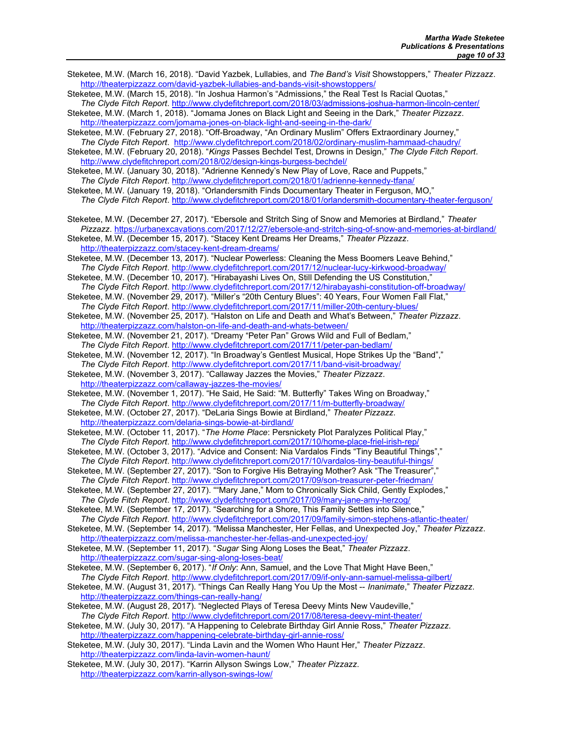Steketee, M.W. (March 16, 2018). "David Yazbek, Lullabies, and *The Band's Visit* Showstoppers," *Theater Pizzazz*. http://theaterpizzazz.com/david-yazbek-lullabies-and-bands-visit-showstoppers/

Steketee, M.W. (March 15, 2018). "In Joshua Harmon's "Admissions," the Real Test Is Racial Quotas," *The Clyde Fitch Report*. http://www.clydefitchreport.com/2018/03/admissions-joshua-harmon-lincoln-center/

Steketee, M.W. (March 1, 2018). "Jomama Jones on Black Light and Seeing in the Dark," *Theater Pizzazz*. http://theaterpizzazz.com/jomama-jones-on-black-light-and-seeing-in-the-dark/

Steketee, M.W. (February 27, 2018). "Off-Broadway, "An Ordinary Muslim" Offers Extraordinary Journey," *The Clyde Fitch Report*. http://www.clydefitchreport.com/2018/02/ordinary-muslim-hammaad-chaudry/

Steketee, M.W. (February 20, 2018). "*Kings* Passes Bechdel Test, Drowns in Design," *The Clyde Fitch Report*. http://www.clydefitchreport.com/2018/02/design-kings-burgess-bechdel/

Steketee, M.W. (January 30, 2018). "Adrienne Kennedy's New Play of Love, Race and Puppets," *The Clyde Fitch Report*. http://www.clydefitchreport.com/2018/01/adrienne-kennedy-tfana/

Steketee, M.W. (January 19, 2018). "Orlandersmith Finds Documentary Theater in Ferguson, MO," *The Clyde Fitch Report*. http://www.clydefitchreport.com/2018/01/orlandersmith-documentary-theater-ferguson/

Steketee, M.W. (December 27, 2017). "Ebersole and Stritch Sing of Snow and Memories at Birdland," *Theater Pizzazz*. https://urbanexcavations.com/2017/12/27/ebersole-and-stritch-sing-of-snow-and-memories-at-birdland/

Steketee, M.W. (December 15, 2017). "Stacey Kent Dreams Her Dreams," *Theater Pizzazz*. http://theaterpizzazz.com/stacey-kent-dream-dreams/

Steketee, M.W. (December 13, 2017). "Nuclear Powerless: Cleaning the Mess Boomers Leave Behind," *The Clyde Fitch Report*. http://www.clydefitchreport.com/2017/12/nuclear-lucy-kirkwood-broadway/

Steketee, M.W. (December 10, 2017). "Hirabayashi Lives On, Still Defending the US Constitution," *The Clyde Fitch Report*. http://www.clydefitchreport.com/2017/12/hirabayashi-constitution-off-broadway/

Steketee, M.W. (November 29, 2017). "Miller's "20th Century Blues": 40 Years, Four Women Fall Flat," *The Clyde Fitch Report*. http://www.clydefitchreport.com/2017/11/miller-20th-century-blues/

Steketee, M.W. (November 25, 2017). "Halston on Life and Death and What's Between," *Theater Pizzazz*. http://theaterpizzazz.com/halston-on-life-and-death-and-whats-between/

Steketee, M.W. (November 21, 2017). "Dreamy "Peter Pan" Grows Wild and Full of Bedlam," *The Clyde Fitch Report*. http://www.clydefitchreport.com/2017/11/peter-pan-bedlam/

Steketee, M.W. (November 12, 2017). "In Broadway's Gentlest Musical, Hope Strikes Up the "Band"," *The Clyde Fitch Report*. http://www.clydefitchreport.com/2017/11/band-visit-broadway/

Steketee, M.W. (November 3, 2017). "Callaway Jazzes the Movies," *Theater Pizzazz*. http://theaterpizzazz.com/callaway-jazzes-the-movies/

Steketee, M.W. (November 1, 2017). "He Said, He Said: "M. Butterfly" Takes Wing on Broadway," *The Clyde Fitch Report*. http://www.clydefitchreport.com/2017/11/m-butterfly-broadway/

Steketee, M.W. (October 27, 2017). "DeLaria Sings Bowie at Birdland," *Theater Pizzazz*. http://theaterpizzazz.com/delaria-sings-bowie-at-birdland/

Steketee, M.W. (October 11, 2017). "*The Home Place*: Persnickety Plot Paralyzes Political Play," *The Clyde Fitch Report*. http://www.clydefitchreport.com/2017/10/home-place-friel-irish-rep/

Steketee, M.W. (October 3, 2017). "Advice and Consent: Nia Vardalos Finds "Tiny Beautiful Things"," *The Clyde Fitch Report*. http://www.clydefitchreport.com/2017/10/vardalos-tiny-beautiful-things/

Steketee, M.W. (September 27, 2017). "Son to Forgive His Betraying Mother? Ask "The Treasurer"," *The Clyde Fitch Report*. http://www.clydefitchreport.com/2017/09/son-treasurer-peter-friedman/

Steketee, M.W. (September 27, 2017). ""Mary Jane," Mom to Chronically Sick Child, Gently Explodes," *The Clyde Fitch Report*. http://www.clydefitchreport.com/2017/09/mary-jane-amy-herzog/

Steketee, M.W. (September 17, 2017). "Searching for a Shore, This Family Settles into Silence," *The Clyde Fitch Report*. http://www.clydefitchreport.com/2017/09/family-simon-stephens-atlantic-theater/

Steketee, M.W. (September 14, 2017). "Melissa Manchester, Her Fellas, and Unexpected Joy," *Theater Pizzazz*. http://theaterpizzazz.com/melissa-manchester-her-fellas-and-unexpected-joy/

Steketee, M.W. (September 11, 2017). "*Sugar* Sing Along Loses the Beat," *Theater Pizzazz*. http://theaterpizzazz.com/sugar-sing-along-loses-beat/

Steketee, M.W. (September 6, 2017). "*If Only*: Ann, Samuel, and the Love That Might Have Been," *The Clyde Fitch Report*. http://www.clydefitchreport.com/2017/09/if-only-ann-samuel-melissa-gilbert/

Steketee, M.W. (August 31, 2017). "Things Can Really Hang You Up the Most -- *Inanimate*," *Theater Pizzazz*. http://theaterpizzazz.com/things-can-really-hang/

Steketee, M.W. (August 28, 2017). "Neglected Plays of Teresa Deevy Mints New Vaudeville," *The Clyde Fitch Report*. http://www.clydefitchreport.com/2017/08/teresa-deevy-mint-theater/

Steketee, M.W. (July 30, 2017). "A Happening to Celebrate Birthday Girl Annie Ross," *Theater Pizzazz*. http://theaterpizzazz.com/happening-celebrate-birthday-girl-annie-ross/

Steketee, M.W. (July 30, 2017). "Linda Lavin and the Women Who Haunt Her," *Theater Pizzazz*. http://theaterpizzazz.com/linda-lavin-women-haunt/

Steketee, M.W. (July 30, 2017). "Karrin Allyson Swings Low," *Theater Pizzazz*. http://theaterpizzazz.com/karrin-allyson-swings-low/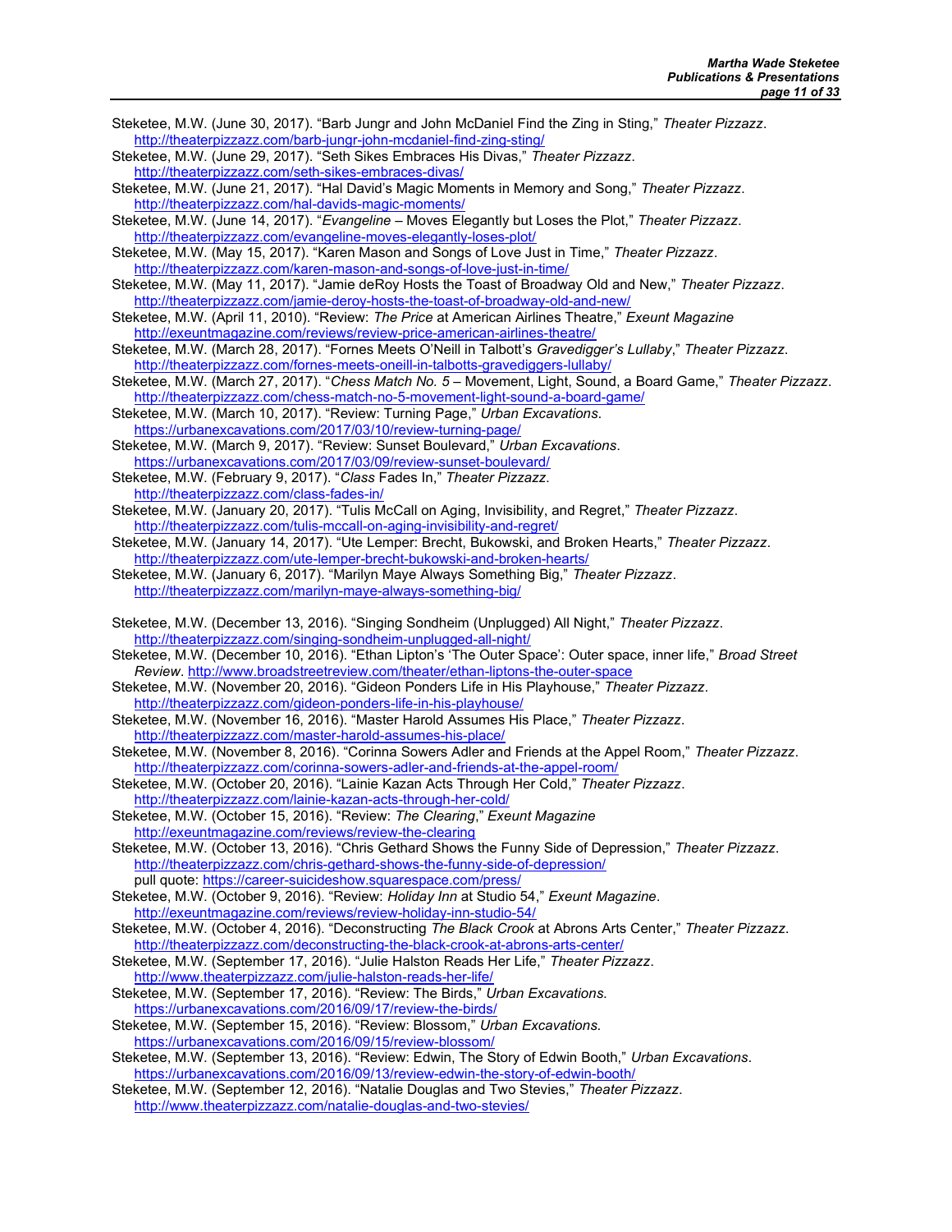Steketee, M.W. (June 30, 2017). "Barb Jungr and John McDaniel Find the Zing in Sting," *Theater Pizzazz*. http://theaterpizzazz.com/barb-jungr-john-mcdaniel-find-zing-sting/

Steketee, M.W. (June 29, 2017). "Seth Sikes Embraces His Divas," *Theater Pizzazz*. http://theaterpizzazz.com/seth-sikes-embraces-divas/

Steketee, M.W. (June 21, 2017). "Hal David's Magic Moments in Memory and Song," *Theater Pizzazz*. http://theaterpizzazz.com/hal-davids-magic-moments/

Steketee, M.W. (June 14, 2017). "*Evangeline* – Moves Elegantly but Loses the Plot," *Theater Pizzazz*. http://theaterpizzazz.com/evangeline-moves-elegantly-loses-plot/

Steketee, M.W. (May 15, 2017). "Karen Mason and Songs of Love Just in Time," *Theater Pizzazz*. http://theaterpizzazz.com/karen-mason-and-songs-of-love-just-in-time/

Steketee, M.W. (May 11, 2017). "Jamie deRoy Hosts the Toast of Broadway Old and New," *Theater Pizzazz*. http://theaterpizzazz.com/jamie-deroy-hosts-the-toast-of-broadway-old-and-new/

Steketee, M.W. (April 11, 2010). "Review: *The Price* at American Airlines Theatre," *Exeunt Magazine* http://exeuntmagazine.com/reviews/review-price-american-airlines-theatre/

Steketee, M.W. (March 28, 2017). "Fornes Meets O'Neill in Talbott's *Gravedigger's Lullaby*," *Theater Pizzazz*. http://theaterpizzazz.com/fornes-meets-oneill-in-talbotts-gravediggers-lullaby/

Steketee, M.W. (March 27, 2017). "*Chess Match No. 5* – Movement, Light, Sound, a Board Game," *Theater Pizzazz*. http://theaterpizzazz.com/chess-match-no-5-movement-light-sound-a-board-game/

Steketee, M.W. (March 10, 2017). "Review: Turning Page," *Urban Excavations*. https://urbanexcavations.com/2017/03/10/review-turning-page/

Steketee, M.W. (March 9, 2017). "Review: Sunset Boulevard," *Urban Excavations*. https://urbanexcavations.com/2017/03/09/review-sunset-boulevard/

Steketee, M.W. (February 9, 2017). "*Class* Fades In," *Theater Pizzazz*. http://theaterpizzazz.com/class-fades-in/

Steketee, M.W. (January 20, 2017). "Tulis McCall on Aging, Invisibility, and Regret," *Theater Pizzazz*. http://theaterpizzazz.com/tulis-mccall-on-aging-invisibility-and-regret/

Steketee, M.W. (January 14, 2017). "Ute Lemper: Brecht, Bukowski, and Broken Hearts," *Theater Pizzazz*. http://theaterpizzazz.com/ute-lemper-brecht-bukowski-and-broken-hearts/

Steketee, M.W. (January 6, 2017). "Marilyn Maye Always Something Big," *Theater Pizzazz*. http://theaterpizzazz.com/marilyn-maye-always-something-big/

Steketee, M.W. (December 13, 2016). "Singing Sondheim (Unplugged) All Night," *Theater Pizzazz*. http://theaterpizzazz.com/singing-sondheim-unplugged-all-night/

Steketee, M.W. (December 10, 2016). "Ethan Lipton's 'The Outer Space': Outer space, inner life," *Broad Street Review*. http://www.broadstreetreview.com/theater/ethan-liptons-the-outer-space

Steketee, M.W. (November 20, 2016). "Gideon Ponders Life in His Playhouse," *Theater Pizzazz*. http://theaterpizzazz.com/gideon-ponders-life-in-his-playhouse/

Steketee, M.W. (November 16, 2016). "Master Harold Assumes His Place," *Theater Pizzazz*. http://theaterpizzazz.com/master-harold-assumes-his-place/

Steketee, M.W. (November 8, 2016). "Corinna Sowers Adler and Friends at the Appel Room," *Theater Pizzazz*. http://theaterpizzazz.com/corinna-sowers-adler-and-friends-at-the-appel-room/

Steketee, M.W. (October 20, 2016). "Lainie Kazan Acts Through Her Cold," *Theater Pizzazz*. http://theaterpizzazz.com/lainie-kazan-acts-through-her-cold/

Steketee, M.W. (October 15, 2016). "Review: *The Clearing*," *Exeunt Magazine* http://exeuntmagazine.com/reviews/review-the-clearing

Steketee, M.W. (October 13, 2016). "Chris Gethard Shows the Funny Side of Depression," *Theater Pizzazz*. http://theaterpizzazz.com/chris-gethard-shows-the-funny-side-of-depression/ pull quote: https://career-suicideshow.squarespace.com/press/

Steketee, M.W. (October 9, 2016). "Review: *Holiday Inn* at Studio 54," *Exeunt Magazine*. http://exeuntmagazine.com/reviews/review-holiday-inn-studio-54/

Steketee, M.W. (October 4, 2016). "Deconstructing *The Black Crook* at Abrons Arts Center," *Theater Pizzazz*. http://theaterpizzazz.com/deconstructing-the-black-crook-at-abrons-arts-center/

Steketee, M.W. (September 17, 2016). "Julie Halston Reads Her Life," *Theater Pizzazz*. http://www.theaterpizzazz.com/julie-halston-reads-her-life/

Steketee, M.W. (September 17, 2016). "Review: The Birds," *Urban Excavations*. https://urbanexcavations.com/2016/09/17/review-the-birds/

Steketee, M.W. (September 15, 2016). "Review: Blossom," *Urban Excavations*. https://urbanexcavations.com/2016/09/15/review-blossom/

Steketee, M.W. (September 13, 2016). "Review: Edwin, The Story of Edwin Booth," *Urban Excavations*. https://urbanexcavations.com/2016/09/13/review-edwin-the-story-of-edwin-booth/

Steketee, M.W. (September 12, 2016). "Natalie Douglas and Two Stevies," *Theater Pizzazz*. http://www.theaterpizzazz.com/natalie-douglas-and-two-stevies/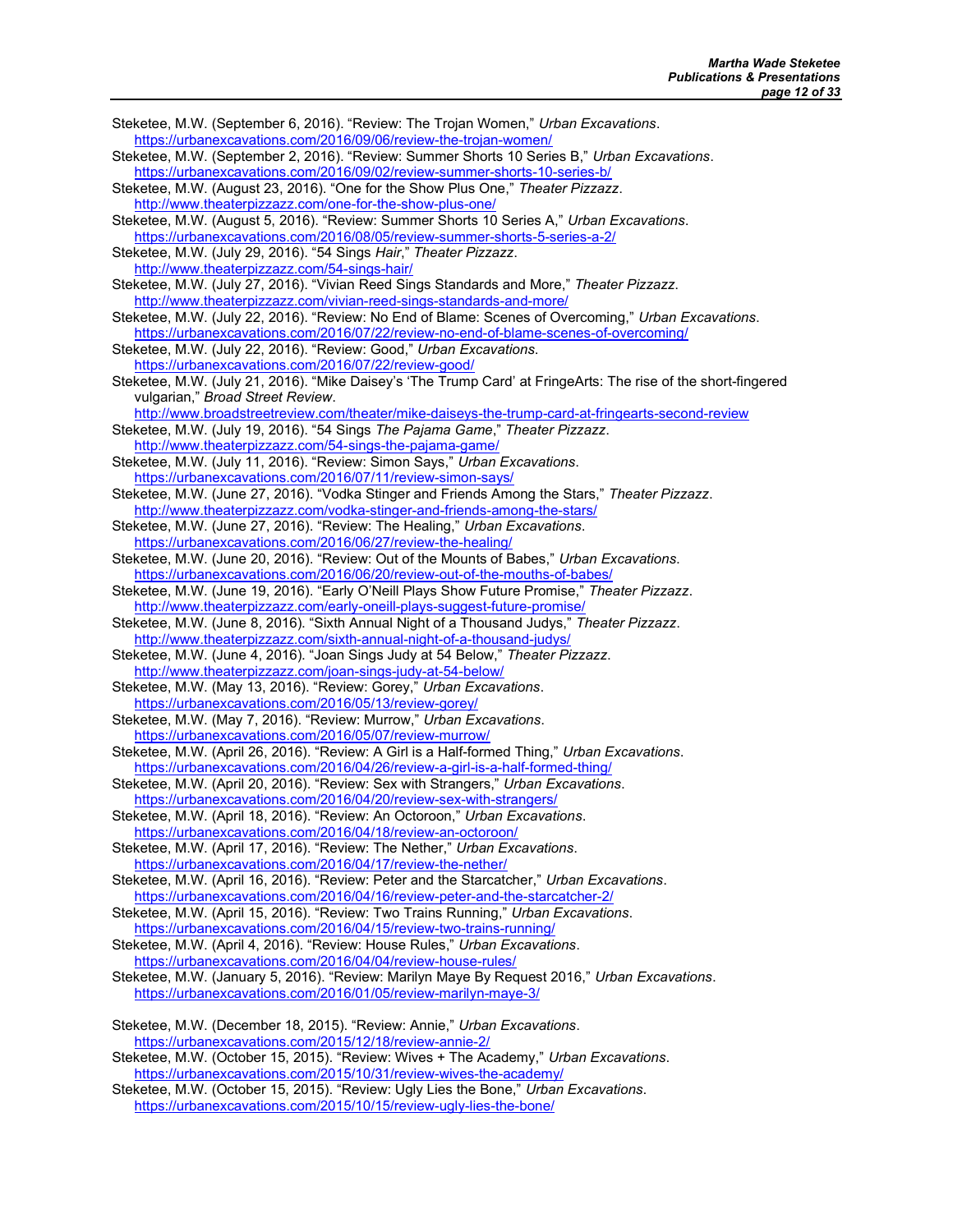Steketee, M.W. (September 6, 2016). "Review: The Trojan Women," *Urban Excavations*. https://urbanexcavations.com/2016/09/06/review-the-trojan-women/

Steketee, M.W. (September 2, 2016). "Review: Summer Shorts 10 Series B," *Urban Excavations*. https://urbanexcavations.com/2016/09/02/review-summer-shorts-10-series-b/

Steketee, M.W. (August 23, 2016). "One for the Show Plus One," *Theater Pizzazz*. http://www.theaterpizzazz.com/one-for-the-show-plus-one/

Steketee, M.W. (August 5, 2016). "Review: Summer Shorts 10 Series A," *Urban Excavations*. https://urbanexcavations.com/2016/08/05/review-summer-shorts-5-series-a-2/

Steketee, M.W. (July 29, 2016). "54 Sings *Hair*," *Theater Pizzazz*. http://www.theaterpizzazz.com/54-sings-hair/

Steketee, M.W. (July 27, 2016). "Vivian Reed Sings Standards and More," *Theater Pizzazz*. http://www.theaterpizzazz.com/vivian-reed-sings-standards-and-more/

Steketee, M.W. (July 22, 2016). "Review: No End of Blame: Scenes of Overcoming," *Urban Excavations*. https://urbanexcavations.com/2016/07/22/review-no-end-of-blame-scenes-of-overcoming/

Steketee, M.W. (July 22, 2016). "Review: Good," *Urban Excavations*. https://urbanexcavations.com/2016/07/22/review-good/

Steketee, M.W. (July 21, 2016). "Mike Daisey's 'The Trump Card' at FringeArts: The rise of the short-fingered vulgarian," *Broad Street Review*. http://www.broadstreetreview.com/theater/mike-daiseys-the-trump-card-at-fringearts-second-review

Steketee, M.W. (July 19, 2016). "54 Sings *The Pajama Game*," *Theater Pizzazz*. http://www.theaterpizzazz.com/54-sings-the-pajama-game/

Steketee, M.W. (July 11, 2016). "Review: Simon Says," *Urban Excavations*. https://urbanexcavations.com/2016/07/11/review-simon-says/

Steketee, M.W. (June 27, 2016). "Vodka Stinger and Friends Among the Stars," *Theater Pizzazz*. http://www.theaterpizzazz.com/vodka-stinger-and-friends-among-the-stars/

Steketee, M.W. (June 27, 2016). "Review: The Healing," *Urban Excavations*. https://urbanexcavations.com/2016/06/27/review-the-healing/

Steketee, M.W. (June 20, 2016). "Review: Out of the Mounts of Babes," *Urban Excavations*. https://urbanexcavations.com/2016/06/20/review-out-of-the-mouths-of-babes/

Steketee, M.W. (June 19, 2016). "Early O'Neill Plays Show Future Promise," *Theater Pizzazz*. http://www.theaterpizzazz.com/early-oneill-plays-suggest-future-promise/

Steketee, M.W. (June 8, 2016). "Sixth Annual Night of a Thousand Judys," *Theater Pizzazz*. http://www.theaterpizzazz.com/sixth-annual-night-of-a-thousand-judys/

Steketee, M.W. (June 4, 2016). "Joan Sings Judy at 54 Below," *Theater Pizzazz*. http://www.theaterpizzazz.com/joan-sings-judy-at-54-below/

Steketee, M.W. (May 13, 2016). "Review: Gorey," *Urban Excavations*. https://urbanexcavations.com/2016/05/13/review-gorey/

Steketee, M.W. (May 7, 2016). "Review: Murrow," *Urban Excavations*. https://urbanexcavations.com/2016/05/07/review-murrow/

Steketee, M.W. (April 26, 2016). "Review: A Girl is a Half-formed Thing," *Urban Excavations*. https://urbanexcavations.com/2016/04/26/review-a-girl-is-a-half-formed-thing/

Steketee, M.W. (April 20, 2016). "Review: Sex with Strangers," *Urban Excavations*. https://urbanexcavations.com/2016/04/20/review-sex-with-strangers/

Steketee, M.W. (April 18, 2016). "Review: An Octoroon," *Urban Excavations*. https://urbanexcavations.com/2016/04/18/review-an-octoroon/

Steketee, M.W. (April 17, 2016). "Review: The Nether," *Urban Excavations*. https://urbanexcavations.com/2016/04/17/review-the-nether/

Steketee, M.W. (April 16, 2016). "Review: Peter and the Starcatcher," *Urban Excavations*. https://urbanexcavations.com/2016/04/16/review-peter-and-the-starcatcher-2/

Steketee, M.W. (April 15, 2016). "Review: Two Trains Running," *Urban Excavations*. https://urbanexcavations.com/2016/04/15/review-two-trains-running/

Steketee, M.W. (April 4, 2016). "Review: House Rules," *Urban Excavations*. https://urbanexcavations.com/2016/04/04/review-house-rules/

Steketee, M.W. (January 5, 2016). "Review: Marilyn Maye By Request 2016," *Urban Excavations*. https://urbanexcavations.com/2016/01/05/review-marilyn-maye-3/

Steketee, M.W. (December 18, 2015). "Review: Annie," *Urban Excavations*. https://urbanexcavations.com/2015/12/18/review-annie-2/

Steketee, M.W. (October 15, 2015). "Review: Wives + The Academy," *Urban Excavations*. https://urbanexcavations.com/2015/10/31/review-wives-the-academy/

Steketee, M.W. (October 15, 2015). "Review: Ugly Lies the Bone," *Urban Excavations*. https://urbanexcavations.com/2015/10/15/review-ugly-lies-the-bone/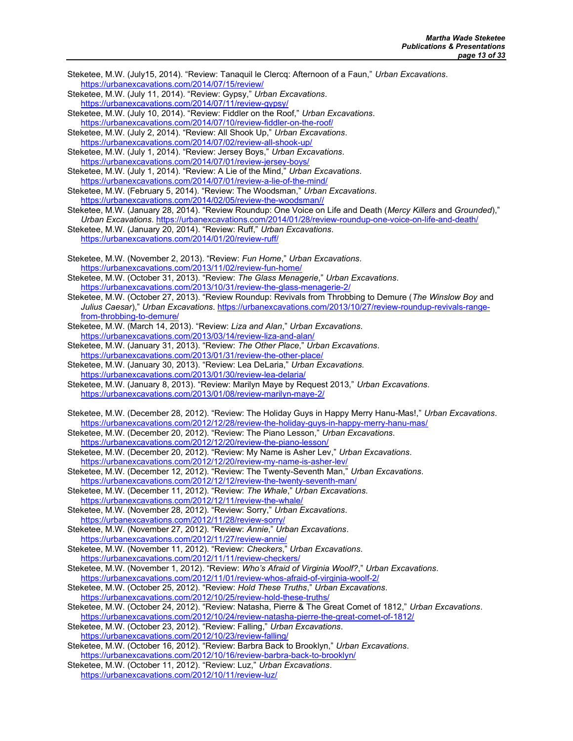Steketee, M.W. (July15, 2014). “Review: Tanaquil le Clercq: Afternoon of a Faun,” *Urban Excavations*. https://urbanexcavations.com/2014/07/15/review/

Steketee, M.W. (July 11, 2014). “Review: Gypsy,” *Urban Excavations*. https://urbanexcavations.com/2014/07/11/review-gypsy/

Steketee, M.W. (July 10, 2014). “Review: Fiddler on the Roof,” *Urban Excavations*. https://urbanexcavations.com/2014/07/10/review-fiddler-on-the-roof/

Steketee, M.W. (July 2, 2014). “Review: All Shook Up,” *Urban Excavations*. https://urbanexcavations.com/2014/07/02/review-all-shook-up/

Steketee, M.W. (July 1, 2014). “Review: Jersey Boys,” *Urban Excavations*. https://urbanexcavations.com/2014/07/01/review-jersey-boys/

Steketee, M.W. (July 1, 2014). “Review: A Lie of the Mind,” *Urban Excavations*. https://urbanexcavations.com/2014/07/01/review-a-lie-of-the-mind/

Steketee, M.W. (February 5, 2014). “Review: The Woodsman,” *Urban Excavations*. https://urbanexcavations.com/2014/02/05/review-the-woodsman//

Steketee, M.W. (January 28, 2014). “Review Roundup: One Voice on Life and Death (*Mercy Killers* and *Grounded*),” *Urban Excavations*. https://urbanexcavations.com/2014/01/28/review-roundup-one-voice-on-life-and-death/

Steketee, M.W. (January 20, 2014). “Review: Ruff,” *Urban Excavations*. https://urbanexcavations.com/2014/01/20/review-ruff/

Steketee, M.W. (November 2, 2013). “Review: *Fun Home*,” *Urban Excavations*. https://urbanexcavations.com/2013/11/02/review-fun-home/

Steketee, M.W. (October 31, 2013). “Review: *The Glass Menagerie*,” *Urban Excavations*. https://urbanexcavations.com/2013/10/31/review-the-glass-menagerie-2/

Steketee, M.W. (October 27, 2013). “Review Roundup: Revivals from Throbbing to Demure (*The Winslow Boy* and *Julius Caesar*),” *Urban Excavations*. https://urbanexcavations.com/2013/10/27/review-roundup-revivals-range-from-throbbing-to-demure/

Steketee, M.W. (March 14, 2013). “Review: *Liza and Alan*,” *Urban Excavations*. https://urbanexcavations.com/2013/03/14/review-liza-and-alan/

Steketee, M.W. (January 31, 2013). “Review: *The Other Place*,” *Urban Excavations*. https://urbanexcavations.com/2013/01/31/review-the-other-place/

Steketee, M.W. (January 30, 2013). “Review: Lea DeLaria,” *Urban Excavations*. https://urbanexcavations.com/2013/01/30/review-lea-delaria/

Steketee, M.W. (January 8, 2013). “Review: Marilyn Maye by Request 2013,” *Urban Excavations*. https://urbanexcavations.com/2013/01/08/review-marilyn-maye-2/

Steketee, M.W. (December 28, 2012). “Review: The Holiday Guys in Happy Merry Hanu-Mas!,” *Urban Excavations*. https://urbanexcavations.com/2012/12/28/review-the-holiday-guys-in-happy-merry-hanu-mas/

Steketee, M.W. (December 20, 2012). “Review: The Piano Lesson,” *Urban Excavations*. https://urbanexcavations.com/2012/12/20/review-the-piano-lesson/

Steketee, M.W. (December 20, 2012). “Review: My Name is Asher Lev,” *Urban Excavations*. https://urbanexcavations.com/2012/12/20/review-my-name-is-asher-lev/

Steketee, M.W. (December 12, 2012). “Review: The Twenty-Seventh Man,” *Urban Excavations*. https://urbanexcavations.com/2012/12/12/review-the-twenty-seventh-man/

Steketee, M.W. (December 11, 2012). “Review: *The Whale*,” *Urban Excavations*. https://urbanexcavations.com/2012/12/11/review-the-whale/

Steketee, M.W. (November 28, 2012). “Review: Sorry,” *Urban Excavations*. https://urbanexcavations.com/2012/11/28/review-sorry/

Steketee, M.W. (November 27, 2012). “Review: *Annie*,” *Urban Excavations*. https://urbanexcavations.com/2012/11/27/review-annie/

Steketee, M.W. (November 11, 2012). “Review: *Checkers*,” *Urban Excavations*. https://urbanexcavations.com/2012/11/11/review-checkers/

Steketee, M.W. (November 1, 2012). “Review: *Who’s Afraid of Virginia Woolf?*,” *Urban Excavations*. https://urbanexcavations.com/2012/11/01/review-whos-afraid-of-virginia-woolf-2/

Steketee, M.W. (October 25, 2012). “Review: *Hold These Truths*,” *Urban Excavations*. https://urbanexcavations.com/2012/10/25/review-hold-these-truths/

Steketee, M.W. (October 24, 2012). “Review: Natasha, Pierre & The Great Comet of 1812,” *Urban Excavations*. https://urbanexcavations.com/2012/10/24/review-natasha-pierre-the-great-comet-of-1812/

Steketee, M.W. (October 23, 2012). “Review: Falling,” *Urban Excavations*. https://urbanexcavations.com/2012/10/23/review-falling/

Steketee, M.W. (October 16, 2012). “Review: Barbra Back to Brooklyn,” *Urban Excavations*. https://urbanexcavations.com/2012/10/16/review-barbra-back-to-brooklyn/

Steketee, M.W. (October 11, 2012). “Review: Luz,” *Urban Excavations*. https://urbanexcavations.com/2012/10/11/review-luz/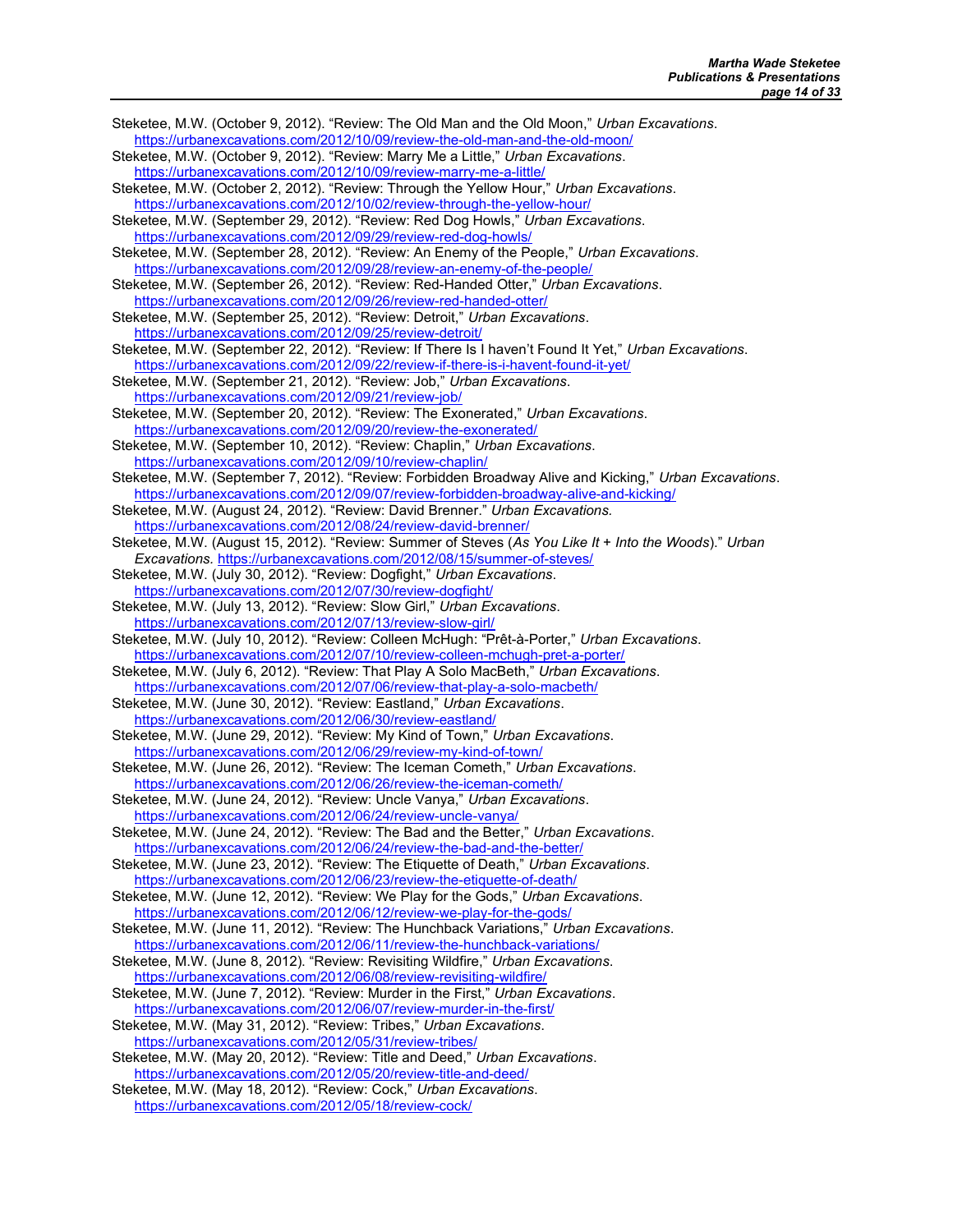Steketee, M.W. (October 9, 2012). "Review: The Old Man and the Old Moon," *Urban Excavations*. https://urbanexcavations.com/2012/10/09/review-the-old-man-and-the-old-moon/

Steketee, M.W. (October 9, 2012). "Review: Marry Me a Little," *Urban Excavations*. https://urbanexcavations.com/2012/10/09/review-marry-me-a-little/

Steketee, M.W. (October 2, 2012). "Review: Through the Yellow Hour," *Urban Excavations*. https://urbanexcavations.com/2012/10/02/review-through-the-yellow-hour/

Steketee, M.W. (September 29, 2012). "Review: Red Dog Howls," *Urban Excavations*. https://urbanexcavations.com/2012/09/29/review-red-dog-howls/

Steketee, M.W. (September 28, 2012). "Review: An Enemy of the People," *Urban Excavations*. https://urbanexcavations.com/2012/09/28/review-an-enemy-of-the-people/

Steketee, M.W. (September 26, 2012). "Review: Red-Handed Otter," *Urban Excavations*. https://urbanexcavations.com/2012/09/26/review-red-handed-otter/

Steketee, M.W. (September 25, 2012). "Review: Detroit," *Urban Excavations*. https://urbanexcavations.com/2012/09/25/review-detroit/

Steketee, M.W. (September 22, 2012). "Review: If There Is I haven't Found It Yet," *Urban Excavations*. https://urbanexcavations.com/2012/09/22/review-if-there-is-i-havent-found-it-yet/

Steketee, M.W. (September 21, 2012). "Review: Job," *Urban Excavations*. https://urbanexcavations.com/2012/09/21/review-job/

Steketee, M.W. (September 20, 2012). "Review: The Exonerated," *Urban Excavations*. https://urbanexcavations.com/2012/09/20/review-the-exonerated/

Steketee, M.W. (September 10, 2012). "Review: Chaplin," *Urban Excavations*. https://urbanexcavations.com/2012/09/10/review-chaplin/

Steketee, M.W. (September 7, 2012). "Review: Forbidden Broadway Alive and Kicking," *Urban Excavations*. https://urbanexcavations.com/2012/09/07/review-forbidden-broadway-alive-and-kicking/

Steketee, M.W. (August 24, 2012). "Review: David Brenner." *Urban Excavations.* https://urbanexcavations.com/2012/08/24/review-david-brenner/

Steketee, M.W. (August 15, 2012). "Review: Summer of Steves (*As You Like It* + *Into the Woods*)." *Urban Excavations.* https://urbanexcavations.com/2012/08/15/summer-of-steves/

Steketee, M.W. (July 30, 2012). "Review: Dogfight," *Urban Excavations*. https://urbanexcavations.com/2012/07/30/review-dogfight/

Steketee, M.W. (July 13, 2012). "Review: Slow Girl," *Urban Excavations*. https://urbanexcavations.com/2012/07/13/review-slow-girl/

Steketee, M.W. (July 10, 2012). "Review: Colleen McHugh: "Prêt-à-Porter," *Urban Excavations*. https://urbanexcavations.com/2012/07/10/review-colleen-mchugh-pret-a-porter/

Steketee, M.W. (July 6, 2012). "Review: That Play A Solo MacBeth," *Urban Excavations*. https://urbanexcavations.com/2012/07/06/review-that-play-a-solo-macbeth/

Steketee, M.W. (June 30, 2012). "Review: Eastland," *Urban Excavations*. https://urbanexcavations.com/2012/06/30/review-eastland/

Steketee, M.W. (June 29, 2012). "Review: My Kind of Town," *Urban Excavations*. https://urbanexcavations.com/2012/06/29/review-my-kind-of-town/

Steketee, M.W. (June 26, 2012). "Review: The Iceman Cometh," *Urban Excavations*. https://urbanexcavations.com/2012/06/26/review-the-iceman-cometh/

Steketee, M.W. (June 24, 2012). "Review: Uncle Vanya," *Urban Excavations*. https://urbanexcavations.com/2012/06/24/review-uncle-vanya/

Steketee, M.W. (June 24, 2012). "Review: The Bad and the Better," *Urban Excavations*. https://urbanexcavations.com/2012/06/24/review-the-bad-and-the-better/

Steketee, M.W. (June 23, 2012). "Review: The Etiquette of Death," *Urban Excavations*. https://urbanexcavations.com/2012/06/23/review-the-etiquette-of-death/

Steketee, M.W. (June 12, 2012). "Review: We Play for the Gods," *Urban Excavations*. https://urbanexcavations.com/2012/06/12/review-we-play-for-the-gods/

Steketee, M.W. (June 11, 2012). "Review: The Hunchback Variations," *Urban Excavations*. https://urbanexcavations.com/2012/06/11/review-the-hunchback-variations/

Steketee, M.W. (June 8, 2012). "Review: Revisiting Wildfire," *Urban Excavations*. https://urbanexcavations.com/2012/06/08/review-revisiting-wildfire/

Steketee, M.W. (June 7, 2012). "Review: Murder in the First," *Urban Excavations*. https://urbanexcavations.com/2012/06/07/review-murder-in-the-first/

Steketee, M.W. (May 31, 2012). "Review: Tribes," *Urban Excavations*. https://urbanexcavations.com/2012/05/31/review-tribes/

Steketee, M.W. (May 20, 2012). "Review: Title and Deed," *Urban Excavations*. https://urbanexcavations.com/2012/05/20/review-title-and-deed/

Steketee, M.W. (May 18, 2012). "Review: Cock," *Urban Excavations*. https://urbanexcavations.com/2012/05/18/review-cock/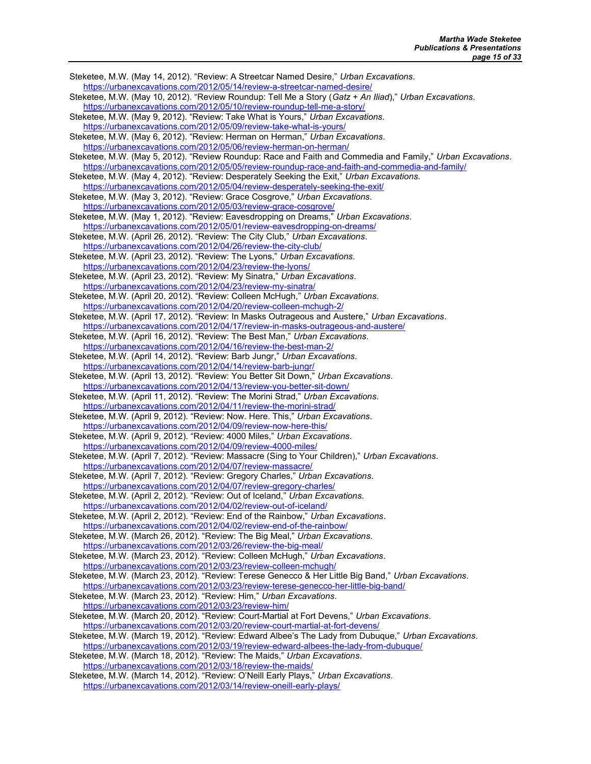Steketee, M.W. (May 14, 2012). "Review: A Streetcar Named Desire," *Urban Excavations*. https://urbanexcavations.com/2012/05/14/review-a-streetcar-named-desire/

Steketee, M.W. (May 10, 2012). "Review Roundup: Tell Me a Story (*Gatz* + *An Iliad*)," *Urban Excavations*. https://urbanexcavations.com/2012/05/10/review-roundup-tell-me-a-story/

Steketee, M.W. (May 9, 2012). "Review: Take What is Yours," *Urban Excavations*. https://urbanexcavations.com/2012/05/09/review-take-what-is-yours/

Steketee, M.W. (May 6, 2012). "Review: Herman on Herman," *Urban Excavations*. https://urbanexcavations.com/2012/05/06/review-herman-on-herman/

Steketee, M.W. (May 5, 2012). "Review Roundup: Race and Faith and Commedia and Family," *Urban Excavations*. https://urbanexcavations.com/2012/05/05/review-roundup-race-and-faith-and-commedia-and-family/

Steketee, M.W. (May 4, 2012). "Review: Desperately Seeking the Exit," *Urban Excavations*. https://urbanexcavations.com/2012/05/04/review-desperately-seeking-the-exit/

Steketee, M.W. (May 3, 2012). "Review: Grace Cosgrove," *Urban Excavations*. https://urbanexcavations.com/2012/05/03/review-grace-cosgrove/

Steketee, M.W. (May 1, 2012). "Review: Eavesdropping on Dreams," *Urban Excavations*. https://urbanexcavations.com/2012/05/01/review-eavesdropping-on-dreams/

Steketee, M.W. (April 26, 2012). "Review: The City Club," *Urban Excavations*. https://urbanexcavations.com/2012/04/26/review-the-city-club/

Steketee, M.W. (April 23, 2012). "Review: The Lyons," *Urban Excavations*. https://urbanexcavations.com/2012/04/23/review-the-lyons/

Steketee, M.W. (April 23, 2012). "Review: My Sinatra," *Urban Excavations*. https://urbanexcavations.com/2012/04/23/review-my-sinatra/

Steketee, M.W. (April 20, 2012). "Review: Colleen McHugh," *Urban Excavations*. https://urbanexcavations.com/2012/04/20/review-colleen-mchugh-2/

Steketee, M.W. (April 17, 2012). "Review: In Masks Outrageous and Austere," *Urban Excavations*. https://urbanexcavations.com/2012/04/17/review-in-masks-outrageous-and-austere/

Steketee, M.W. (April 16, 2012). "Review: The Best Man," *Urban Excavations*. https://urbanexcavations.com/2012/04/16/review-the-best-man-2/

Steketee, M.W. (April 14, 2012). "Review: Barb Jungr," *Urban Excavations*. https://urbanexcavations.com/2012/04/14/review-barb-jungr/

Steketee, M.W. (April 13, 2012). "Review: You Better Sit Down," *Urban Excavations*. https://urbanexcavations.com/2012/04/13/review-you-better-sit-down/

Steketee, M.W. (April 11, 2012). "Review: The Morini Strad," *Urban Excavations*. https://urbanexcavations.com/2012/04/11/review-the-morini-strad/

Steketee, M.W. (April 9, 2012). "Review: Now. Here. This," *Urban Excavations*. https://urbanexcavations.com/2012/04/09/review-now-here-this/

Steketee, M.W. (April 9, 2012). "Review: 4000 Miles," *Urban Excavations*. https://urbanexcavations.com/2012/04/09/review-4000-miles/

Steketee, M.W. (April 7, 2012). "Review: Massacre (Sing to Your Children)," *Urban Excavations*. https://urbanexcavations.com/2012/04/07/review-massacre/

Steketee, M.W. (April 7, 2012). "Review: Gregory Charles," *Urban Excavations*. https://urbanexcavations.com/2012/04/07/review-gregory-charles/

Steketee, M.W. (April 2, 2012). "Review: Out of Iceland," *Urban Excavations*. https://urbanexcavations.com/2012/04/02/review-out-of-iceland/

Steketee, M.W. (April 2, 2012). "Review: End of the Rainbow," *Urban Excavations*. https://urbanexcavations.com/2012/04/02/review-end-of-the-rainbow/

Steketee, M.W. (March 26, 2012). "Review: The Big Meal," *Urban Excavations*. https://urbanexcavations.com/2012/03/26/review-the-big-meal/

Steketee, M.W. (March 23, 2012). "Review: Colleen McHugh," *Urban Excavations*. https://urbanexcavations.com/2012/03/23/review-colleen-mchugh/

Steketee, M.W. (March 23, 2012). "Review: Terese Genecco & Her Little Big Band," *Urban Excavations*. https://urbanexcavations.com/2012/03/23/review-terese-genecco-her-little-big-band/

Steketee, M.W. (March 23, 2012). "Review: Him," *Urban Excavations*. https://urbanexcavations.com/2012/03/23/review-him/

Steketee, M.W. (March 20, 2012). "Review: Court-Martial at Fort Devens," *Urban Excavations*. https://urbanexcavations.com/2012/03/20/review-court-martial-at-fort-devens/

Steketee, M.W. (March 19, 2012). "Review: Edward Albee's The Lady from Dubuque," *Urban Excavations*. https://urbanexcavations.com/2012/03/19/review-edward-albees-the-lady-from-dubuque/

Steketee, M.W. (March 18, 2012). "Review: The Maids," *Urban Excavations*. https://urbanexcavations.com/2012/03/18/review-the-maids/

Steketee, M.W. (March 14, 2012). "Review: O'Neill Early Plays," *Urban Excavations*. https://urbanexcavations.com/2012/03/14/review-oneill-early-plays/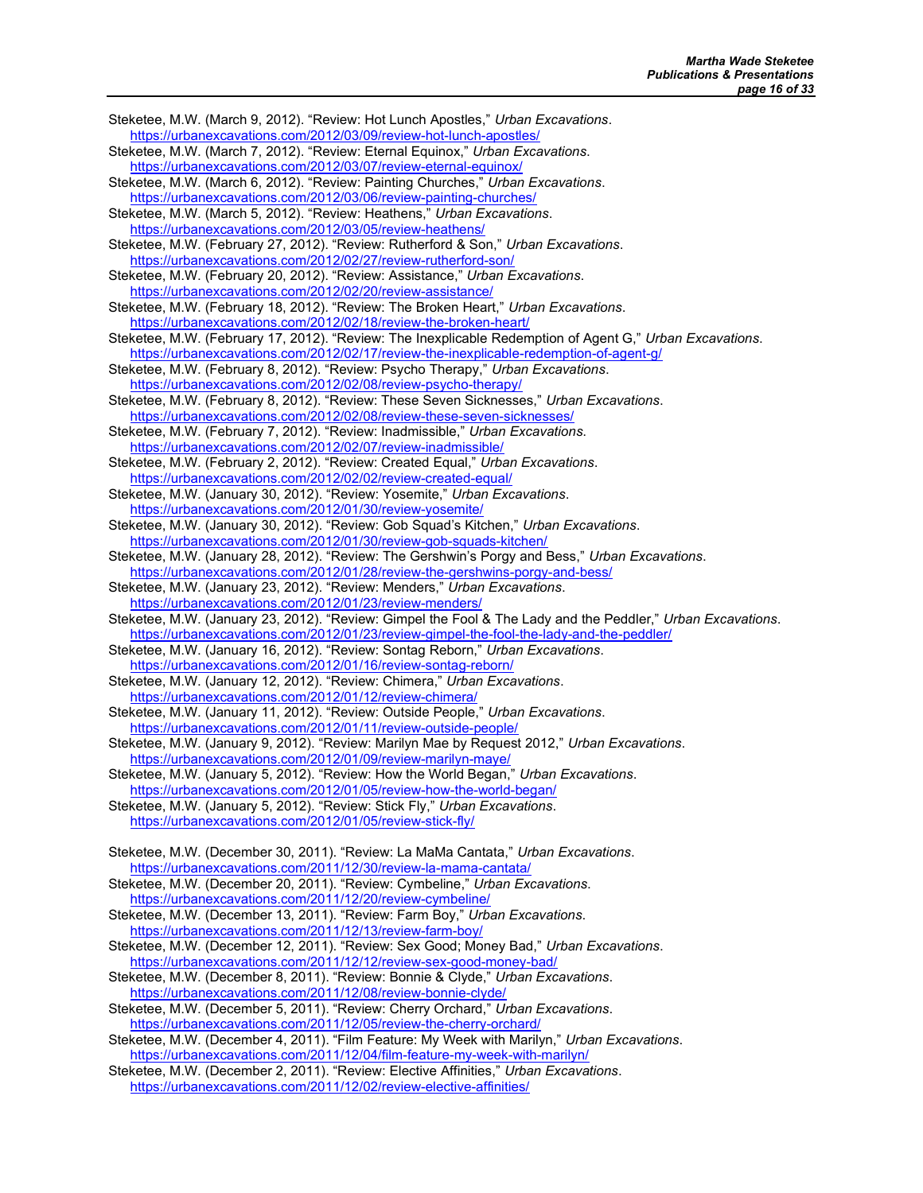Steketee, M.W. (March 9, 2012). “Review: Hot Lunch Apostles,” *Urban Excavations*. https://urbanexcavations.com/2012/03/09/review-hot-lunch-apostles/

Steketee, M.W. (March 7, 2012). “Review: Eternal Equinox,” *Urban Excavations*. https://urbanexcavations.com/2012/03/07/review-eternal-equinox/

Steketee, M.W. (March 6, 2012). “Review: Painting Churches,” *Urban Excavations*. https://urbanexcavations.com/2012/03/06/review-painting-churches/

Steketee, M.W. (March 5, 2012). “Review: Heathens,” *Urban Excavations*. https://urbanexcavations.com/2012/03/05/review-heathens/

Steketee, M.W. (February 27, 2012). “Review: Rutherford & Son,” *Urban Excavations*. https://urbanexcavations.com/2012/02/27/review-rutherford-son/

Steketee, M.W. (February 20, 2012). “Review: Assistance,” *Urban Excavations*. https://urbanexcavations.com/2012/02/20/review-assistance/

Steketee, M.W. (February 18, 2012). “Review: The Broken Heart,” *Urban Excavations*. https://urbanexcavations.com/2012/02/18/review-the-broken-heart/

Steketee, M.W. (February 17, 2012). “Review: The Inexplicable Redemption of Agent G,” *Urban Excavations*. https://urbanexcavations.com/2012/02/17/review-the-inexplicable-redemption-of-agent-g/

Steketee, M.W. (February 8, 2012). “Review: Psycho Therapy,” *Urban Excavations*. https://urbanexcavations.com/2012/02/08/review-psycho-therapy/

Steketee, M.W. (February 8, 2012). “Review: These Seven Sicknesses,” *Urban Excavations*. https://urbanexcavations.com/2012/02/08/review-these-seven-sicknesses/

Steketee, M.W. (February 7, 2012). “Review: Inadmissible,” *Urban Excavations*. https://urbanexcavations.com/2012/02/07/review-inadmissible/

Steketee, M.W. (February 2, 2012). “Review: Created Equal,” *Urban Excavations*. https://urbanexcavations.com/2012/02/02/review-created-equal/

Steketee, M.W. (January 30, 2012). “Review: Yosemite,” *Urban Excavations*. https://urbanexcavations.com/2012/01/30/review-yosemite/

Steketee, M.W. (January 30, 2012). “Review: Gob Squad’s Kitchen,” *Urban Excavations*. https://urbanexcavations.com/2012/01/30/review-gob-squads-kitchen/

Steketee, M.W. (January 28, 2012). “Review: The Gershwin’s Porgy and Bess,” *Urban Excavations*. https://urbanexcavations.com/2012/01/28/review-the-gershwins-porgy-and-bess/

Steketee, M.W. (January 23, 2012). “Review: Menders,” *Urban Excavations*. https://urbanexcavations.com/2012/01/23/review-menders/

Steketee, M.W. (January 23, 2012). “Review: Gimpel the Fool & The Lady and the Peddler,” *Urban Excavations*. https://urbanexcavations.com/2012/01/23/review-gimpel-the-fool-the-lady-and-the-peddler/

Steketee, M.W. (January 16, 2012). “Review: Sontag Reborn,” *Urban Excavations*. https://urbanexcavations.com/2012/01/16/review-sontag-reborn/

Steketee, M.W. (January 12, 2012). “Review: Chimera,” *Urban Excavations*. https://urbanexcavations.com/2012/01/12/review-chimera/

Steketee, M.W. (January 11, 2012). “Review: Outside People,” *Urban Excavations*. https://urbanexcavations.com/2012/01/11/review-outside-people/

Steketee, M.W. (January 9, 2012). “Review: Marilyn Mae by Request 2012,” *Urban Excavations*. https://urbanexcavations.com/2012/01/09/review-marilyn-maye/

Steketee, M.W. (January 5, 2012). “Review: How the World Began,” *Urban Excavations*. https://urbanexcavations.com/2012/01/05/review-how-the-world-began/

Steketee, M.W. (January 5, 2012). “Review: Stick Fly,” *Urban Excavations*. https://urbanexcavations.com/2012/01/05/review-stick-fly/

Steketee, M.W. (December 30, 2011). “Review: La MaMa Cantata,” *Urban Excavations*. https://urbanexcavations.com/2011/12/30/review-la-mama-cantata/

Steketee, M.W. (December 20, 2011). “Review: Cymbeline,” *Urban Excavations*. https://urbanexcavations.com/2011/12/20/review-cymbeline/

Steketee, M.W. (December 13, 2011). “Review: Farm Boy,” *Urban Excavations*. https://urbanexcavations.com/2011/12/13/review-farm-boy/

Steketee, M.W. (December 12, 2011). “Review: Sex Good; Money Bad,” *Urban Excavations*. https://urbanexcavations.com/2011/12/12/review-sex-good-money-bad/

Steketee, M.W. (December 8, 2011). “Review: Bonnie & Clyde,” *Urban Excavations*. https://urbanexcavations.com/2011/12/08/review-bonnie-clyde/

Steketee, M.W. (December 5, 2011). “Review: Cherry Orchard,” *Urban Excavations*. https://urbanexcavations.com/2011/12/05/review-the-cherry-orchard/

Steketee, M.W. (December 4, 2011). “Film Feature: My Week with Marilyn,” *Urban Excavations*. https://urbanexcavations.com/2011/12/04/film-feature-my-week-with-marilyn/

Steketee, M.W. (December 2, 2011). “Review: Elective Affinities,” *Urban Excavations*. https://urbanexcavations.com/2011/12/02/review-elective-affinities/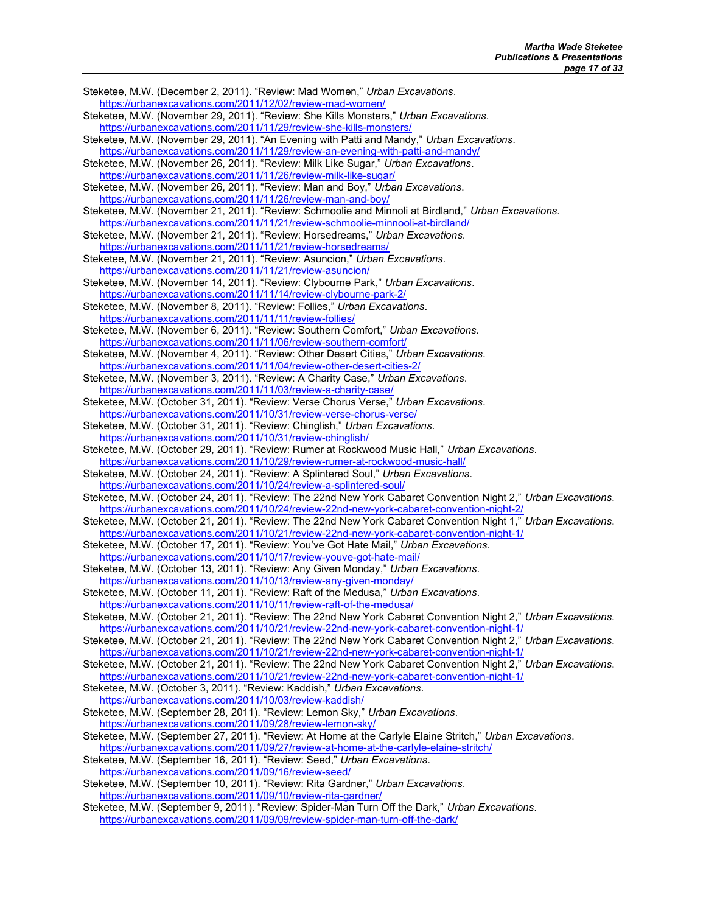Steketee, M.W. (December 2, 2011). "Review: Mad Women," *Urban Excavations*. https://urbanexcavations.com/2011/12/02/review-mad-women/

Steketee, M.W. (November 29, 2011). "Review: She Kills Monsters," *Urban Excavations*. https://urbanexcavations.com/2011/11/29/review-she-kills-monsters/

Steketee, M.W. (November 29, 2011). "An Evening with Patti and Mandy," *Urban Excavations*. https://urbanexcavations.com/2011/11/29/review-an-evening-with-patti-and-mandy/

Steketee, M.W. (November 26, 2011). "Review: Milk Like Sugar," *Urban Excavations*. https://urbanexcavations.com/2011/11/26/review-milk-like-sugar/

Steketee, M.W. (November 26, 2011). "Review: Man and Boy," *Urban Excavations*. https://urbanexcavations.com/2011/11/26/review-man-and-boy/

Steketee, M.W. (November 21, 2011). "Review: Schmoolie and Minnoli at Birdland," *Urban Excavations*. https://urbanexcavations.com/2011/11/21/review-schmoolie-minnooli-at-birdland/

Steketee, M.W. (November 21, 2011). "Review: Horsedreams," *Urban Excavations*. https://urbanexcavations.com/2011/11/21/review-horsedreams/

Steketee, M.W. (November 21, 2011). "Review: Asuncion," *Urban Excavations*. https://urbanexcavations.com/2011/11/21/review-asuncion/

Steketee, M.W. (November 14, 2011). "Review: Clybourne Park," *Urban Excavations*. https://urbanexcavations.com/2011/11/14/review-clybourne-park-2/

Steketee, M.W. (November 8, 2011). "Review: Follies," *Urban Excavations*. https://urbanexcavations.com/2011/11/11/review-follies/

Steketee, M.W. (November 6, 2011). "Review: Southern Comfort," *Urban Excavations*. https://urbanexcavations.com/2011/11/06/review-southern-comfort/

Steketee, M.W. (November 4, 2011). "Review: Other Desert Cities," *Urban Excavations*. https://urbanexcavations.com/2011/11/04/review-other-desert-cities-2/

Steketee, M.W. (November 3, 2011). "Review: A Charity Case," *Urban Excavations*. https://urbanexcavations.com/2011/11/03/review-a-charity-case/

Steketee, M.W. (October 31, 2011). "Review: Verse Chorus Verse," *Urban Excavations*. https://urbanexcavations.com/2011/10/31/review-verse-chorus-verse/

Steketee, M.W. (October 31, 2011). "Review: Chinglish," *Urban Excavations*. https://urbanexcavations.com/2011/10/31/review-chinglish/

Steketee, M.W. (October 29, 2011). "Review: Rumer at Rockwood Music Hall," *Urban Excavations*. https://urbanexcavations.com/2011/10/29/review-rumer-at-rockwood-music-hall/

Steketee, M.W. (October 24, 2011). "Review: A Splintered Soul," *Urban Excavations*. https://urbanexcavations.com/2011/10/24/review-a-splintered-soul/

Steketee, M.W. (October 24, 2011). "Review: The 22nd New York Cabaret Convention Night 2," *Urban Excavations*. https://urbanexcavations.com/2011/10/24/review-22nd-new-york-cabaret-convention-night-2/

Steketee, M.W. (October 21, 2011). "Review: The 22nd New York Cabaret Convention Night 1," *Urban Excavations*. https://urbanexcavations.com/2011/10/21/review-22nd-new-york-cabaret-convention-night-1/

Steketee, M.W. (October 17, 2011). "Review: You've Got Hate Mail," *Urban Excavations*. https://urbanexcavations.com/2011/10/17/review-youve-got-hate-mail/

Steketee, M.W. (October 13, 2011). "Review: Any Given Monday," *Urban Excavations*. https://urbanexcavations.com/2011/10/13/review-any-given-monday/

Steketee, M.W. (October 11, 2011). "Review: Raft of the Medusa," *Urban Excavations*. https://urbanexcavations.com/2011/10/11/review-raft-of-the-medusa/

Steketee, M.W. (October 21, 2011). "Review: The 22nd New York Cabaret Convention Night 2," *Urban Excavations*. https://urbanexcavations.com/2011/10/21/review-22nd-new-york-cabaret-convention-night-1/

Steketee, M.W. (October 21, 2011). "Review: The 22nd New York Cabaret Convention Night 2," *Urban Excavations*. https://urbanexcavations.com/2011/10/21/review-22nd-new-york-cabaret-convention-night-1/

Steketee, M.W. (October 21, 2011). "Review: The 22nd New York Cabaret Convention Night 2," *Urban Excavations*. https://urbanexcavations.com/2011/10/21/review-22nd-new-york-cabaret-convention-night-1/

Steketee, M.W. (October 3, 2011). "Review: Kaddish," *Urban Excavations*. https://urbanexcavations.com/2011/10/03/review-kaddish/

Steketee, M.W. (September 28, 2011). "Review: Lemon Sky," *Urban Excavations*. https://urbanexcavations.com/2011/09/28/review-lemon-sky/

Steketee, M.W. (September 27, 2011). "Review: At Home at the Carlyle Elaine Stritch," *Urban Excavations*. https://urbanexcavations.com/2011/09/27/review-at-home-at-the-carlyle-elaine-stritch/

Steketee, M.W. (September 16, 2011). "Review: Seed," *Urban Excavations*. https://urbanexcavations.com/2011/09/16/review-seed/

Steketee, M.W. (September 10, 2011). "Review: Rita Gardner," *Urban Excavations*. https://urbanexcavations.com/2011/09/10/review-rita-gardner/

Steketee, M.W. (September 9, 2011). "Review: Spider-Man Turn Off the Dark," *Urban Excavations*. https://urbanexcavations.com/2011/09/09/review-spider-man-turn-off-the-dark/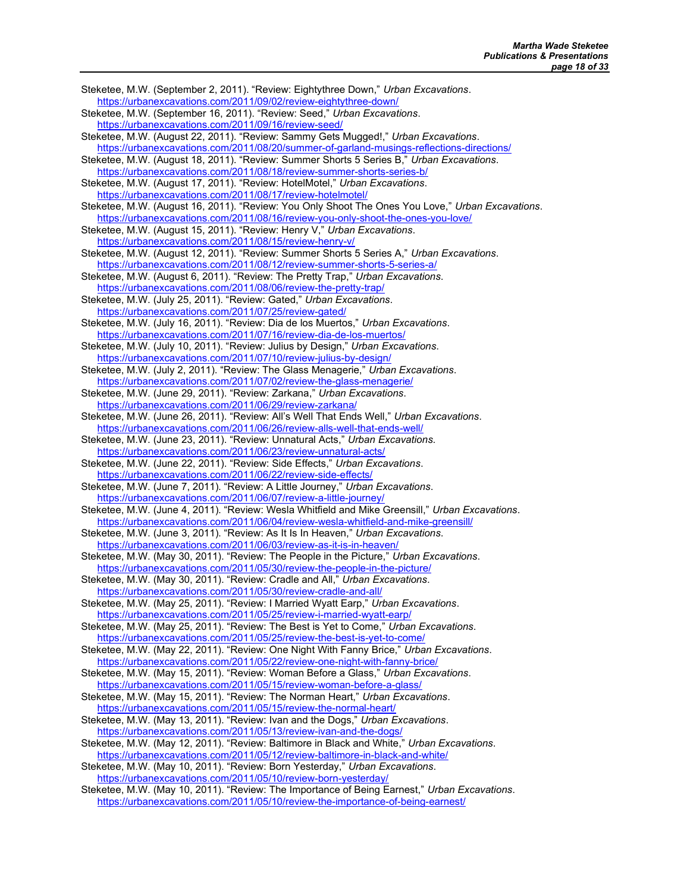Steketee, M.W. (September 2, 2011). "Review: Eightythree Down," *Urban Excavations*. https://urbanexcavations.com/2011/09/02/review-eightythree-down/

Steketee, M.W. (September 16, 2011). "Review: Seed," *Urban Excavations*. https://urbanexcavations.com/2011/09/16/review-seed/

Steketee, M.W. (August 22, 2011). "Review: Sammy Gets Mugged!," *Urban Excavations*. https://urbanexcavations.com/2011/08/20/summer-of-garland-musings-reflections-directions/

Steketee, M.W. (August 18, 2011). "Review: Summer Shorts 5 Series B," *Urban Excavations*. https://urbanexcavations.com/2011/08/18/review-summer-shorts-series-b/

Steketee, M.W. (August 17, 2011). "Review: HotelMotel," *Urban Excavations*. https://urbanexcavations.com/2011/08/17/review-hotelmotel/

Steketee, M.W. (August 16, 2011). "Review: You Only Shoot The Ones You Love," *Urban Excavations*. https://urbanexcavations.com/2011/08/16/review-you-only-shoot-the-ones-you-love/

Steketee, M.W. (August 15, 2011). "Review: Henry V," *Urban Excavations*. https://urbanexcavations.com/2011/08/15/review-henry-v/

Steketee, M.W. (August 12, 2011). "Review: Summer Shorts 5 Series A," *Urban Excavations*. https://urbanexcavations.com/2011/08/12/review-summer-shorts-5-series-a/

Steketee, M.W. (August 6, 2011). "Review: The Pretty Trap," *Urban Excavations*. https://urbanexcavations.com/2011/08/06/review-the-pretty-trap/

Steketee, M.W. (July 25, 2011). "Review: Gated," *Urban Excavations*. https://urbanexcavations.com/2011/07/25/review-gated/

Steketee, M.W. (July 16, 2011). "Review: Dia de los Muertos," *Urban Excavations*. https://urbanexcavations.com/2011/07/16/review-dia-de-los-muertos/

Steketee, M.W. (July 10, 2011). "Review: Julius by Design," *Urban Excavations*. https://urbanexcavations.com/2011/07/10/review-julius-by-design/

Steketee, M.W. (July 2, 2011). "Review: The Glass Menagerie," *Urban Excavations*. https://urbanexcavations.com/2011/07/02/review-the-glass-menagerie/

Steketee, M.W. (June 29, 2011). "Review: Zarkana," *Urban Excavations*. https://urbanexcavations.com/2011/06/29/review-zarkana/

Steketee, M.W. (June 26, 2011). "Review: All's Well That Ends Well," *Urban Excavations*. https://urbanexcavations.com/2011/06/26/review-alls-well-that-ends-well/

Steketee, M.W. (June 23, 2011). "Review: Unnatural Acts," *Urban Excavations*. https://urbanexcavations.com/2011/06/23/review-unnatural-acts/

Steketee, M.W. (June 22, 2011). "Review: Side Effects," *Urban Excavations*. https://urbanexcavations.com/2011/06/22/review-side-effects/

Steketee, M.W. (June 7, 2011). "Review: A Little Journey," *Urban Excavations*. https://urbanexcavations.com/2011/06/07/review-a-little-journey/

Steketee, M.W. (June 4, 2011). "Review: Wesla Whitfield and Mike Greensill," *Urban Excavations*. https://urbanexcavations.com/2011/06/04/review-wesla-whitfield-and-mike-greensill/

Steketee, M.W. (June 3, 2011). "Review: As It Is In Heaven," *Urban Excavations*. https://urbanexcavations.com/2011/06/03/review-as-it-is-in-heaven/

Steketee, M.W. (May 30, 2011). "Review: The People in the Picture," *Urban Excavations*. https://urbanexcavations.com/2011/05/30/review-the-people-in-the-picture/

Steketee, M.W. (May 30, 2011). "Review: Cradle and All," *Urban Excavations*. https://urbanexcavations.com/2011/05/30/review-cradle-and-all/

Steketee, M.W. (May 25, 2011). "Review: I Married Wyatt Earp," *Urban Excavations*. https://urbanexcavations.com/2011/05/25/review-i-married-wyatt-earp/

Steketee, M.W. (May 25, 2011). "Review: The Best is Yet to Come," *Urban Excavations*. https://urbanexcavations.com/2011/05/25/review-the-best-is-yet-to-come/

Steketee, M.W. (May 22, 2011). "Review: One Night With Fanny Brice," *Urban Excavations*. https://urbanexcavations.com/2011/05/22/review-one-night-with-fanny-brice/

Steketee, M.W. (May 15, 2011). "Review: Woman Before a Glass," *Urban Excavations*. https://urbanexcavations.com/2011/05/15/review-woman-before-a-glass/

Steketee, M.W. (May 15, 2011). "Review: The Norman Heart," *Urban Excavations*. https://urbanexcavations.com/2011/05/15/review-the-normal-heart/

Steketee, M.W. (May 13, 2011). "Review: Ivan and the Dogs," *Urban Excavations*. https://urbanexcavations.com/2011/05/13/review-ivan-and-the-dogs/

Steketee, M.W. (May 12, 2011). "Review: Baltimore in Black and White," *Urban Excavations*. https://urbanexcavations.com/2011/05/12/review-baltimore-in-black-and-white/

Steketee, M.W. (May 10, 2011). "Review: Born Yesterday," *Urban Excavations*. https://urbanexcavations.com/2011/05/10/review-born-yesterday/

Steketee, M.W. (May 10, 2011). "Review: The Importance of Being Earnest," *Urban Excavations*. https://urbanexcavations.com/2011/05/10/review-the-importance-of-being-earnest/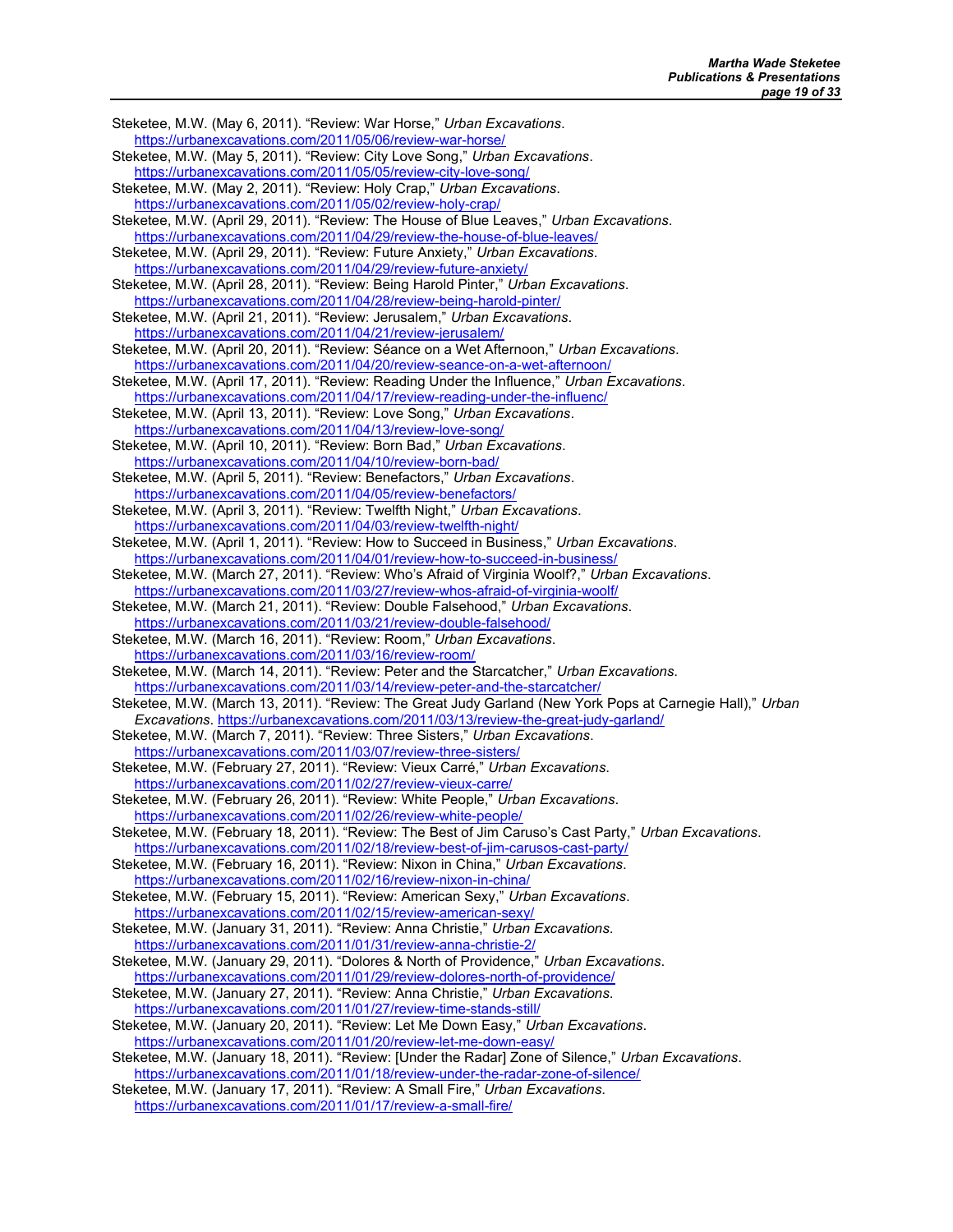Steketee, M.W. (May 6, 2011). “Review: War Horse,” *Urban Excavations*. https://urbanexcavations.com/2011/05/06/review-war-horse/

Steketee, M.W. (May 5, 2011). “Review: City Love Song,” *Urban Excavations*. https://urbanexcavations.com/2011/05/05/review-city-love-song/

Steketee, M.W. (May 2, 2011). “Review: Holy Crap,” *Urban Excavations*. https://urbanexcavations.com/2011/05/02/review-holy-crap/

Steketee, M.W. (April 29, 2011). “Review: The House of Blue Leaves,” *Urban Excavations*. https://urbanexcavations.com/2011/04/29/review-the-house-of-blue-leaves/

Steketee, M.W. (April 29, 2011). “Review: Future Anxiety,” *Urban Excavations*. https://urbanexcavations.com/2011/04/29/review-future-anxiety/

Steketee, M.W. (April 28, 2011). “Review: Being Harold Pinter,” *Urban Excavations*. https://urbanexcavations.com/2011/04/28/review-being-harold-pinter/

Steketee, M.W. (April 21, 2011). “Review: Jerusalem,” *Urban Excavations*. https://urbanexcavations.com/2011/04/21/review-jerusalem/

Steketee, M.W. (April 20, 2011). “Review: Séance on a Wet Afternoon,” *Urban Excavations*. https://urbanexcavations.com/2011/04/20/review-seance-on-a-wet-afternoon/

Steketee, M.W. (April 17, 2011). “Review: Reading Under the Influence,” *Urban Excavations*. https://urbanexcavations.com/2011/04/17/review-reading-under-the-influenc/

Steketee, M.W. (April 13, 2011). “Review: Love Song,” *Urban Excavations*. https://urbanexcavations.com/2011/04/13/review-love-song/

Steketee, M.W. (April 10, 2011). “Review: Born Bad,” *Urban Excavations*. https://urbanexcavations.com/2011/04/10/review-born-bad/

Steketee, M.W. (April 5, 2011). “Review: Benefactors,” *Urban Excavations*. https://urbanexcavations.com/2011/04/05/review-benefactors/

Steketee, M.W. (April 3, 2011). “Review: Twelfth Night,” *Urban Excavations*. https://urbanexcavations.com/2011/04/03/review-twelfth-night/

Steketee, M.W. (April 1, 2011). “Review: How to Succeed in Business,” *Urban Excavations*. https://urbanexcavations.com/2011/04/01/review-how-to-succeed-in-business/

Steketee, M.W. (March 27, 2011). “Review: Who’s Afraid of Virginia Woolf?,” *Urban Excavations*. https://urbanexcavations.com/2011/03/27/review-whos-afraid-of-virginia-woolf/

Steketee, M.W. (March 21, 2011). “Review: Double Falsehood,” *Urban Excavations*. https://urbanexcavations.com/2011/03/21/review-double-falsehood/

Steketee, M.W. (March 16, 2011). “Review: Room,” *Urban Excavations*. https://urbanexcavations.com/2011/03/16/review-room/

Steketee, M.W. (March 14, 2011). “Review: Peter and the Starcatcher,” *Urban Excavations*. https://urbanexcavations.com/2011/03/14/review-peter-and-the-starcatcher/

Steketee, M.W. (March 13, 2011). “Review: The Great Judy Garland (New York Pops at Carnegie Hall),” *Urban Excavations*. https://urbanexcavations.com/2011/03/13/review-the-great-judy-garland/

Steketee, M.W. (March 7, 2011). “Review: Three Sisters,” *Urban Excavations*. https://urbanexcavations.com/2011/03/07/review-three-sisters/

Steketee, M.W. (February 27, 2011). “Review: Vieux Carré,” *Urban Excavations*. https://urbanexcavations.com/2011/02/27/review-vieux-carre/

Steketee, M.W. (February 26, 2011). “Review: White People,” *Urban Excavations*. https://urbanexcavations.com/2011/02/26/review-white-people/

Steketee, M.W. (February 18, 2011). “Review: The Best of Jim Caruso’s Cast Party,” *Urban Excavations*. https://urbanexcavations.com/2011/02/18/review-best-of-jim-carusos-cast-party/

Steketee, M.W. (February 16, 2011). “Review: Nixon in China,” *Urban Excavations*. https://urbanexcavations.com/2011/02/16/review-nixon-in-china/

Steketee, M.W. (February 15, 2011). “Review: American Sexy,” *Urban Excavations*. https://urbanexcavations.com/2011/02/15/review-american-sexy/

Steketee, M.W. (January 31, 2011). “Review: Anna Christie,” *Urban Excavations*. https://urbanexcavations.com/2011/01/31/review-anna-christie-2/

Steketee, M.W. (January 29, 2011). “Dolores & North of Providence,” *Urban Excavations*. https://urbanexcavations.com/2011/01/29/review-dolores-north-of-providence/

Steketee, M.W. (January 27, 2011). “Review: Anna Christie,” *Urban Excavations*. https://urbanexcavations.com/2011/01/27/review-time-stands-still/

Steketee, M.W. (January 20, 2011). “Review: Let Me Down Easy,” *Urban Excavations*. https://urbanexcavations.com/2011/01/20/review-let-me-down-easy/

Steketee, M.W. (January 18, 2011). “Review: [Under the Radar] Zone of Silence,” *Urban Excavations*. https://urbanexcavations.com/2011/01/18/review-under-the-radar-zone-of-silence/

Steketee, M.W. (January 17, 2011). “Review: A Small Fire,” *Urban Excavations*. https://urbanexcavations.com/2011/01/17/review-a-small-fire/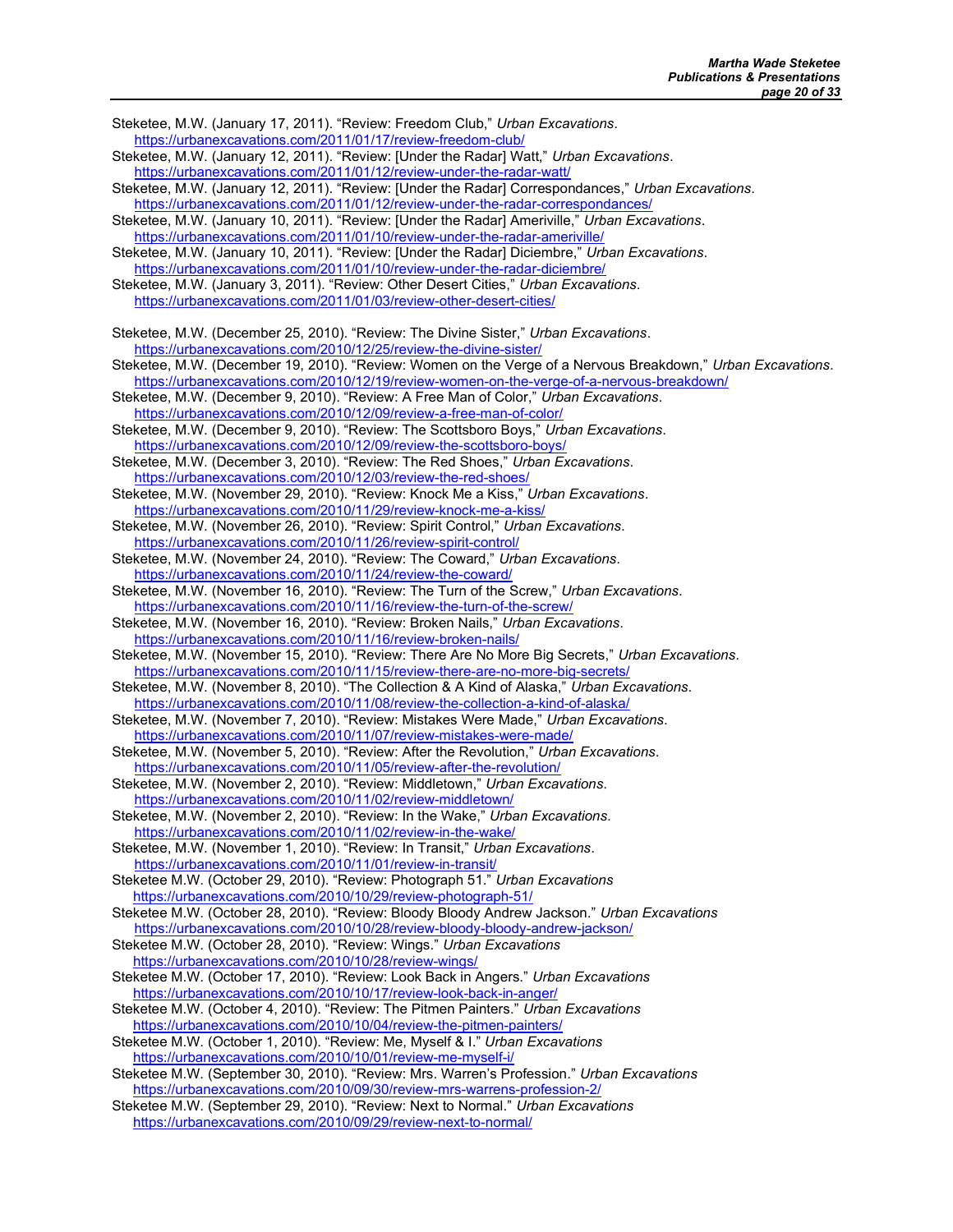Steketee, M.W. (January 17, 2011). "Review: Freedom Club," *Urban Excavations*. https://urbanexcavations.com/2011/01/17/review-freedom-club/

Steketee, M.W. (January 12, 2011). "Review: [Under the Radar] Watt," *Urban Excavations*. https://urbanexcavations.com/2011/01/12/review-under-the-radar-watt/

Steketee, M.W. (January 12, 2011). "Review: [Under the Radar] Correspondances," *Urban Excavations*. https://urbanexcavations.com/2011/01/12/review-under-the-radar-correspondances/

Steketee, M.W. (January 10, 2011). "Review: [Under the Radar] Ameriville," *Urban Excavations*. https://urbanexcavations.com/2011/01/10/review-under-the-radar-ameriville/

Steketee, M.W. (January 10, 2011). "Review: [Under the Radar] Diciembre," *Urban Excavations*. https://urbanexcavations.com/2011/01/10/review-under-the-radar-diciembre/

Steketee, M.W. (January 3, 2011). "Review: Other Desert Cities," *Urban Excavations*. https://urbanexcavations.com/2011/01/03/review-other-desert-cities/

Steketee, M.W. (December 25, 2010). "Review: The Divine Sister," *Urban Excavations*. https://urbanexcavations.com/2010/12/25/review-the-divine-sister/

Steketee, M.W. (December 19, 2010). "Review: Women on the Verge of a Nervous Breakdown," *Urban Excavations*. https://urbanexcavations.com/2010/12/19/review-women-on-the-verge-of-a-nervous-breakdown/

Steketee, M.W. (December 9, 2010). "Review: A Free Man of Color," *Urban Excavations*. https://urbanexcavations.com/2010/12/09/review-a-free-man-of-color/

Steketee, M.W. (December 9, 2010). "Review: The Scottsboro Boys," *Urban Excavations*. https://urbanexcavations.com/2010/12/09/review-the-scottsboro-boys/

Steketee, M.W. (December 3, 2010). "Review: The Red Shoes," *Urban Excavations*. https://urbanexcavations.com/2010/12/03/review-the-red-shoes/

Steketee, M.W. (November 29, 2010). "Review: Knock Me a Kiss," *Urban Excavations*. https://urbanexcavations.com/2010/11/29/review-knock-me-a-kiss/

Steketee, M.W. (November 26, 2010). "Review: Spirit Control," *Urban Excavations*. https://urbanexcavations.com/2010/11/26/review-spirit-control/

Steketee, M.W. (November 24, 2010). "Review: The Coward," *Urban Excavations*. https://urbanexcavations.com/2010/11/24/review-the-coward/

Steketee, M.W. (November 16, 2010). "Review: The Turn of the Screw," *Urban Excavations*. https://urbanexcavations.com/2010/11/16/review-the-turn-of-the-screw/

Steketee, M.W. (November 16, 2010). "Review: Broken Nails," *Urban Excavations*. https://urbanexcavations.com/2010/11/16/review-broken-nails/

Steketee, M.W. (November 15, 2010). "Review: There Are No More Big Secrets," *Urban Excavations*. https://urbanexcavations.com/2010/11/15/review-there-are-no-more-big-secrets/

Steketee, M.W. (November 8, 2010). "The Collection & A Kind of Alaska," *Urban Excavations*. https://urbanexcavations.com/2010/11/08/review-the-collection-a-kind-of-alaska/

Steketee, M.W. (November 7, 2010). "Review: Mistakes Were Made," *Urban Excavations*. https://urbanexcavations.com/2010/11/07/review-mistakes-were-made/

Steketee, M.W. (November 5, 2010). "Review: After the Revolution," *Urban Excavations*. https://urbanexcavations.com/2010/11/05/review-after-the-revolution/

Steketee, M.W. (November 2, 2010). "Review: Middletown," *Urban Excavations*. https://urbanexcavations.com/2010/11/02/review-middletown/

Steketee, M.W. (November 2, 2010). "Review: In the Wake," *Urban Excavations*. https://urbanexcavations.com/2010/11/02/review-in-the-wake/

Steketee, M.W. (November 1, 2010). "Review: In Transit," *Urban Excavations*. https://urbanexcavations.com/2010/11/01/review-in-transit/

Steketee M.W. (October 29, 2010). "Review: Photograph 51." *Urban Excavations* https://urbanexcavations.com/2010/10/29/review-photograph-51/

Steketee M.W. (October 28, 2010). "Review: Bloody Bloody Andrew Jackson." *Urban Excavations* https://urbanexcavations.com/2010/10/28/review-bloody-bloody-andrew-jackson/

Steketee M.W. (October 28, 2010). "Review: Wings." *Urban Excavations* https://urbanexcavations.com/2010/10/28/review-wings/

Steketee M.W. (October 17, 2010). "Review: Look Back in Angers." *Urban Excavations* https://urbanexcavations.com/2010/10/17/review-look-back-in-anger/

Steketee M.W. (October 4, 2010). "Review: The Pitmen Painters." *Urban Excavations* https://urbanexcavations.com/2010/10/04/review-the-pitmen-painters/

Steketee M.W. (October 1, 2010). "Review: Me, Myself & I." *Urban Excavations* https://urbanexcavations.com/2010/10/01/review-me-myself-i/

Steketee M.W. (September 30, 2010). "Review: Mrs. Warren's Profession." *Urban Excavations* https://urbanexcavations.com/2010/09/30/review-mrs-warrens-profession-2/

Steketee M.W. (September 29, 2010). "Review: Next to Normal." *Urban Excavations* https://urbanexcavations.com/2010/09/29/review-next-to-normal/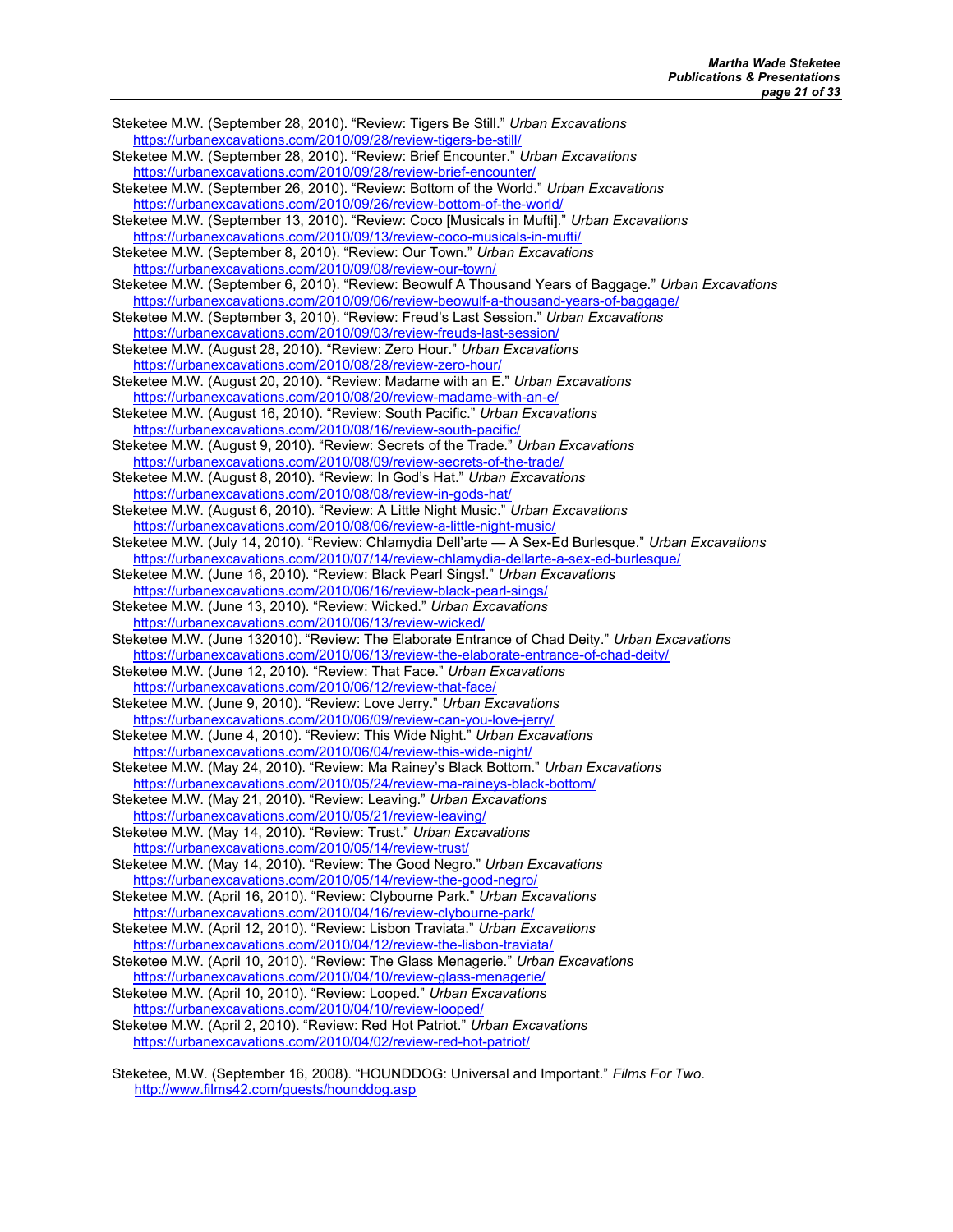Steketee M.W. (September 28, 2010). “Review: Tigers Be Still.” *Urban Excavations* https://urbanexcavations.com/2010/09/28/review-tigers-be-still/

Steketee M.W. (September 28, 2010). “Review: Brief Encounter.” *Urban Excavations* https://urbanexcavations.com/2010/09/28/review-brief-encounter/

Steketee M.W. (September 26, 2010). “Review: Bottom of the World.” *Urban Excavations* https://urbanexcavations.com/2010/09/26/review-bottom-of-the-world/

Steketee M.W. (September 13, 2010). “Review: Coco [Musicals in Mufti].” *Urban Excavations* https://urbanexcavations.com/2010/09/13/review-coco-musicals-in-mufti/

Steketee M.W. (September 8, 2010). “Review: Our Town.” *Urban Excavations* https://urbanexcavations.com/2010/09/08/review-our-town/

Steketee M.W. (September 6, 2010). “Review: Beowulf A Thousand Years of Baggage.” *Urban Excavations* https://urbanexcavations.com/2010/09/06/review-beowulf-a-thousand-years-of-baggage/

Steketee M.W. (September 3, 2010). “Review: Freud’s Last Session.” *Urban Excavations* https://urbanexcavations.com/2010/09/03/review-freuds-last-session/

Steketee M.W. (August 28, 2010). “Review: Zero Hour.” *Urban Excavations* https://urbanexcavations.com/2010/08/28/review-zero-hour/

Steketee M.W. (August 20, 2010). “Review: Madame with an E.” *Urban Excavations* https://urbanexcavations.com/2010/08/20/review-madame-with-an-e/

Steketee M.W. (August 16, 2010). “Review: South Pacific.” *Urban Excavations* https://urbanexcavations.com/2010/08/16/review-south-pacific/

Steketee M.W. (August 9, 2010). “Review: Secrets of the Trade.” *Urban Excavations* https://urbanexcavations.com/2010/08/09/review-secrets-of-the-trade/

Steketee M.W. (August 8, 2010). “Review: In God’s Hat.” *Urban Excavations* https://urbanexcavations.com/2010/08/08/review-in-gods-hat/

Steketee M.W. (August 6, 2010). “Review: A Little Night Music.” *Urban Excavations* https://urbanexcavations.com/2010/08/06/review-a-little-night-music/

Steketee M.W. (July 14, 2010). “Review: Chlamydia Dell’arte — A Sex-Ed Burlesque.” *Urban Excavations* https://urbanexcavations.com/2010/07/14/review-chlamydia-dellarte-a-sex-ed-burlesque/

Steketee M.W. (June 16, 2010). “Review: Black Pearl Sings!.” *Urban Excavations* https://urbanexcavations.com/2010/06/16/review-black-pearl-sings/

Steketee M.W. (June 13, 2010). “Review: Wicked.” *Urban Excavations* https://urbanexcavations.com/2010/06/13/review-wicked/

Steketee M.W. (June 132010). “Review: The Elaborate Entrance of Chad Deity.” *Urban Excavations* https://urbanexcavations.com/2010/06/13/review-the-elaborate-entrance-of-chad-deity/

Steketee M.W. (June 12, 2010). “Review: That Face.” *Urban Excavations* https://urbanexcavations.com/2010/06/12/review-that-face/

Steketee M.W. (June 9, 2010). “Review: Love Jerry.” *Urban Excavations* https://urbanexcavations.com/2010/06/09/review-can-you-love-jerry/

Steketee M.W. (June 4, 2010). “Review: This Wide Night.” *Urban Excavations* https://urbanexcavations.com/2010/06/04/review-this-wide-night/

Steketee M.W. (May 24, 2010). “Review: Ma Rainey’s Black Bottom.” *Urban Excavations* https://urbanexcavations.com/2010/05/24/review-ma-raineys-black-bottom/

Steketee M.W. (May 21, 2010). “Review: Leaving.” *Urban Excavations* https://urbanexcavations.com/2010/05/21/review-leaving/

Steketee M.W. (May 14, 2010). “Review: Trust.” *Urban Excavations* https://urbanexcavations.com/2010/05/14/review-trust/

Steketee M.W. (May 14, 2010). “Review: The Good Negro.” *Urban Excavations* https://urbanexcavations.com/2010/05/14/review-the-good-negro/

Steketee M.W. (April 16, 2010). “Review: Clybourne Park.” *Urban Excavations* https://urbanexcavations.com/2010/04/16/review-clybourne-park/

Steketee M.W. (April 12, 2010). “Review: Lisbon Traviata.” *Urban Excavations* https://urbanexcavations.com/2010/04/12/review-the-lisbon-traviata/

Steketee M.W. (April 10, 2010). “Review: The Glass Menagerie.” *Urban Excavations* https://urbanexcavations.com/2010/04/10/review-glass-menagerie/

Steketee M.W. (April 10, 2010). “Review: Looped.” *Urban Excavations* https://urbanexcavations.com/2010/04/10/review-looped/

Steketee M.W. (April 2, 2010). “Review: Red Hot Patriot.” *Urban Excavations* https://urbanexcavations.com/2010/04/02/review-red-hot-patriot/

Steketee, M.W. (September 16, 2008). “HOUNDDOG: Universal and Important.” *Films For Two*. http://www.films42.com/guests/hounddog.asp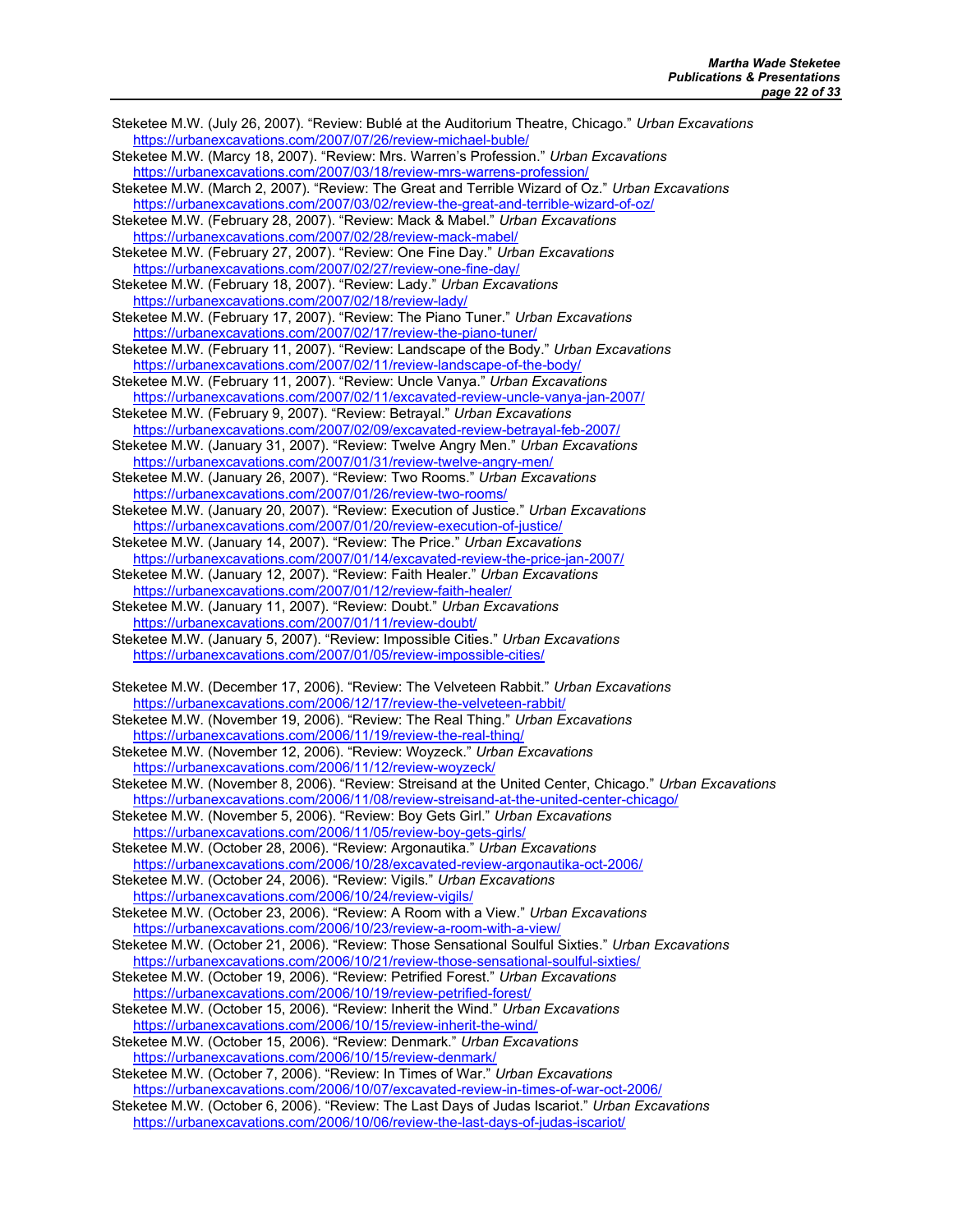Steketee M.W. (July 26, 2007). "Review: Bublé at the Auditorium Theatre, Chicago." *Urban Excavations*
https://urbanexcavations.com/2007/07/26/review-michael-buble/

Steketee M.W. (Marcy 18, 2007). "Review: Mrs. Warren's Profession." *Urban Excavations*
https://urbanexcavations.com/2007/03/18/review-mrs-warrens-profession/

Steketee M.W. (March 2, 2007). "Review: The Great and Terrible Wizard of Oz." *Urban Excavations*
https://urbanexcavations.com/2007/03/02/review-the-great-and-terrible-wizard-of-oz/

Steketee M.W. (February 28, 2007). "Review: Mack & Mabel." *Urban Excavations*
https://urbanexcavations.com/2007/02/28/review-mack-mabel/

Steketee M.W. (February 27, 2007). "Review: One Fine Day." *Urban Excavations*
https://urbanexcavations.com/2007/02/27/review-one-fine-day/

Steketee M.W. (February 18, 2007). "Review: Lady." *Urban Excavations*
https://urbanexcavations.com/2007/02/18/review-lady/

Steketee M.W. (February 17, 2007). "Review: The Piano Tuner." *Urban Excavations*
https://urbanexcavations.com/2007/02/17/review-the-piano-tuner/

Steketee M.W. (February 11, 2007). "Review: Landscape of the Body." *Urban Excavations*
https://urbanexcavations.com/2007/02/11/review-landscape-of-the-body/

Steketee M.W. (February 11, 2007). "Review: Uncle Vanya." *Urban Excavations*
https://urbanexcavations.com/2007/02/11/excavated-review-uncle-vanya-jan-2007/

Steketee M.W. (February 9, 2007). "Review: Betrayal." *Urban Excavations*
https://urbanexcavations.com/2007/02/09/excavated-review-betrayal-feb-2007/

Steketee M.W. (January 31, 2007). "Review: Twelve Angry Men." *Urban Excavations*
https://urbanexcavations.com/2007/01/31/review-twelve-angry-men/

Steketee M.W. (January 26, 2007). "Review: Two Rooms." *Urban Excavations*
https://urbanexcavations.com/2007/01/26/review-two-rooms/

Steketee M.W. (January 20, 2007). "Review: Execution of Justice." *Urban Excavations*
https://urbanexcavations.com/2007/01/20/review-execution-of-justice/

Steketee M.W. (January 14, 2007). "Review: The Price." *Urban Excavations*
https://urbanexcavations.com/2007/01/14/excavated-review-the-price-jan-2007/

Steketee M.W. (January 12, 2007). "Review: Faith Healer." *Urban Excavations*
https://urbanexcavations.com/2007/01/12/review-faith-healer/

Steketee M.W. (January 11, 2007). "Review: Doubt." *Urban Excavations*
https://urbanexcavations.com/2007/01/11/review-doubt/

Steketee M.W. (January 5, 2007). "Review: Impossible Cities." *Urban Excavations*
https://urbanexcavations.com/2007/01/05/review-impossible-cities/

Steketee M.W. (December 17, 2006). "Review: The Velveteen Rabbit." *Urban Excavations*
https://urbanexcavations.com/2006/12/17/review-the-velveteen-rabbit/

Steketee M.W. (November 19, 2006). "Review: The Real Thing." *Urban Excavations*
https://urbanexcavations.com/2006/11/19/review-the-real-thing/

Steketee M.W. (November 12, 2006). "Review: Woyzeck." *Urban Excavations*
https://urbanexcavations.com/2006/11/12/review-woyzeck/

Steketee M.W. (November 8, 2006). "Review: Streisand at the United Center, Chicago." *Urban Excavations*
https://urbanexcavations.com/2006/11/08/review-streisand-at-the-united-center-chicago/

Steketee M.W. (November 5, 2006). "Review: Boy Gets Girl." *Urban Excavations*
https://urbanexcavations.com/2006/11/05/review-boy-gets-girls/

Steketee M.W. (October 28, 2006). "Review: Argonautika." *Urban Excavations*
https://urbanexcavations.com/2006/10/28/excavated-review-argonautika-oct-2006/

Steketee M.W. (October 24, 2006). "Review: Vigils." *Urban Excavations*
https://urbanexcavations.com/2006/10/24/review-vigils/

Steketee M.W. (October 23, 2006). "Review: A Room with a View." *Urban Excavations*
https://urbanexcavations.com/2006/10/23/review-a-room-with-a-view/

Steketee M.W. (October 21, 2006). "Review: Those Sensational Soulful Sixties." *Urban Excavations*
https://urbanexcavations.com/2006/10/21/review-those-sensational-soulful-sixties/

Steketee M.W. (October 19, 2006). "Review: Petrified Forest." *Urban Excavations*
https://urbanexcavations.com/2006/10/19/review-petrified-forest/

Steketee M.W. (October 15, 2006). "Review: Inherit the Wind." *Urban Excavations*
https://urbanexcavations.com/2006/10/15/review-inherit-the-wind/

Steketee M.W. (October 15, 2006). "Review: Denmark." *Urban Excavations*
https://urbanexcavations.com/2006/10/15/review-denmark/

Steketee M.W. (October 7, 2006). "Review: In Times of War." *Urban Excavations*
https://urbanexcavations.com/2006/10/07/excavated-review-in-times-of-war-oct-2006/

Steketee M.W. (October 6, 2006). "Review: The Last Days of Judas Iscariot." *Urban Excavations*
https://urbanexcavations.com/2006/10/06/review-the-last-days-of-judas-iscariot/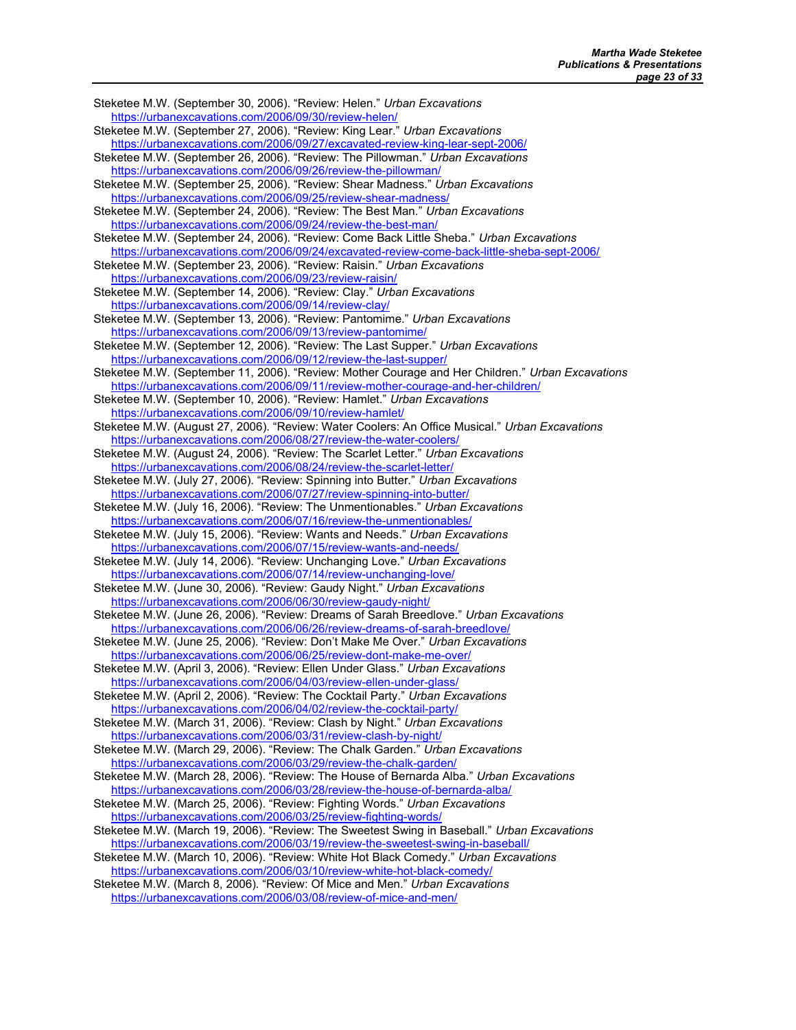Steketee M.W. (September 30, 2006). "Review: Helen." *Urban Excavations*
https://urbanexcavations.com/2006/09/30/review-helen/

Steketee M.W. (September 27, 2006). "Review: King Lear." *Urban Excavations*
https://urbanexcavations.com/2006/09/27/excavated-review-king-lear-sept-2006/

Steketee M.W. (September 26, 2006). "Review: The Pillowman." *Urban Excavations*
https://urbanexcavations.com/2006/09/26/review-the-pillowman/

Steketee M.W. (September 25, 2006). "Review: Shear Madness." *Urban Excavations*
https://urbanexcavations.com/2006/09/25/review-shear-madness/

Steketee M.W. (September 24, 2006). "Review: The Best Man." *Urban Excavations*
https://urbanexcavations.com/2006/09/24/review-the-best-man/

Steketee M.W. (September 24, 2006). "Review: Come Back Little Sheba." *Urban Excavations*
https://urbanexcavations.com/2006/09/24/excavated-review-come-back-little-sheba-sept-2006/

Steketee M.W. (September 23, 2006). "Review: Raisin." *Urban Excavations*
https://urbanexcavations.com/2006/09/23/review-raisin/

Steketee M.W. (September 14, 2006). "Review: Clay." *Urban Excavations*
https://urbanexcavations.com/2006/09/14/review-clay/

Steketee M.W. (September 13, 2006). "Review: Pantomime." *Urban Excavations*
https://urbanexcavations.com/2006/09/13/review-pantomime/

Steketee M.W. (September 12, 2006). "Review: The Last Supper." *Urban Excavations*
https://urbanexcavations.com/2006/09/12/review-the-last-supper/

Steketee M.W. (September 11, 2006). "Review: Mother Courage and Her Children." *Urban Excavations*
https://urbanexcavations.com/2006/09/11/review-mother-courage-and-her-children/

Steketee M.W. (September 10, 2006). "Review: Hamlet." *Urban Excavations*
https://urbanexcavations.com/2006/09/10/review-hamlet/

Steketee M.W. (August 27, 2006). "Review: Water Coolers: An Office Musical." *Urban Excavations*
https://urbanexcavations.com/2006/08/27/review-the-water-coolers/

Steketee M.W. (August 24, 2006). "Review: The Scarlet Letter." *Urban Excavations*
https://urbanexcavations.com/2006/08/24/review-the-scarlet-letter/

Steketee M.W. (July 27, 2006). "Review: Spinning into Butter." *Urban Excavations*
https://urbanexcavations.com/2006/07/27/review-spinning-into-butter/

Steketee M.W. (July 16, 2006). "Review: The Unmentionables." *Urban Excavations*
https://urbanexcavations.com/2006/07/16/review-the-unmentionables/

Steketee M.W. (July 15, 2006). "Review: Wants and Needs." *Urban Excavations*
https://urbanexcavations.com/2006/07/15/review-wants-and-needs/

Steketee M.W. (July 14, 2006). "Review: Unchanging Love." *Urban Excavations*
https://urbanexcavations.com/2006/07/14/review-unchanging-love/

Steketee M.W. (June 30, 2006). "Review: Gaudy Night." *Urban Excavations*
https://urbanexcavations.com/2006/06/30/review-gaudy-night/

Steketee M.W. (June 26, 2006). "Review: Dreams of Sarah Breedlove." *Urban Excavations*
https://urbanexcavations.com/2006/06/26/review-dreams-of-sarah-breedlove/

Steketee M.W. (June 25, 2006). "Review: Don't Make Me Over." *Urban Excavations*
https://urbanexcavations.com/2006/06/25/review-dont-make-me-over/

Steketee M.W. (April 3, 2006). "Review: Ellen Under Glass." *Urban Excavations*
https://urbanexcavations.com/2006/04/03/review-ellen-under-glass/

Steketee M.W. (April 2, 2006). "Review: The Cocktail Party." *Urban Excavations*
https://urbanexcavations.com/2006/04/02/review-the-cocktail-party/

Steketee M.W. (March 31, 2006). "Review: Clash by Night." *Urban Excavations*
https://urbanexcavations.com/2006/03/31/review-clash-by-night/

Steketee M.W. (March 29, 2006). "Review: The Chalk Garden." *Urban Excavations*
https://urbanexcavations.com/2006/03/29/review-the-chalk-garden/

Steketee M.W. (March 28, 2006). "Review: The House of Bernarda Alba." *Urban Excavations*
https://urbanexcavations.com/2006/03/28/review-the-house-of-bernarda-alba/

Steketee M.W. (March 25, 2006). "Review: Fighting Words." *Urban Excavations*
https://urbanexcavations.com/2006/03/25/review-fighting-words/

Steketee M.W. (March 19, 2006). "Review: The Sweetest Swing in Baseball." *Urban Excavations*
https://urbanexcavations.com/2006/03/19/review-the-sweetest-swing-in-baseball/

Steketee M.W. (March 10, 2006). "Review: White Hot Black Comedy." *Urban Excavations*
https://urbanexcavations.com/2006/03/10/review-white-hot-black-comedy/

Steketee M.W. (March 8, 2006). "Review: Of Mice and Men." *Urban Excavations*
https://urbanexcavations.com/2006/03/08/review-of-mice-and-men/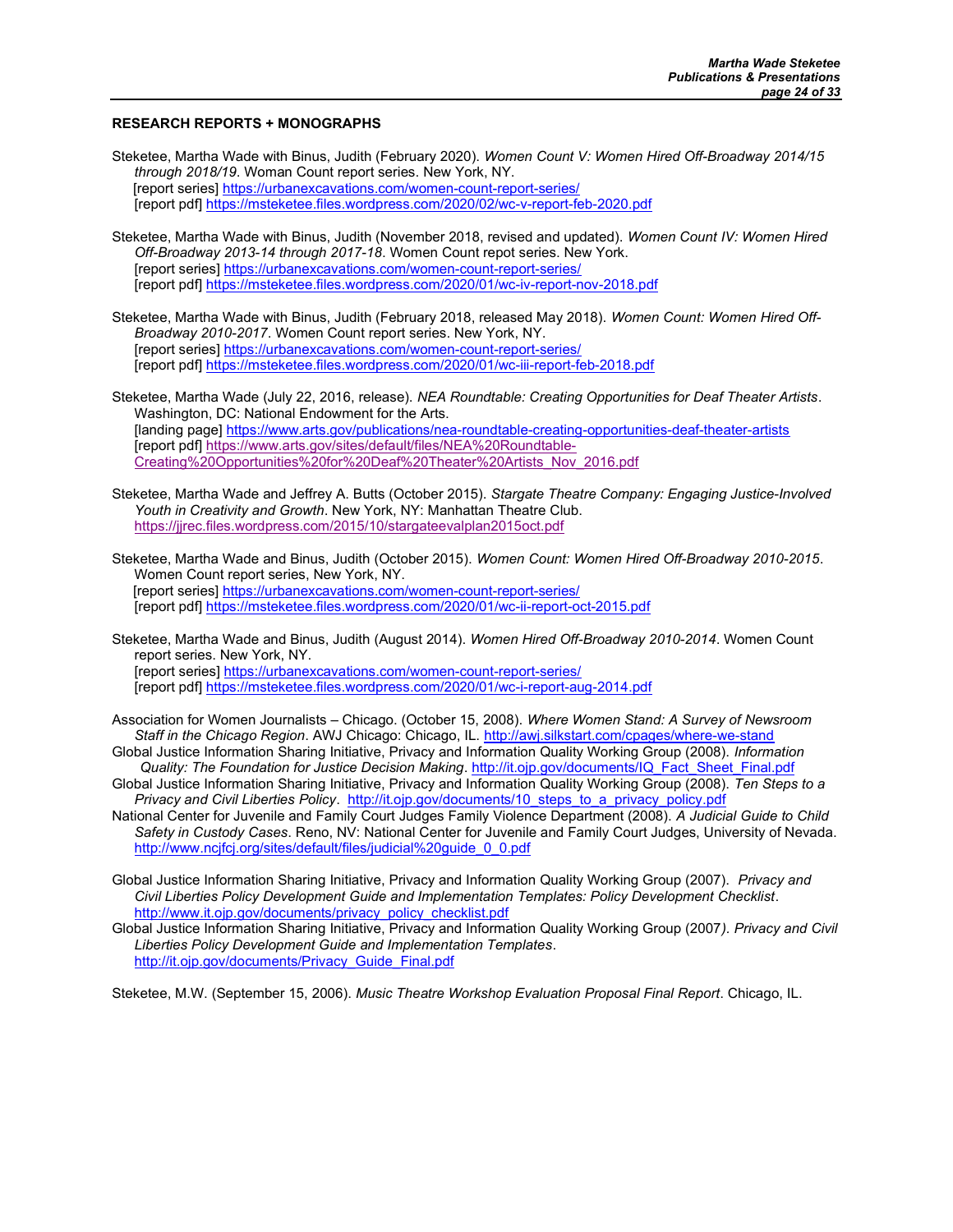**RESEARCH REPORTS + MONOGRAPHS**

Steketee, Martha Wade with Binus, Judith (February 2020). *Women Count V: Women Hired Off-Broadway 2014/15 through 2018/19*. Woman Count report series. New York, NY.
[report series] https://urbanexcavations.com/women-count-report-series/
[report pdf] https://msteketee.files.wordpress.com/2020/02/wc-v-report-feb-2020.pdf

Steketee, Martha Wade with Binus, Judith (November 2018, revised and updated). *Women Count IV: Women Hired Off-Broadway 2013-14 through 2017-18*. Women Count repot series. New York.
[report series] https://urbanexcavations.com/women-count-report-series/
[report pdf] https://msteketee.files.wordpress.com/2020/01/wc-iv-report-nov-2018.pdf

Steketee, Martha Wade with Binus, Judith (February 2018, released May 2018). *Women Count: Women Hired Off-Broadway 2010-2017*. Women Count report series. New York, NY.
[report series] https://urbanexcavations.com/women-count-report-series/
[report pdf] https://msteketee.files.wordpress.com/2020/01/wc-iii-report-feb-2018.pdf

Steketee, Martha Wade (July 22, 2016, release). *NEA Roundtable: Creating Opportunities for Deaf Theater Artists*. Washington, DC: National Endowment for the Arts.
[landing page] https://www.arts.gov/publications/nea-roundtable-creating-opportunities-deaf-theater-artists
[report pdf] https://www.arts.gov/sites/default/files/NEA%20Roundtable-Creating%20Opportunities%20for%20Deaf%20Theater%20Artists_Nov_2016.pdf

Steketee, Martha Wade and Jeffrey A. Butts (October 2015). *Stargate Theatre Company: Engaging Justice-Involved Youth in Creativity and Growth*. New York, NY: Manhattan Theatre Club.
https://jjrec.files.wordpress.com/2015/10/stargateevalplan2015oct.pdf

Steketee, Martha Wade and Binus, Judith (October 2015). *Women Count: Women Hired Off-Broadway 2010-2015*. Women Count report series, New York, NY.
[report series] https://urbanexcavations.com/women-count-report-series/
[report pdf] https://msteketee.files.wordpress.com/2020/01/wc-ii-report-oct-2015.pdf

Steketee, Martha Wade and Binus, Judith (August 2014). *Women Hired Off-Broadway 2010-2014*. Women Count report series. New York, NY.
[report series] https://urbanexcavations.com/women-count-report-series/
[report pdf] https://msteketee.files.wordpress.com/2020/01/wc-i-report-aug-2014.pdf

Association for Women Journalists – Chicago. (October 15, 2008). *Where Women Stand: A Survey of Newsroom Staff in the Chicago Region*. AWJ Chicago: Chicago, IL. http://awj.silkstart.com/cpages/where-we-stand

Global Justice Information Sharing Initiative, Privacy and Information Quality Working Group (2008). *Information Quality: The Foundation for Justice Decision Making*. http://it.ojp.gov/documents/IQ_Fact_Sheet_Final.pdf

Global Justice Information Sharing Initiative, Privacy and Information Quality Working Group (2008). *Ten Steps to a Privacy and Civil Liberties Policy*. http://it.ojp.gov/documents/10_steps_to_a_privacy_policy.pdf

National Center for Juvenile and Family Court Judges Family Violence Department (2008). *A Judicial Guide to Child Safety in Custody Cases*. Reno, NV: National Center for Juvenile and Family Court Judges, University of Nevada. http://www.ncjfcj.org/sites/default/files/judicial%20guide_0_0.pdf

Global Justice Information Sharing Initiative, Privacy and Information Quality Working Group (2007). *Privacy and Civil Liberties Policy Development Guide and Implementation Templates: Policy Development Checklist*. http://www.it.ojp.gov/documents/privacy_policy_checklist.pdf

Global Justice Information Sharing Initiative, Privacy and Information Quality Working Group (2007). *Privacy and Civil Liberties Policy Development Guide and Implementation Templates*. http://it.ojp.gov/documents/Privacy_Guide_Final.pdf

Steketee, M.W. (September 15, 2006). *Music Theatre Workshop Evaluation Proposal Final Report*. Chicago, IL.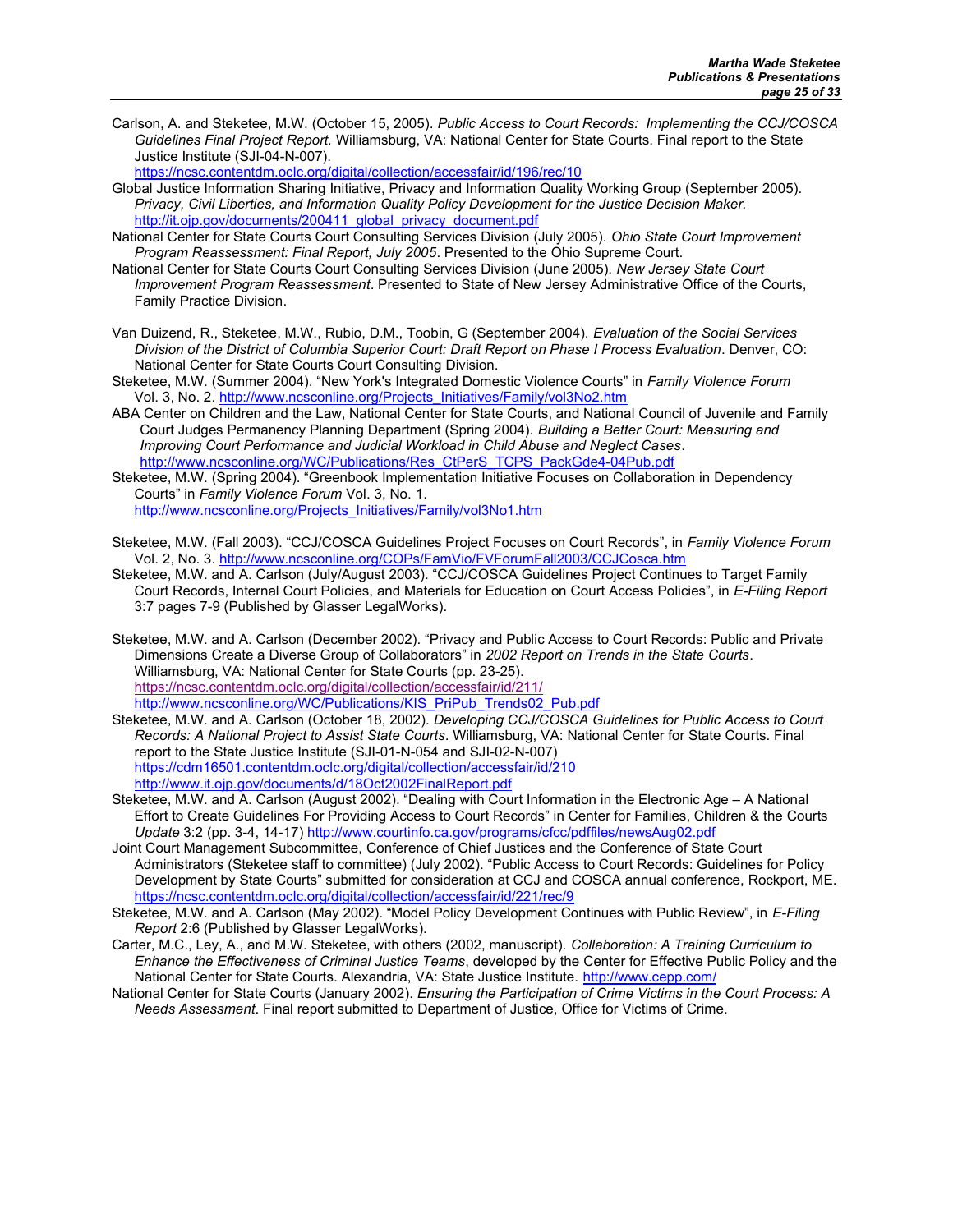Carlson, A. and Steketee, M.W. (October 15, 2005). *Public Access to Court Records: Implementing the CCJ/COSCA Guidelines Final Project Report.* Williamsburg, VA: National Center for State Courts. Final report to the State Justice Institute (SJI-04-N-007). https://ncsc.contentdm.oclc.org/digital/collection/accessfair/id/196/rec/10

Global Justice Information Sharing Initiative, Privacy and Information Quality Working Group (September 2005). *Privacy, Civil Liberties, and Information Quality Policy Development for the Justice Decision Maker.* http://it.ojp.gov/documents/200411_global_privacy_document.pdf

National Center for State Courts Court Consulting Services Division (July 2005). *Ohio State Court Improvement Program Reassessment: Final Report, July 2005*. Presented to the Ohio Supreme Court.

National Center for State Courts Court Consulting Services Division (June 2005). *New Jersey State Court Improvement Program Reassessment*. Presented to State of New Jersey Administrative Office of the Courts, Family Practice Division.

Van Duizend, R., Steketee, M.W., Rubio, D.M., Toobin, G (September 2004). *Evaluation of the Social Services Division of the District of Columbia Superior Court: Draft Report on Phase I Process Evaluation*. Denver, CO: National Center for State Courts Court Consulting Division.

Steketee, M.W. (Summer 2004). "New York's Integrated Domestic Violence Courts" in *Family Violence Forum* Vol. 3, No. 2. http://www.ncsconline.org/Projects_Initiatives/Family/vol3No2.htm

ABA Center on Children and the Law, National Center for State Courts, and National Council of Juvenile and Family Court Judges Permanency Planning Department (Spring 2004). *Building a Better Court: Measuring and Improving Court Performance and Judicial Workload in Child Abuse and Neglect Cases*. http://www.ncsconline.org/WC/Publications/Res_CtPerS_TCPS_PackGde4-04Pub.pdf

Steketee, M.W. (Spring 2004). "Greenbook Implementation Initiative Focuses on Collaboration in Dependency Courts" in *Family Violence Forum* Vol. 3, No. 1. http://www.ncsconline.org/Projects_Initiatives/Family/vol3No1.htm

Steketee, M.W. (Fall 2003). "CCJ/COSCA Guidelines Project Focuses on Court Records", in *Family Violence Forum* Vol. 2, No. 3. http://www.ncsconline.org/COPs/FamVio/FVForumFall2003/CCJCosca.htm

Steketee, M.W. and A. Carlson (July/August 2003). "CCJ/COSCA Guidelines Project Continues to Target Family Court Records, Internal Court Policies, and Materials for Education on Court Access Policies", in *E-Filing Report* 3:7 pages 7-9 (Published by Glasser LegalWorks).

Steketee, M.W. and A. Carlson (December 2002). "Privacy and Public Access to Court Records: Public and Private Dimensions Create a Diverse Group of Collaborators" in *2002 Report on Trends in the State Courts*. Williamsburg, VA: National Center for State Courts (pp. 23-25). https://ncsc.contentdm.oclc.org/digital/collection/accessfair/id/211/ http://www.ncsconline.org/WC/Publications/KIS_PriPub_Trends02_Pub.pdf

Steketee, M.W. and A. Carlson (October 18, 2002). *Developing CCJ/COSCA Guidelines for Public Access to Court Records: A National Project to Assist State Courts*. Williamsburg, VA: National Center for State Courts. Final report to the State Justice Institute (SJI-01-N-054 and SJI-02-N-007) https://cdm16501.contentdm.oclc.org/digital/collection/accessfair/id/210 http://www.it.ojp.gov/documents/d/18Oct2002FinalReport.pdf

Steketee, M.W. and A. Carlson (August 2002). "Dealing with Court Information in the Electronic Age – A National Effort to Create Guidelines For Providing Access to Court Records" in Center for Families, Children & the Courts *Update* 3:2 (pp. 3-4, 14-17) http://www.courtinfo.ca.gov/programs/cfcc/pdffiles/newsAug02.pdf

Joint Court Management Subcommittee, Conference of Chief Justices and the Conference of State Court Administrators (Steketee staff to committee) (July 2002). "Public Access to Court Records: Guidelines for Policy Development by State Courts" submitted for consideration at CCJ and COSCA annual conference, Rockport, ME. https://ncsc.contentdm.oclc.org/digital/collection/accessfair/id/221/rec/9

Steketee, M.W. and A. Carlson (May 2002). "Model Policy Development Continues with Public Review", in *E-Filing Report* 2:6 (Published by Glasser LegalWorks).

Carter, M.C., Ley, A., and M.W. Steketee, with others (2002, manuscript). *Collaboration: A Training Curriculum to Enhance the Effectiveness of Criminal Justice Teams*, developed by the Center for Effective Public Policy and the National Center for State Courts. Alexandria, VA: State Justice Institute. http://www.cepp.com/

National Center for State Courts (January 2002). *Ensuring the Participation of Crime Victims in the Court Process: A Needs Assessment*. Final report submitted to Department of Justice, Office for Victims of Crime.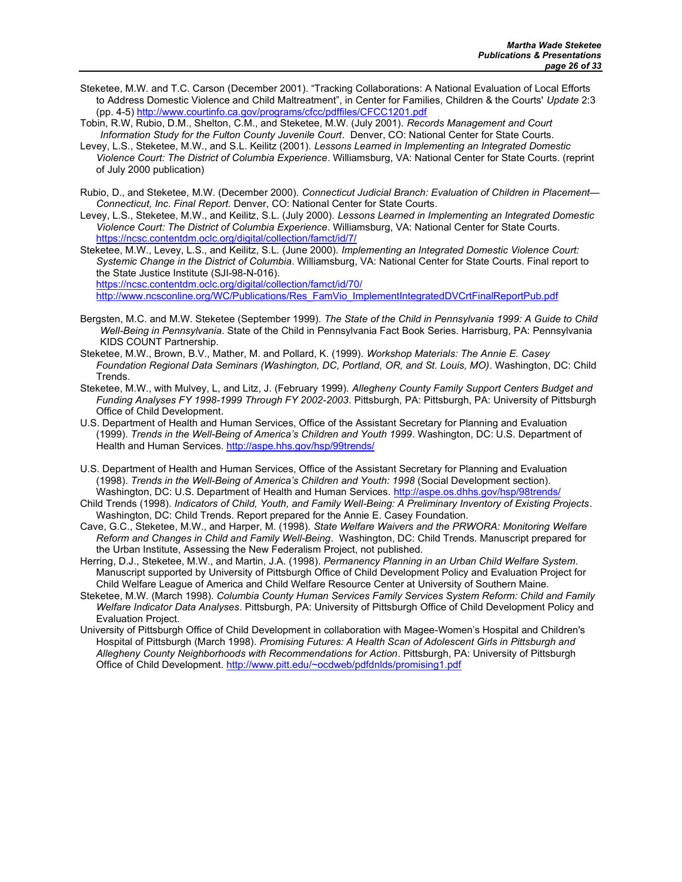Steketee, M.W. and T.C. Carson (December 2001). "Tracking Collaborations: A National Evaluation of Local Efforts to Address Domestic Violence and Child Maltreatment", in Center for Families, Children & the Courts' *Update* 2:3 (pp. 4-5) http://www.courtinfo.ca.gov/programs/cfcc/pdffiles/CFCC1201.pdf

Tobin, R.W, Rubio, D.M., Shelton, C.M., and Steketee, M.W. (July 2001). *Records Management and Court Information Study for the Fulton County Juvenile Court*. Denver, CO: National Center for State Courts.

Levey, L.S., Steketee, M.W., and S.L. Keilitz (2001). *Lessons Learned in Implementing an Integrated Domestic Violence Court: The District of Columbia Experience*. Williamsburg, VA: National Center for State Courts. (reprint of July 2000 publication)

Rubio, D., and Steketee, M.W. (December 2000). *Connecticut Judicial Branch: Evaluation of Children in Placement—Connecticut, Inc. Final Report.* Denver, CO: National Center for State Courts.

Levey, L.S., Steketee, M.W., and Keilitz, S.L. (July 2000). *Lessons Learned in Implementing an Integrated Domestic Violence Court: The District of Columbia Experience*. Williamsburg, VA: National Center for State Courts. https://ncsc.contentdm.oclc.org/digital/collection/famct/id/7/

Steketee, M.W., Levey, L.S., and Keilitz, S.L. (June 2000). *Implementing an Integrated Domestic Violence Court: Systemic Change in the District of Columbia*. Williamsburg, VA: National Center for State Courts. Final report to the State Justice Institute (SJI-98-N-016).
https://ncsc.contentdm.oclc.org/digital/collection/famct/id/70/
http://www.ncsconline.org/WC/Publications/Res_FamVio_ImplementIntegratedDVCrtFinalReportPub.pdf

Bergsten, M.C. and M.W. Steketee (September 1999). *The State of the Child in Pennsylvania 1999: A Guide to Child Well-Being in Pennsylvania*. State of the Child in Pennsylvania Fact Book Series. Harrisburg, PA: Pennsylvania KIDS COUNT Partnership.

Steketee, M.W., Brown, B.V., Mather, M. and Pollard, K. (1999). *Workshop Materials: The Annie E. Casey Foundation Regional Data Seminars (Washington, DC, Portland, OR, and St. Louis, MO)*. Washington, DC: Child Trends.

Steketee, M.W., with Mulvey, L, and Litz, J. (February 1999). *Allegheny County Family Support Centers Budget and Funding Analyses FY 1998-1999 Through FY 2002-2003*. Pittsburgh, PA: Pittsburgh, PA: University of Pittsburgh Office of Child Development.

U.S. Department of Health and Human Services, Office of the Assistant Secretary for Planning and Evaluation (1999). *Trends in the Well-Being of America's Children and Youth 1999*. Washington, DC: U.S. Department of Health and Human Services. http://aspe.hhs.gov/hsp/99trends/

U.S. Department of Health and Human Services, Office of the Assistant Secretary for Planning and Evaluation (1998). *Trends in the Well-Being of America's Children and Youth: 1998* (Social Development section). Washington, DC: U.S. Department of Health and Human Services. http://aspe.os.dhhs.gov/hsp/98trends/

Child Trends (1998). *Indicators of Child, Youth, and Family Well-Being: A Preliminary Inventory of Existing Projects*. Washington, DC: Child Trends. Report prepared for the Annie E. Casey Foundation.

Cave, G.C., Steketee, M.W., and Harper, M. (1998). *State Welfare Waivers and the PRWORA: Monitoring Welfare Reform and Changes in Child and Family Well-Being*. Washington, DC: Child Trends. Manuscript prepared for the Urban Institute, Assessing the New Federalism Project, not published.

Herring, D.J., Steketee, M.W., and Martin, J.A. (1998). *Permanency Planning in an Urban Child Welfare System*. Manuscript supported by University of Pittsburgh Office of Child Development Policy and Evaluation Project for Child Welfare League of America and Child Welfare Resource Center at University of Southern Maine.

Steketee, M.W. (March 1998). *Columbia County Human Services Family Services System Reform: Child and Family Welfare Indicator Data Analyses*. Pittsburgh, PA: University of Pittsburgh Office of Child Development Policy and Evaluation Project.

University of Pittsburgh Office of Child Development in collaboration with Magee-Women's Hospital and Children's Hospital of Pittsburgh (March 1998). *Promising Futures: A Health Scan of Adolescent Girls in Pittsburgh and Allegheny County Neighborhoods with Recommendations for Action*. Pittsburgh, PA: University of Pittsburgh Office of Child Development. http://www.pitt.edu/~ocdweb/pdfdnlds/promising1.pdf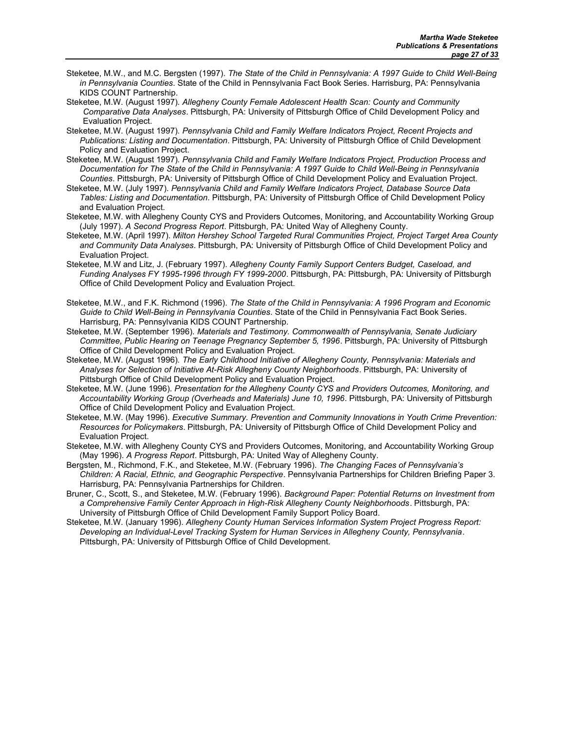Steketee, M.W., and M.C. Bergsten (1997). *The State of the Child in Pennsylvania: A 1997 Guide to Child Well-Being in Pennsylvania Counties*. State of the Child in Pennsylvania Fact Book Series. Harrisburg, PA: Pennsylvania KIDS COUNT Partnership.

Steketee, M.W. (August 1997). *Allegheny County Female Adolescent Health Scan: County and Community Comparative Data Analyses*. Pittsburgh, PA: University of Pittsburgh Office of Child Development Policy and Evaluation Project.

Steketee, M.W. (August 1997). *Pennsylvania Child and Family Welfare Indicators Project, Recent Projects and Publications: Listing and Documentation*. Pittsburgh, PA: University of Pittsburgh Office of Child Development Policy and Evaluation Project.

Steketee, M.W. (August 1997). *Pennsylvania Child and Family Welfare Indicators Project, Production Process and Documentation for The State of the Child in Pennsylvania: A 1997 Guide to Child Well-Being in Pennsylvania Counties*. Pittsburgh, PA: University of Pittsburgh Office of Child Development Policy and Evaluation Project.

Steketee, M.W. (July 1997). *Pennsylvania Child and Family Welfare Indicators Project, Database Source Data Tables: Listing and Documentation*. Pittsburgh, PA: University of Pittsburgh Office of Child Development Policy and Evaluation Project.

Steketee, M.W. with Allegheny County CYS and Providers Outcomes, Monitoring, and Accountability Working Group (July 1997). *A Second Progress Report*. Pittsburgh, PA: United Way of Allegheny County.

Steketee, M.W. (April 1997). *Milton Hershey School Targeted Rural Communities Project, Project Target Area County and Community Data Analyses*. Pittsburgh, PA: University of Pittsburgh Office of Child Development Policy and Evaluation Project.

Steketee, M.W and Litz, J. (February 1997). *Allegheny County Family Support Centers Budget, Caseload, and Funding Analyses FY 1995-1996 through FY 1999-2000*. Pittsburgh, PA: Pittsburgh, PA: University of Pittsburgh Office of Child Development Policy and Evaluation Project.

Steketee, M.W., and F.K. Richmond (1996). *The State of the Child in Pennsylvania: A 1996 Program and Economic Guide to Child Well-Being in Pennsylvania Counties*. State of the Child in Pennsylvania Fact Book Series. Harrisburg, PA: Pennsylvania KIDS COUNT Partnership.

Steketee, M.W. (September 1996). *Materials and Testimony. Commonwealth of Pennsylvania, Senate Judiciary Committee, Public Hearing on Teenage Pregnancy September 5, 1996*. Pittsburgh, PA: University of Pittsburgh Office of Child Development Policy and Evaluation Project.

Steketee, M.W. (August 1996). *The Early Childhood Initiative of Allegheny County, Pennsylvania: Materials and Analyses for Selection of Initiative At-Risk Allegheny County Neighborhoods*. Pittsburgh, PA: University of Pittsburgh Office of Child Development Policy and Evaluation Project.

Steketee, M.W. (June 1996). *Presentation for the Allegheny County CYS and Providers Outcomes, Monitoring, and Accountability Working Group (Overheads and Materials) June 10, 1996*. Pittsburgh, PA: University of Pittsburgh Office of Child Development Policy and Evaluation Project.

Steketee, M.W. (May 1996). *Executive Summary. Prevention and Community Innovations in Youth Crime Prevention: Resources for Policymakers*. Pittsburgh, PA: University of Pittsburgh Office of Child Development Policy and Evaluation Project.

Steketee, M.W. with Allegheny County CYS and Providers Outcomes, Monitoring, and Accountability Working Group (May 1996). *A Progress Report*. Pittsburgh, PA: United Way of Allegheny County.

Bergsten, M., Richmond, F.K., and Steketee, M.W. (February 1996). *The Changing Faces of Pennsylvania's Children: A Racial, Ethnic, and Geographic Perspective*. Pennsylvania Partnerships for Children Briefing Paper 3. Harrisburg, PA: Pennsylvania Partnerships for Children.

Bruner, C., Scott, S., and Steketee, M.W. (February 1996). *Background Paper: Potential Returns on Investment from a Comprehensive Family Center Approach in High-Risk Allegheny County Neighborhoods*. Pittsburgh, PA: University of Pittsburgh Office of Child Development Family Support Policy Board.

Steketee, M.W. (January 1996). *Allegheny County Human Services Information System Project Progress Report: Developing an Individual-Level Tracking System for Human Services in Allegheny County, Pennsylvania*. Pittsburgh, PA: University of Pittsburgh Office of Child Development.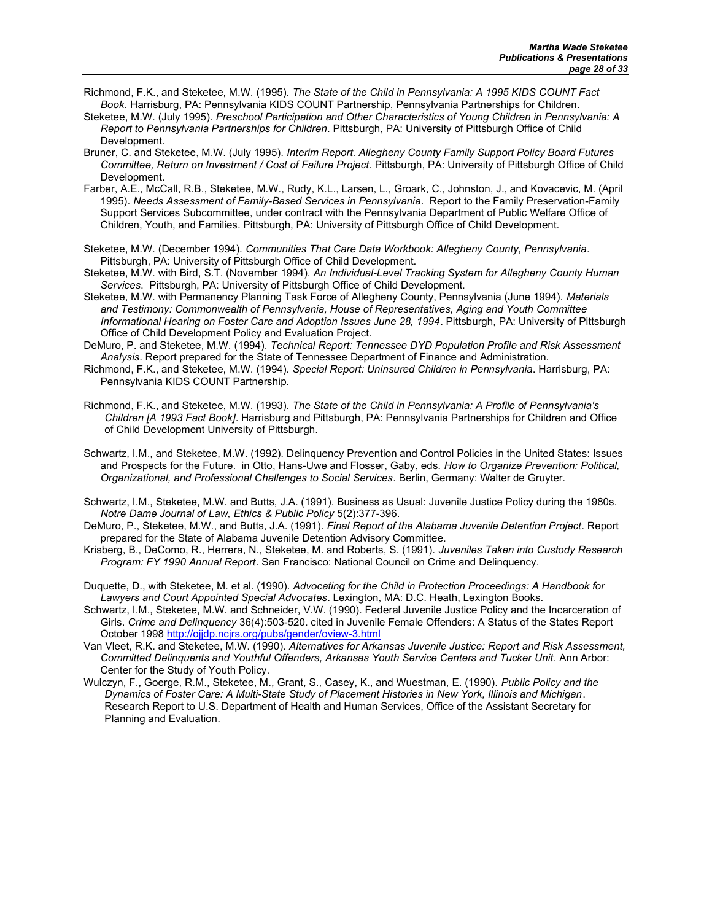Richmond, F.K., and Steketee, M.W. (1995). *The State of the Child in Pennsylvania: A 1995 KIDS COUNT Fact Book*. Harrisburg, PA: Pennsylvania KIDS COUNT Partnership, Pennsylvania Partnerships for Children.

Steketee, M.W. (July 1995). *Preschool Participation and Other Characteristics of Young Children in Pennsylvania: A Report to Pennsylvania Partnerships for Children*. Pittsburgh, PA: University of Pittsburgh Office of Child Development.

Bruner, C. and Steketee, M.W. (July 1995). *Interim Report. Allegheny County Family Support Policy Board Futures Committee, Return on Investment / Cost of Failure Project*. Pittsburgh, PA: University of Pittsburgh Office of Child Development.

Farber, A.E., McCall, R.B., Steketee, M.W., Rudy, K.L., Larsen, L., Groark, C., Johnston, J., and Kovacevic, M. (April 1995). *Needs Assessment of Family-Based Services in Pennsylvania*. Report to the Family Preservation-Family Support Services Subcommittee, under contract with the Pennsylvania Department of Public Welfare Office of Children, Youth, and Families. Pittsburgh, PA: University of Pittsburgh Office of Child Development.

Steketee, M.W. (December 1994). *Communities That Care Data Workbook: Allegheny County, Pennsylvania*. Pittsburgh, PA: University of Pittsburgh Office of Child Development.

Steketee, M.W. with Bird, S.T. (November 1994). *An Individual-Level Tracking System for Allegheny County Human Services*. Pittsburgh, PA: University of Pittsburgh Office of Child Development.

Steketee, M.W. with Permanency Planning Task Force of Allegheny County, Pennsylvania (June 1994). *Materials and Testimony: Commonwealth of Pennsylvania, House of Representatives, Aging and Youth Committee Informational Hearing on Foster Care and Adoption Issues June 28, 1994*. Pittsburgh, PA: University of Pittsburgh Office of Child Development Policy and Evaluation Project.

DeMuro, P. and Steketee, M.W. (1994). *Technical Report: Tennessee DYD Population Profile and Risk Assessment Analysis*. Report prepared for the State of Tennessee Department of Finance and Administration.

Richmond, F.K., and Steketee, M.W. (1994). *Special Report: Uninsured Children in Pennsylvania*. Harrisburg, PA: Pennsylvania KIDS COUNT Partnership.

Richmond, F.K., and Steketee, M.W. (1993). *The State of the Child in Pennsylvania: A Profile of Pennsylvania's Children [A 1993 Fact Book]*. Harrisburg and Pittsburgh, PA: Pennsylvania Partnerships for Children and Office of Child Development University of Pittsburgh.

Schwartz, I.M., and Steketee, M.W. (1992). Delinquency Prevention and Control Policies in the United States: Issues and Prospects for the Future. in Otto, Hans-Uwe and Flosser, Gaby, eds. *How to Organize Prevention: Political, Organizational, and Professional Challenges to Social Services*. Berlin, Germany: Walter de Gruyter.

Schwartz, I.M., Steketee, M.W. and Butts, J.A. (1991). Business as Usual: Juvenile Justice Policy during the 1980s. *Notre Dame Journal of Law, Ethics & Public Policy* 5(2):377-396.

DeMuro, P., Steketee, M.W., and Butts, J.A. (1991). *Final Report of the Alabama Juvenile Detention Project*. Report prepared for the State of Alabama Juvenile Detention Advisory Committee.

Krisberg, B., DeComo, R., Herrera, N., Steketee, M. and Roberts, S. (1991). *Juveniles Taken into Custody Research Program: FY 1990 Annual Report*. San Francisco: National Council on Crime and Delinquency.

Duquette, D., with Steketee, M. et al. (1990). *Advocating for the Child in Protection Proceedings: A Handbook for Lawyers and Court Appointed Special Advocates*. Lexington, MA: D.C. Heath, Lexington Books.

Schwartz, I.M., Steketee, M.W. and Schneider, V.W. (1990). Federal Juvenile Justice Policy and the Incarceration of Girls. *Crime and Delinquency* 36(4):503-520. cited in Juvenile Female Offenders: A Status of the States Report October 1998 http://ojjdp.ncjrs.org/pubs/gender/oview-3.html

Van Vleet, R.K. and Steketee, M.W. (1990). *Alternatives for Arkansas Juvenile Justice: Report and Risk Assessment, Committed Delinquents and Youthful Offenders, Arkansas Youth Service Centers and Tucker Unit*. Ann Arbor: Center for the Study of Youth Policy.

Wulczyn, F., Goerge, R.M., Steketee, M., Grant, S., Casey, K., and Wuestman, E. (1990). *Public Policy and the Dynamics of Foster Care: A Multi-State Study of Placement Histories in New York, Illinois and Michigan*. Research Report to U.S. Department of Health and Human Services, Office of the Assistant Secretary for Planning and Evaluation.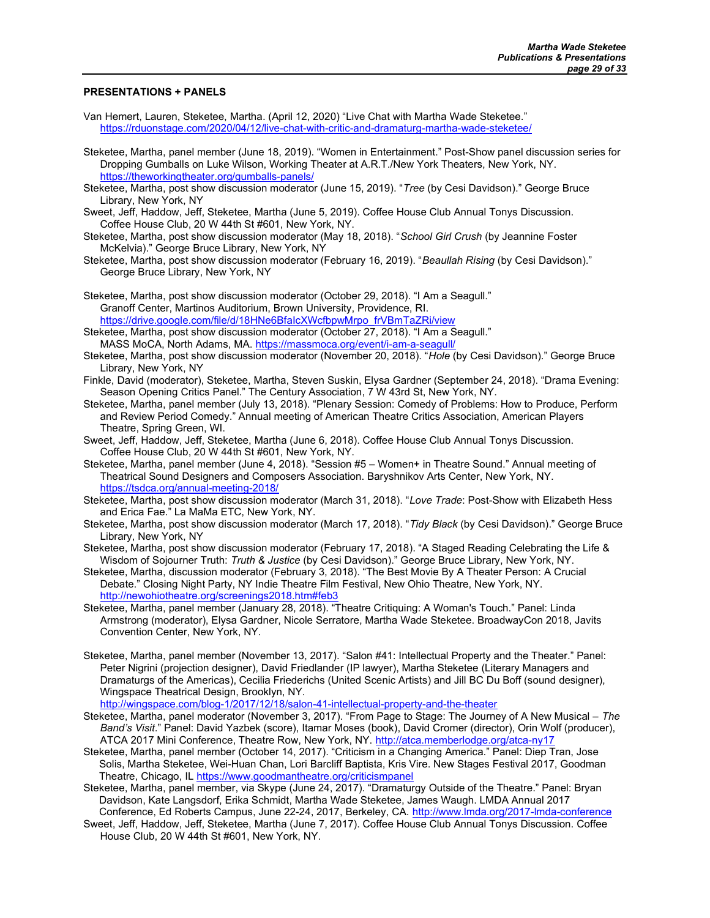**PRESENTATIONS + PANELS**

Van Hemert, Lauren, Steketee, Martha. (April 12, 2020) "Live Chat with Martha Wade Steketee." https://rduonstage.com/2020/04/12/live-chat-with-critic-and-dramaturg-martha-wade-steketee/

Steketee, Martha, panel member (June 18, 2019). "Women in Entertainment." Post-Show panel discussion series for Dropping Gumballs on Luke Wilson, Working Theater at A.R.T./New York Theaters, New York, NY. https://theworkingtheater.org/gumballs-panels/

Steketee, Martha, post show discussion moderator (June 15, 2019). "*Tree* (by Cesi Davidson)." George Bruce Library, New York, NY

Sweet, Jeff, Haddow, Jeff, Steketee, Martha (June 5, 2019). Coffee House Club Annual Tonys Discussion. Coffee House Club, 20 W 44th St #601, New York, NY.

Steketee, Martha, post show discussion moderator (May 18, 2018). "*School Girl Crush* (by Jeannine Foster McKelvia)." George Bruce Library, New York, NY

Steketee, Martha, post show discussion moderator (February 16, 2019). "*Beaullah Rising* (by Cesi Davidson)." George Bruce Library, New York, NY

Steketee, Martha, post show discussion moderator (October 29, 2018). "I Am a Seagull." Granoff Center, Martinos Auditorium, Brown University, Providence, RI. https://drive.google.com/file/d/18HNe6BfaIcXWcfbpwMrpo_frVBmTaZRi/view

Steketee, Martha, post show discussion moderator (October 27, 2018). "I Am a Seagull." MASS MoCA, North Adams, MA. https://massmoca.org/event/i-am-a-seagull/

Steketee, Martha, post show discussion moderator (November 20, 2018). "*Hole* (by Cesi Davidson)." George Bruce Library, New York, NY

Finkle, David (moderator), Steketee, Martha, Steven Suskin, Elysa Gardner (September 24, 2018). "Drama Evening: Season Opening Critics Panel." The Century Association, 7 W 43rd St, New York, NY.

Steketee, Martha, panel member (July 13, 2018). "Plenary Session: Comedy of Problems: How to Produce, Perform and Review Period Comedy." Annual meeting of American Theatre Critics Association, American Players Theatre, Spring Green, WI.

Sweet, Jeff, Haddow, Jeff, Steketee, Martha (June 6, 2018). Coffee House Club Annual Tonys Discussion. Coffee House Club, 20 W 44th St #601, New York, NY.

Steketee, Martha, panel member (June 4, 2018). "Session #5 – Women+ in Theatre Sound." Annual meeting of Theatrical Sound Designers and Composers Association. Baryshnikov Arts Center, New York, NY. https://tsdca.org/annual-meeting-2018/

Steketee, Martha, post show discussion moderator (March 31, 2018). "*Love Trade*: Post-Show with Elizabeth Hess and Erica Fae." La MaMa ETC, New York, NY.

Steketee, Martha, post show discussion moderator (March 17, 2018). "*Tidy Black* (by Cesi Davidson)." George Bruce Library, New York, NY

Steketee, Martha, post show discussion moderator (February 17, 2018). "A Staged Reading Celebrating the Life & Wisdom of Sojourner Truth: *Truth & Justice* (by Cesi Davidson)." George Bruce Library, New York, NY.

Steketee, Martha, discussion moderator (February 3, 2018). "The Best Movie By A Theater Person: A Crucial Debate." Closing Night Party, NY Indie Theatre Film Festival, New Ohio Theatre, New York, NY. http://newohiotheatre.org/screenings2018.htm#feb3

Steketee, Martha, panel member (January 28, 2018). "Theatre Critiquing: A Woman's Touch." Panel: Linda Armstrong (moderator), Elysa Gardner, Nicole Serratore, Martha Wade Steketee. BroadwayCon 2018, Javits Convention Center, New York, NY.

Steketee, Martha, panel member (November 13, 2017). "Salon #41: Intellectual Property and the Theater." Panel: Peter Nigrini (projection designer), David Friedlander (IP lawyer), Martha Steketee (Literary Managers and Dramaturgs of the Americas), Cecilia Friederichs (United Scenic Artists) and Jill BC Du Boff (sound designer), Wingspace Theatrical Design, Brooklyn, NY. http://wingspace.com/blog-1/2017/12/18/salon-41-intellectual-property-and-the-theater

Steketee, Martha, panel moderator (November 3, 2017). "From Page to Stage: The Journey of A New Musical – *The Band's Visit*." Panel: David Yazbek (score), Itamar Moses (book), David Cromer (director), Orin Wolf (producer), ATCA 2017 Mini Conference, Theatre Row, New York, NY. http://atca.memberlodge.org/atca-ny17

Steketee, Martha, panel member (October 14, 2017). "Criticism in a Changing America." Panel: Diep Tran, Jose Solis, Martha Steketee, Wei-Huan Chan, Lori Barcliff Baptista, Kris Vire. New Stages Festival 2017, Goodman Theatre, Chicago, IL https://www.goodmantheatre.org/criticismpanel

Steketee, Martha, panel member, via Skype (June 24, 2017). "Dramaturgy Outside of the Theatre." Panel: Bryan Davidson, Kate Langsdorf, Erika Schmidt, Martha Wade Steketee, James Waugh. LMDA Annual 2017 Conference, Ed Roberts Campus, June 22-24, 2017, Berkeley, CA. http://www.lmda.org/2017-lmda-conference

Sweet, Jeff, Haddow, Jeff, Steketee, Martha (June 7, 2017). Coffee House Club Annual Tonys Discussion. Coffee House Club, 20 W 44th St #601, New York, NY.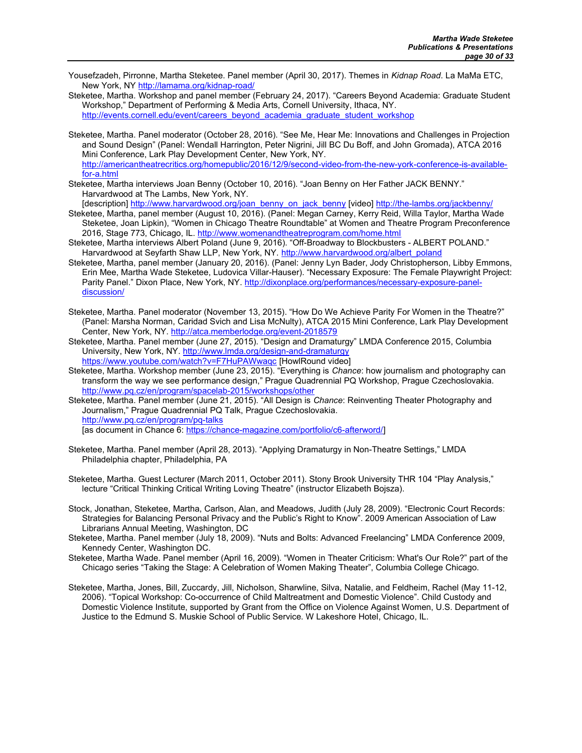Yousefzadeh, Pirronne, Martha Steketee. Panel member (April 30, 2017). Themes in *Kidnap Road*. La MaMa ETC, New York, NY http://lamama.org/kidnap-road/

Steketee, Martha. Workshop and panel member (February 24, 2017). "Careers Beyond Academia: Graduate Student Workshop," Department of Performing & Media Arts, Cornell University, Ithaca, NY. http://events.cornell.edu/event/careers_beyond_academia_graduate_student_workshop

Steketee, Martha. Panel moderator (October 28, 2016). "See Me, Hear Me: Innovations and Challenges in Projection and Sound Design" (Panel: Wendall Harrington, Peter Nigrini, Jill BC Du Boff, and John Gromada), ATCA 2016 Mini Conference, Lark Play Development Center, New York, NY. http://americantheatrecritics.org/homepublic/2016/12/9/second-video-from-the-new-york-conference-is-available-for-a.html

Steketee, Martha interviews Joan Benny (October 10, 2016). "Joan Benny on Her Father JACK BENNY." Harvardwood at The Lambs, New York, NY. [description] http://www.harvardwood.org/joan_benny_on_jack_benny [video] http://the-lambs.org/jackbenny/

Steketee, Martha, panel member (August 10, 2016). (Panel: Megan Carney, Kerry Reid, Willa Taylor, Martha Wade Steketee, Joan Lipkin), "Women in Chicago Theatre Roundtable" at Women and Theatre Program Preconference 2016, Stage 773, Chicago, IL. http://www.womenandtheatreprogram.com/home.html

Steketee, Martha interviews Albert Poland (June 9, 2016). "Off-Broadway to Blockbusters - ALBERT POLAND." Harvardwood at Seyfarth Shaw LLP, New York, NY. http://www.harvardwood.org/albert_poland

Steketee, Martha, panel member (January 20, 2016). (Panel: Jenny Lyn Bader, Jody Christopherson, Libby Emmons, Erin Mee, Martha Wade Steketee, Ludovica Villar-Hauser). "Necessary Exposure: The Female Playwright Project: Parity Panel." Dixon Place, New York, NY. http://dixonplace.org/performances/necessary-exposure-panel-discussion/

Steketee, Martha. Panel moderator (November 13, 2015). "How Do We Achieve Parity For Women in the Theatre?" (Panel: Marsha Norman, Caridad Svich and Lisa McNulty), ATCA 2015 Mini Conference, Lark Play Development Center, New York, NY. http://atca.memberlodge.org/event-2018579

Steketee, Martha. Panel member (June 27, 2015). "Design and Dramaturgy" LMDA Conference 2015, Columbia University, New York, NY. http://www.lmda.org/design-and-dramaturgy https://www.youtube.com/watch?v=F7HuPAWwaqc [HowlRound video]

Steketee, Martha. Workshop member (June 23, 2015). "Everything is *Chance*: how journalism and photography can transform the way we see performance design," Prague Quadrennial PQ Workshop, Prague Czechoslovakia. http://www.pq.cz/en/program/spacelab-2015/workshops/other

Steketee, Martha. Panel member (June 21, 2015). "All Design is *Chance*: Reinventing Theater Photography and Journalism," Prague Quadrennial PQ Talk, Prague Czechoslovakia. http://www.pq.cz/en/program/pq-talks [as document in Chance 6: https://chance-magazine.com/portfolio/c6-afterword/]

Steketee, Martha. Panel member (April 28, 2013). "Applying Dramaturgy in Non-Theatre Settings," LMDA Philadelphia chapter, Philadelphia, PA

Steketee, Martha. Guest Lecturer (March 2011, October 2011). Stony Brook University THR 104 "Play Analysis," lecture "Critical Thinking Critical Writing Loving Theatre" (instructor Elizabeth Bojsza).

Stock, Jonathan, Steketee, Martha, Carlson, Alan, and Meadows, Judith (July 28, 2009). "Electronic Court Records: Strategies for Balancing Personal Privacy and the Public's Right to Know". 2009 American Association of Law Librarians Annual Meeting, Washington, DC

Steketee, Martha. Panel member (July 18, 2009). "Nuts and Bolts: Advanced Freelancing" LMDA Conference 2009, Kennedy Center, Washington DC.

Steketee, Martha Wade. Panel member (April 16, 2009). "Women in Theater Criticism: What's Our Role?" part of the Chicago series "Taking the Stage: A Celebration of Women Making Theater", Columbia College Chicago.

Steketee, Martha, Jones, Bill, Zuccardy, Jill, Nicholson, Sharwline, Silva, Natalie, and Feldheim, Rachel (May 11-12, 2006). "Topical Workshop: Co-occurrence of Child Maltreatment and Domestic Violence". Child Custody and Domestic Violence Institute, supported by Grant from the Office on Violence Against Women, U.S. Department of Justice to the Edmund S. Muskie School of Public Service. W Lakeshore Hotel, Chicago, IL.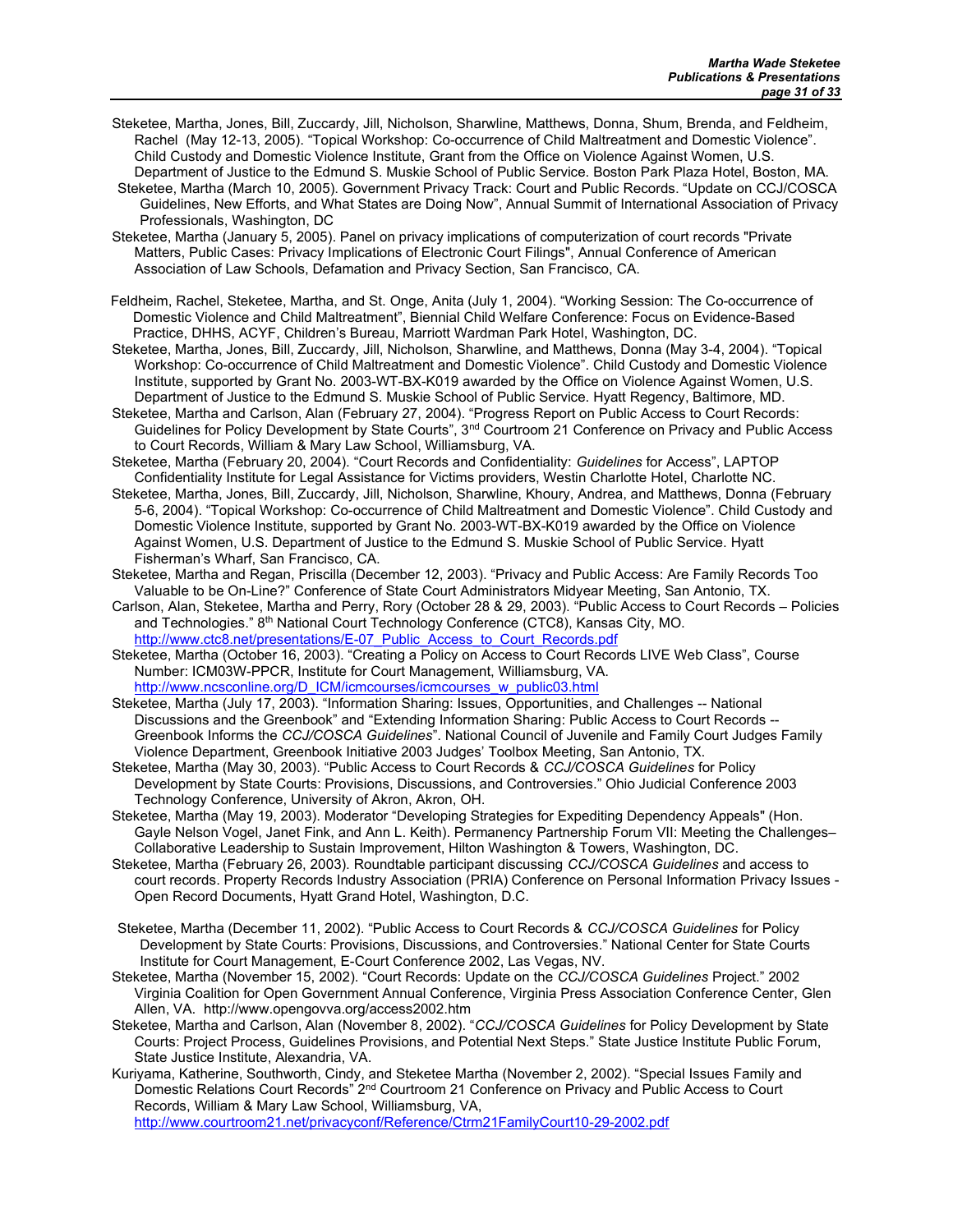Steketee, Martha, Jones, Bill, Zuccardy, Jill, Nicholson, Sharwline, Matthews, Donna, Shum, Brenda, and Feldheim, Rachel (May 12-13, 2005). "Topical Workshop: Co-occurrence of Child Maltreatment and Domestic Violence". Child Custody and Domestic Violence Institute, Grant from the Office on Violence Against Women, U.S. Department of Justice to the Edmund S. Muskie School of Public Service. Boston Park Plaza Hotel, Boston, MA.

Steketee, Martha (March 10, 2005). Government Privacy Track: Court and Public Records. "Update on CCJ/COSCA Guidelines, New Efforts, and What States are Doing Now", Annual Summit of International Association of Privacy Professionals, Washington, DC

Steketee, Martha (January 5, 2005). Panel on privacy implications of computerization of court records "Private Matters, Public Cases: Privacy Implications of Electronic Court Filings", Annual Conference of American Association of Law Schools, Defamation and Privacy Section, San Francisco, CA.

Feldheim, Rachel, Steketee, Martha, and St. Onge, Anita (July 1, 2004). "Working Session: The Co-occurrence of Domestic Violence and Child Maltreatment", Biennial Child Welfare Conference: Focus on Evidence-Based Practice, DHHS, ACYF, Children's Bureau, Marriott Wardman Park Hotel, Washington, DC.

Steketee, Martha, Jones, Bill, Zuccardy, Jill, Nicholson, Sharwline, and Matthews, Donna (May 3-4, 2004). "Topical Workshop: Co-occurrence of Child Maltreatment and Domestic Violence". Child Custody and Domestic Violence Institute, supported by Grant No. 2003-WT-BX-K019 awarded by the Office on Violence Against Women, U.S. Department of Justice to the Edmund S. Muskie School of Public Service. Hyatt Regency, Baltimore, MD.

Steketee, Martha and Carlson, Alan (February 27, 2004). "Progress Report on Public Access to Court Records: Guidelines for Policy Development by State Courts", 3rd Courtroom 21 Conference on Privacy and Public Access to Court Records, William & Mary Law School, Williamsburg, VA.

Steketee, Martha (February 20, 2004). "Court Records and Confidentiality: *Guidelines* for Access", LAPTOP Confidentiality Institute for Legal Assistance for Victims providers, Westin Charlotte Hotel, Charlotte NC.

Steketee, Martha, Jones, Bill, Zuccardy, Jill, Nicholson, Sharwline, Khoury, Andrea, and Matthews, Donna (February 5-6, 2004). "Topical Workshop: Co-occurrence of Child Maltreatment and Domestic Violence". Child Custody and Domestic Violence Institute, supported by Grant No. 2003-WT-BX-K019 awarded by the Office on Violence Against Women, U.S. Department of Justice to the Edmund S. Muskie School of Public Service. Hyatt Fisherman's Wharf, San Francisco, CA.

Steketee, Martha and Regan, Priscilla (December 12, 2003). "Privacy and Public Access: Are Family Records Too Valuable to be On-Line?" Conference of State Court Administrators Midyear Meeting, San Antonio, TX.

Carlson, Alan, Steketee, Martha and Perry, Rory (October 28 & 29, 2003). "Public Access to Court Records – Policies and Technologies." 8th National Court Technology Conference (CTC8), Kansas City, MO. http://www.ctc8.net/presentations/E-07_Public_Access_to_Court_Records.pdf

Steketee, Martha (October 16, 2003). "Creating a Policy on Access to Court Records LIVE Web Class", Course Number: ICM03W-PPCR, Institute for Court Management, Williamsburg, VA. http://www.ncsconline.org/D_ICM/icmcourses/icmcourses_w_public03.html

Steketee, Martha (July 17, 2003). "Information Sharing: Issues, Opportunities, and Challenges -- National Discussions and the Greenbook" and "Extending Information Sharing: Public Access to Court Records -- Greenbook Informs the *CCJ/COSCA Guidelines*". National Council of Juvenile and Family Court Judges Family Violence Department, Greenbook Initiative 2003 Judges' Toolbox Meeting, San Antonio, TX.

Steketee, Martha (May 30, 2003). "Public Access to Court Records & *CCJ/COSCA Guidelines* for Policy Development by State Courts: Provisions, Discussions, and Controversies." Ohio Judicial Conference 2003 Technology Conference, University of Akron, Akron, OH.

Steketee, Martha (May 19, 2003). Moderator "Developing Strategies for Expediting Dependency Appeals" (Hon. Gayle Nelson Vogel, Janet Fink, and Ann L. Keith). Permanency Partnership Forum VII: Meeting the Challenges– Collaborative Leadership to Sustain Improvement, Hilton Washington & Towers, Washington, DC.

Steketee, Martha (February 26, 2003). Roundtable participant discussing *CCJ/COSCA Guidelines* and access to court records. Property Records Industry Association (PRIA) Conference on Personal Information Privacy Issues - Open Record Documents, Hyatt Grand Hotel, Washington, D.C.

Steketee, Martha (December 11, 2002). "Public Access to Court Records & *CCJ/COSCA Guidelines* for Policy Development by State Courts: Provisions, Discussions, and Controversies." National Center for State Courts Institute for Court Management, E-Court Conference 2002, Las Vegas, NV.

Steketee, Martha (November 15, 2002). "Court Records: Update on the *CCJ/COSCA Guidelines* Project." 2002 Virginia Coalition for Open Government Annual Conference, Virginia Press Association Conference Center, Glen Allen, VA. http://www.opengovva.org/access2002.htm

Steketee, Martha and Carlson, Alan (November 8, 2002). "*CCJ/COSCA Guidelines* for Policy Development by State Courts: Project Process, Guidelines Provisions, and Potential Next Steps." State Justice Institute Public Forum, State Justice Institute, Alexandria, VA.

Kuriyama, Katherine, Southworth, Cindy, and Steketee Martha (November 2, 2002). "Special Issues Family and Domestic Relations Court Records" 2nd Courtroom 21 Conference on Privacy and Public Access to Court Records, William & Mary Law School, Williamsburg, VA, http://www.courtroom21.net/privacyconf/Reference/Ctrm21FamilyCourt10-29-2002.pdf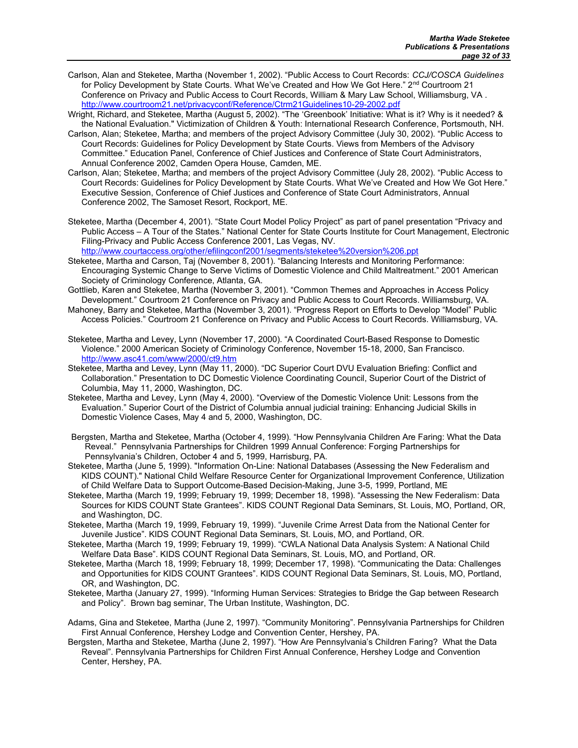Carlson, Alan and Steketee, Martha (November 1, 2002). "Public Access to Court Records: *CCJ/COSCA Guidelines* for Policy Development by State Courts. What We've Created and How We Got Here." 2nd Courtroom 21 Conference on Privacy and Public Access to Court Records, William & Mary Law School, Williamsburg, VA . http://www.courtroom21.net/privacyconf/Reference/Ctrm21Guidelines10-29-2002.pdf

Wright, Richard, and Steketee, Martha (August 5, 2002). "The 'Greenbook' Initiative: What is it? Why is it needed? & the National Evaluation." Victimization of Children & Youth: International Research Conference, Portsmouth, NH.

Carlson, Alan; Steketee, Martha; and members of the project Advisory Committee (July 30, 2002). "Public Access to Court Records: Guidelines for Policy Development by State Courts. Views from Members of the Advisory Committee." Education Panel, Conference of Chief Justices and Conference of State Court Administrators, Annual Conference 2002, Camden Opera House, Camden, ME.

Carlson, Alan; Steketee, Martha; and members of the project Advisory Committee (July 28, 2002). "Public Access to Court Records: Guidelines for Policy Development by State Courts. What We've Created and How We Got Here." Executive Session, Conference of Chief Justices and Conference of State Court Administrators, Annual Conference 2002, The Samoset Resort, Rockport, ME.

Steketee, Martha (December 4, 2001). "State Court Model Policy Project" as part of panel presentation "Privacy and Public Access – A Tour of the States." National Center for State Courts Institute for Court Management, Electronic Filing-Privacy and Public Access Conference 2001, Las Vegas, NV. http://www.courtaccess.org/other/efilingconf2001/segments/steketee%20version%206.ppt

Steketee, Martha and Carson, Taj (November 8, 2001). "Balancing Interests and Monitoring Performance: Encouraging Systemic Change to Serve Victims of Domestic Violence and Child Maltreatment." 2001 American Society of Criminology Conference, Atlanta, GA.

Gottlieb, Karen and Steketee, Martha (November 3, 2001). "Common Themes and Approaches in Access Policy Development." Courtroom 21 Conference on Privacy and Public Access to Court Records. Williamsburg, VA.

Mahoney, Barry and Steketee, Martha (November 3, 2001). "Progress Report on Efforts to Develop "Model" Public Access Policies." Courtroom 21 Conference on Privacy and Public Access to Court Records. Williamsburg, VA.

Steketee, Martha and Levey, Lynn (November 17, 2000). "A Coordinated Court-Based Response to Domestic Violence." 2000 American Society of Criminology Conference, November 15-18, 2000, San Francisco. http://www.asc41.com/www/2000/ct9.htm

Steketee, Martha and Levey, Lynn (May 11, 2000). "DC Superior Court DVU Evaluation Briefing: Conflict and Collaboration." Presentation to DC Domestic Violence Coordinating Council, Superior Court of the District of Columbia, May 11, 2000, Washington, DC.

Steketee, Martha and Levey, Lynn (May 4, 2000). "Overview of the Domestic Violence Unit: Lessons from the Evaluation." Superior Court of the District of Columbia annual judicial training: Enhancing Judicial Skills in Domestic Violence Cases, May 4 and 5, 2000, Washington, DC.

Bergsten, Martha and Steketee, Martha (October 4, 1999). "How Pennsylvania Children Are Faring: What the Data Reveal." Pennsylvania Partnerships for Children 1999 Annual Conference: Forging Partnerships for Pennsylvania's Children, October 4 and 5, 1999, Harrisburg, PA.

Steketee, Martha (June 5, 1999). "Information On-Line: National Databases (Assessing the New Federalism and KIDS COUNT)." National Child Welfare Resource Center for Organizational Improvement Conference, Utilization of Child Welfare Data to Support Outcome-Based Decision-Making, June 3-5, 1999, Portland, ME

Steketee, Martha (March 19, 1999; February 19, 1999; December 18, 1998). "Assessing the New Federalism: Data Sources for KIDS COUNT State Grantees". KIDS COUNT Regional Data Seminars, St. Louis, MO, Portland, OR, and Washington, DC.

Steketee, Martha (March 19, 1999, February 19, 1999). "Juvenile Crime Arrest Data from the National Center for Juvenile Justice". KIDS COUNT Regional Data Seminars, St. Louis, MO, and Portland, OR.

Steketee, Martha (March 19, 1999; February 19, 1999). "CWLA National Data Analysis System: A National Child Welfare Data Base". KIDS COUNT Regional Data Seminars, St. Louis, MO, and Portland, OR.

Steketee, Martha (March 18, 1999; February 18, 1999; December 17, 1998). "Communicating the Data: Challenges and Opportunities for KIDS COUNT Grantees". KIDS COUNT Regional Data Seminars, St. Louis, MO, Portland, OR, and Washington, DC.

Steketee, Martha (January 27, 1999). "Informing Human Services: Strategies to Bridge the Gap between Research and Policy". Brown bag seminar, The Urban Institute, Washington, DC.

Adams, Gina and Steketee, Martha (June 2, 1997). "Community Monitoring". Pennsylvania Partnerships for Children First Annual Conference, Hershey Lodge and Convention Center, Hershey, PA.

Bergsten, Martha and Steketee, Martha (June 2, 1997). "How Are Pennsylvania's Children Faring? What the Data Reveal". Pennsylvania Partnerships for Children First Annual Conference, Hershey Lodge and Convention Center, Hershey, PA.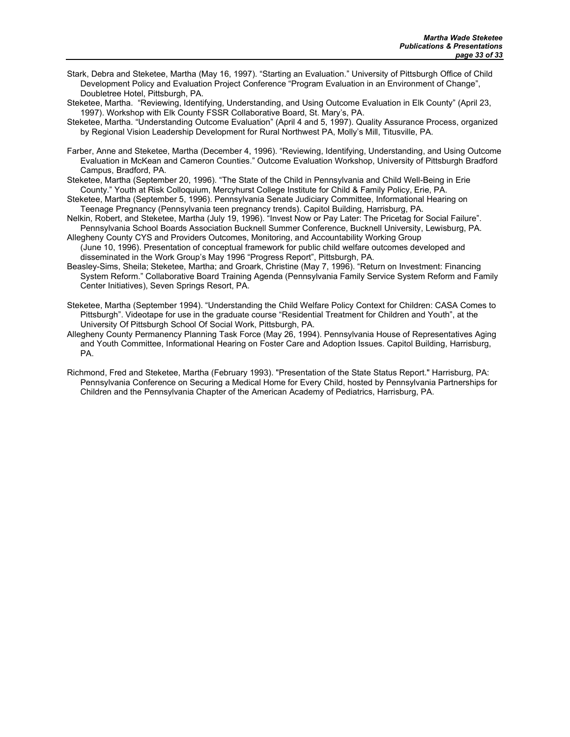Stark, Debra and Steketee, Martha (May 16, 1997). “Starting an Evaluation.” University of Pittsburgh Office of Child Development Policy and Evaluation Project Conference “Program Evaluation in an Environment of Change”, Doubletree Hotel, Pittsburgh, PA.

Steketee, Martha. “Reviewing, Identifying, Understanding, and Using Outcome Evaluation in Elk County” (April 23, 1997). Workshop with Elk County FSSR Collaborative Board, St. Mary’s, PA.

Steketee, Martha. “Understanding Outcome Evaluation” (April 4 and 5, 1997). Quality Assurance Process, organized by Regional Vision Leadership Development for Rural Northwest PA, Molly’s Mill, Titusville, PA.

Farber, Anne and Steketee, Martha (December 4, 1996). “Reviewing, Identifying, Understanding, and Using Outcome Evaluation in McKean and Cameron Counties.” Outcome Evaluation Workshop, University of Pittsburgh Bradford Campus, Bradford, PA.

Steketee, Martha (September 20, 1996). “The State of the Child in Pennsylvania and Child Well-Being in Erie County.” Youth at Risk Colloquium, Mercyhurst College Institute for Child & Family Policy, Erie, PA.

Steketee, Martha (September 5, 1996). Pennsylvania Senate Judiciary Committee, Informational Hearing on Teenage Pregnancy (Pennsylvania teen pregnancy trends). Capitol Building, Harrisburg, PA.

Nelkin, Robert, and Steketee, Martha (July 19, 1996). “Invest Now or Pay Later: The Pricetag for Social Failure”. Pennsylvania School Boards Association Bucknell Summer Conference, Bucknell University, Lewisburg, PA.

Allegheny County CYS and Providers Outcomes, Monitoring, and Accountability Working Group (June 10, 1996). Presentation of conceptual framework for public child welfare outcomes developed and disseminated in the Work Group’s May 1996 “Progress Report”, Pittsburgh, PA.

Beasley-Sims, Sheila; Steketee, Martha; and Groark, Christine (May 7, 1996). “Return on Investment: Financing System Reform.” Collaborative Board Training Agenda (Pennsylvania Family Service System Reform and Family Center Initiatives), Seven Springs Resort, PA.

Steketee, Martha (September 1994). “Understanding the Child Welfare Policy Context for Children: CASA Comes to Pittsburgh”. Videotape for use in the graduate course “Residential Treatment for Children and Youth”, at the University Of Pittsburgh School Of Social Work, Pittsburgh, PA.

Allegheny County Permanency Planning Task Force (May 26, 1994). Pennsylvania House of Representatives Aging and Youth Committee, Informational Hearing on Foster Care and Adoption Issues. Capitol Building, Harrisburg, PA.

Richmond, Fred and Steketee, Martha (February 1993). "Presentation of the State Status Report." Harrisburg, PA: Pennsylvania Conference on Securing a Medical Home for Every Child, hosted by Pennsylvania Partnerships for Children and the Pennsylvania Chapter of the American Academy of Pediatrics, Harrisburg, PA.